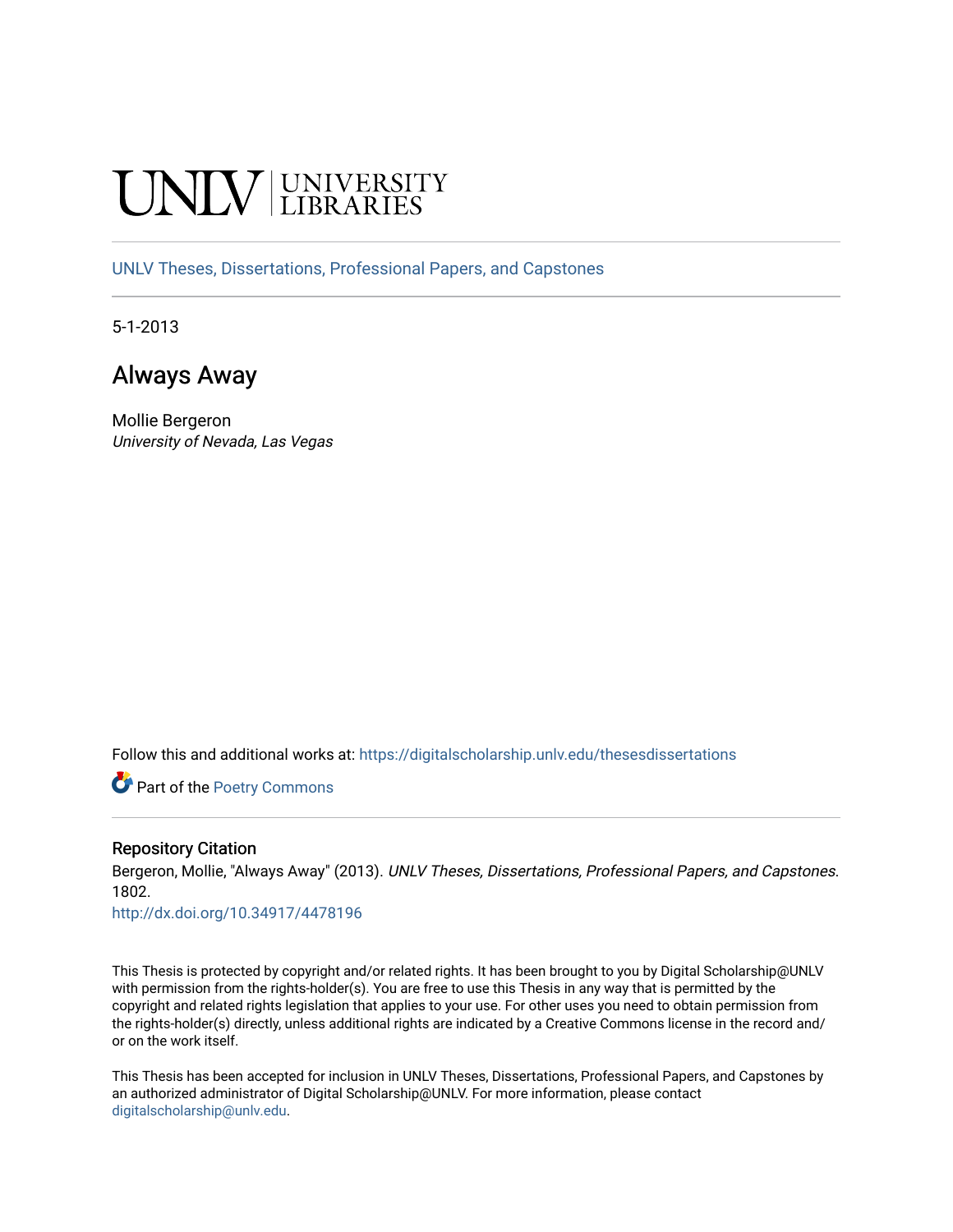UNLV | UNIVERSITY LIBRARIES

UNLV Theses, Dissertations, Professional Papers, and Capstones

5-1-2013

# Always Away

Mollie Bergeron
*University of Nevada, Las Vegas*

Follow this and additional works at: https://digitalscholarship.unlv.edu/thesesdissertations

Part of the Poetry Commons

### Repository Citation

Bergeron, Mollie, "Always Away" (2013). *UNLV Theses, Dissertations, Professional Papers, and Capstones*. 1802.
http://dx.doi.org/10.34917/4478196

This Thesis is protected by copyright and/or related rights. It has been brought to you by Digital Scholarship@UNLV with permission from the rights-holder(s). You are free to use this Thesis in any way that is permitted by the copyright and related rights legislation that applies to your use. For other uses you need to obtain permission from the rights-holder(s) directly, unless additional rights are indicated by a Creative Commons license in the record and/or on the work itself.

This Thesis has been accepted for inclusion in UNLV Theses, Dissertations, Professional Papers, and Capstones by an authorized administrator of Digital Scholarship@UNLV. For more information, please contact digitalscholarship@unlv.edu.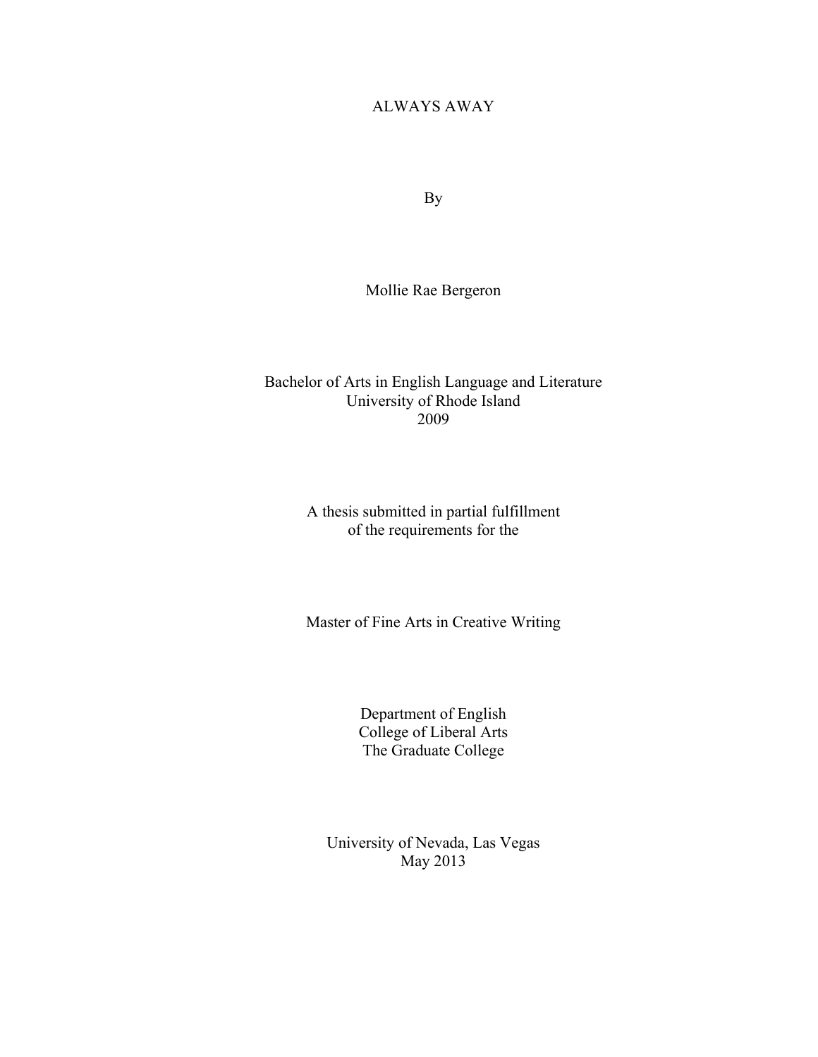# ALWAYS AWAY

By

Mollie Rae Bergeron

Bachelor of Arts in English Language and Literature
University of Rhode Island
2009

A thesis submitted in partial fulfillment
of the requirements for the

Master of Fine Arts in Creative Writing

Department of English
College of Liberal Arts
The Graduate College

University of Nevada, Las Vegas
May 2013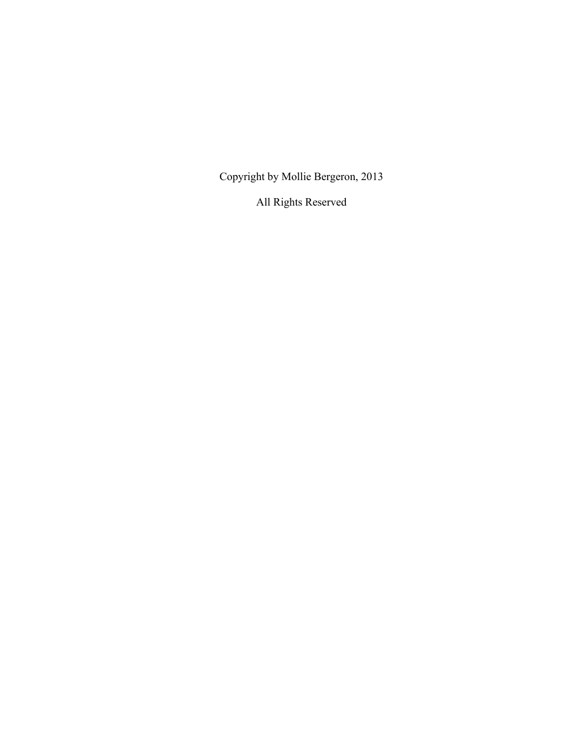Copyright by Mollie Bergeron, 2013

All Rights Reserved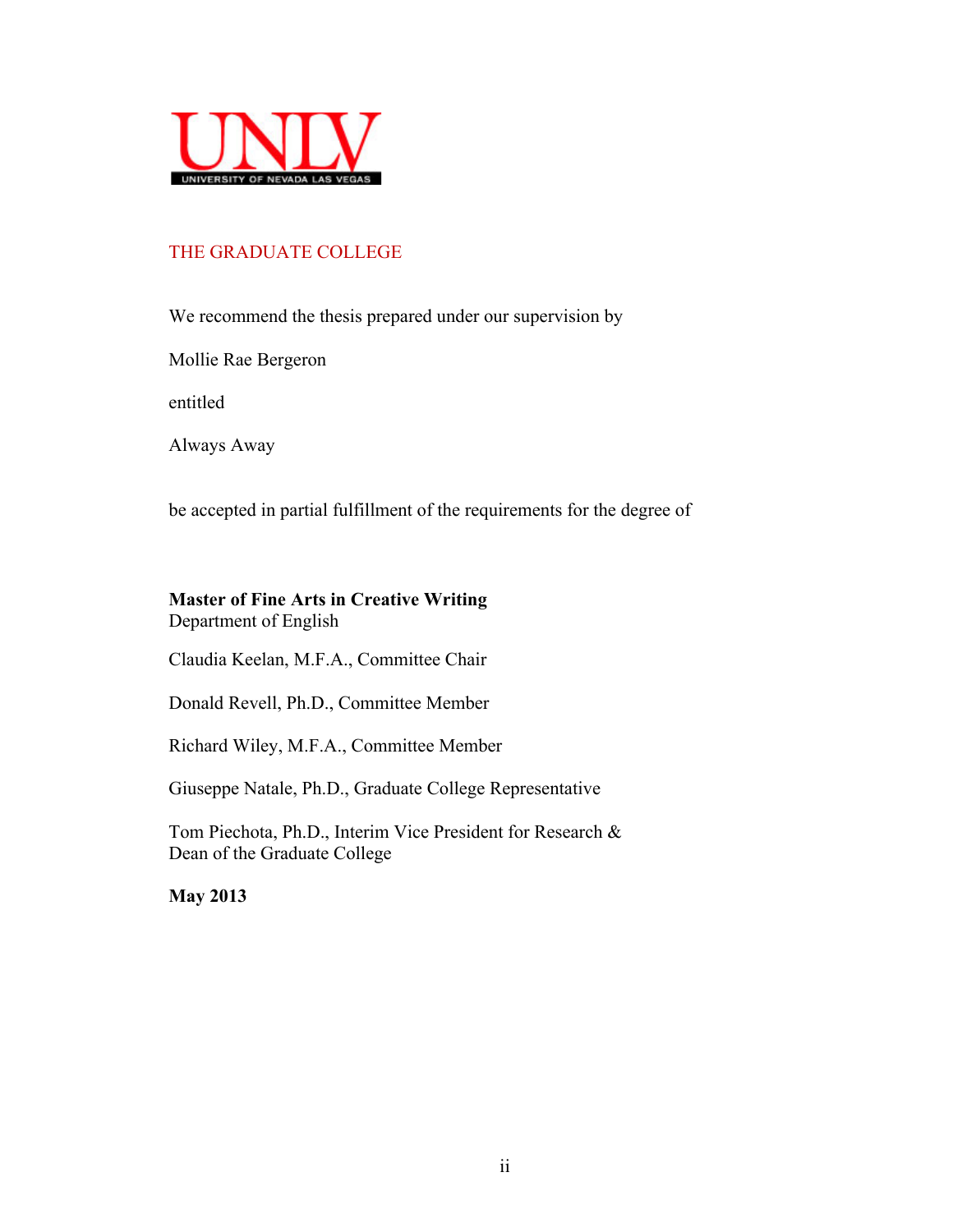UNLV
UNIVERSITY OF NEVADA LAS VEGAS

THE GRADUATE COLLEGE

We recommend the thesis prepared under our supervision by

Mollie Rae Bergeron

entitled

Always Away

be accepted in partial fulfillment of the requirements for the degree of

**Master of Fine Arts in Creative Writing**
Department of English

Claudia Keelan, M.F.A., Committee Chair

Donald Revell, Ph.D., Committee Member

Richard Wiley, M.F.A., Committee Member

Giuseppe Natale, Ph.D., Graduate College Representative

Tom Piechota, Ph.D., Interim Vice President for Research &
Dean of the Graduate College

**May 2013**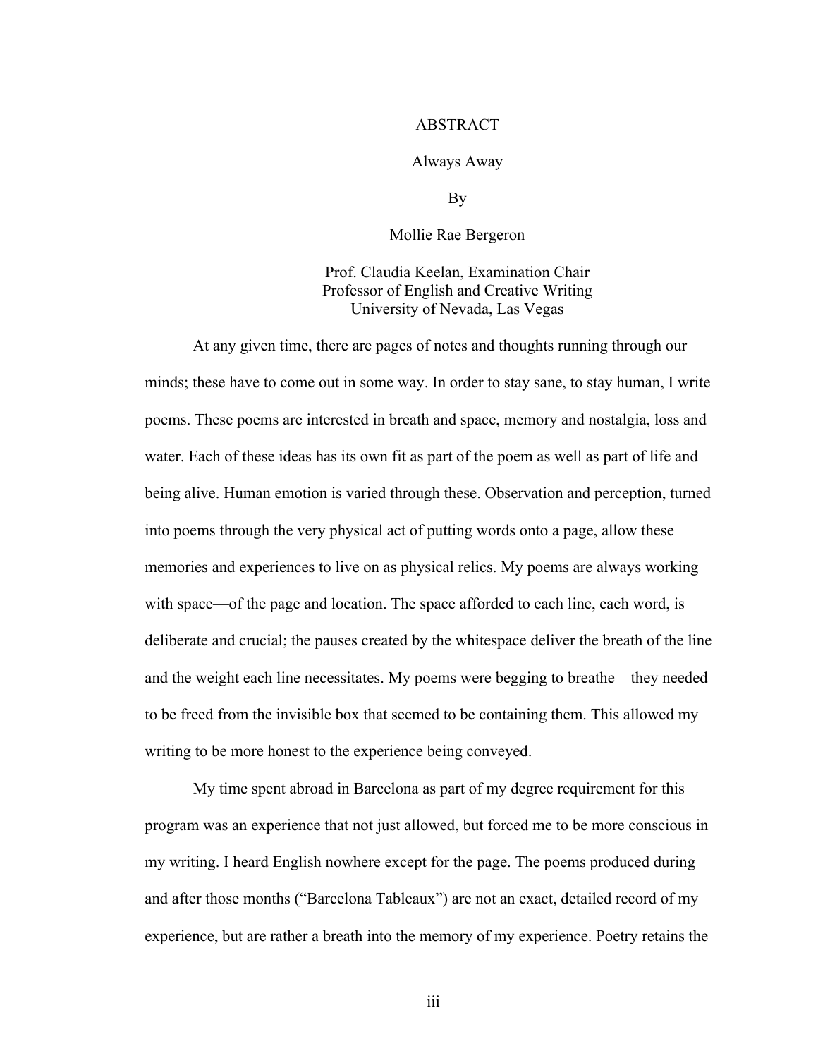# ABSTRACT

Always Away

By

Mollie Rae Bergeron

Prof. Claudia Keelan, Examination Chair
Professor of English and Creative Writing
University of Nevada, Las Vegas

At any given time, there are pages of notes and thoughts running through our minds; these have to come out in some way. In order to stay sane, to stay human, I write poems. These poems are interested in breath and space, memory and nostalgia, loss and water. Each of these ideas has its own fit as part of the poem as well as part of life and being alive. Human emotion is varied through these. Observation and perception, turned into poems through the very physical act of putting words onto a page, allow these memories and experiences to live on as physical relics. My poems are always working with space—of the page and location. The space afforded to each line, each word, is deliberate and crucial; the pauses created by the whitespace deliver the breath of the line and the weight each line necessitates. My poems were begging to breathe—they needed to be freed from the invisible box that seemed to be containing them. This allowed my writing to be more honest to the experience being conveyed.

My time spent abroad in Barcelona as part of my degree requirement for this program was an experience that not just allowed, but forced me to be more conscious in my writing. I heard English nowhere except for the page. The poems produced during and after those months ("Barcelona Tableaux") are not an exact, detailed record of my experience, but are rather a breath into the memory of my experience. Poetry retains the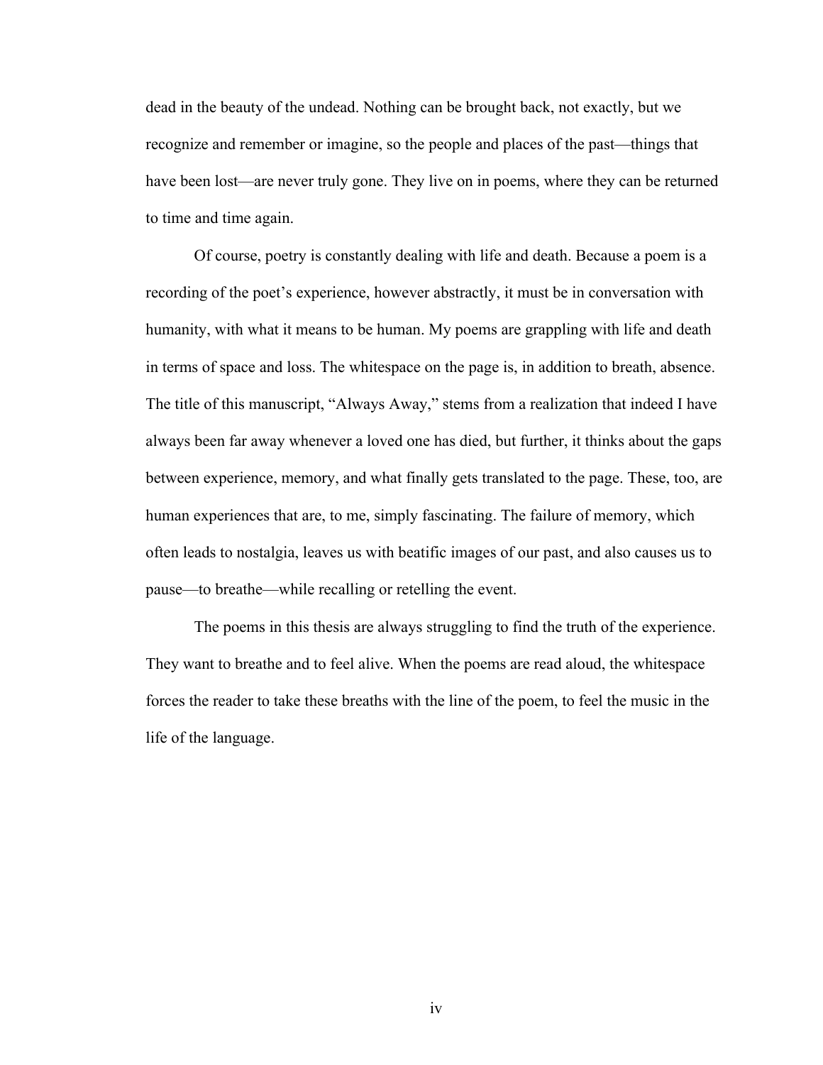dead in the beauty of the undead. Nothing can be brought back, not exactly, but we recognize and remember or imagine, so the people and places of the past—things that have been lost—are never truly gone. They live on in poems, where they can be returned to time and time again.

Of course, poetry is constantly dealing with life and death. Because a poem is a recording of the poet's experience, however abstractly, it must be in conversation with humanity, with what it means to be human. My poems are grappling with life and death in terms of space and loss. The whitespace on the page is, in addition to breath, absence. The title of this manuscript, "Always Away," stems from a realization that indeed I have always been far away whenever a loved one has died, but further, it thinks about the gaps between experience, memory, and what finally gets translated to the page. These, too, are human experiences that are, to me, simply fascinating. The failure of memory, which often leads to nostalgia, leaves us with beatific images of our past, and also causes us to pause—to breathe—while recalling or retelling the event.

The poems in this thesis are always struggling to find the truth of the experience. They want to breathe and to feel alive. When the poems are read aloud, the whitespace forces the reader to take these breaths with the line of the poem, to feel the music in the life of the language.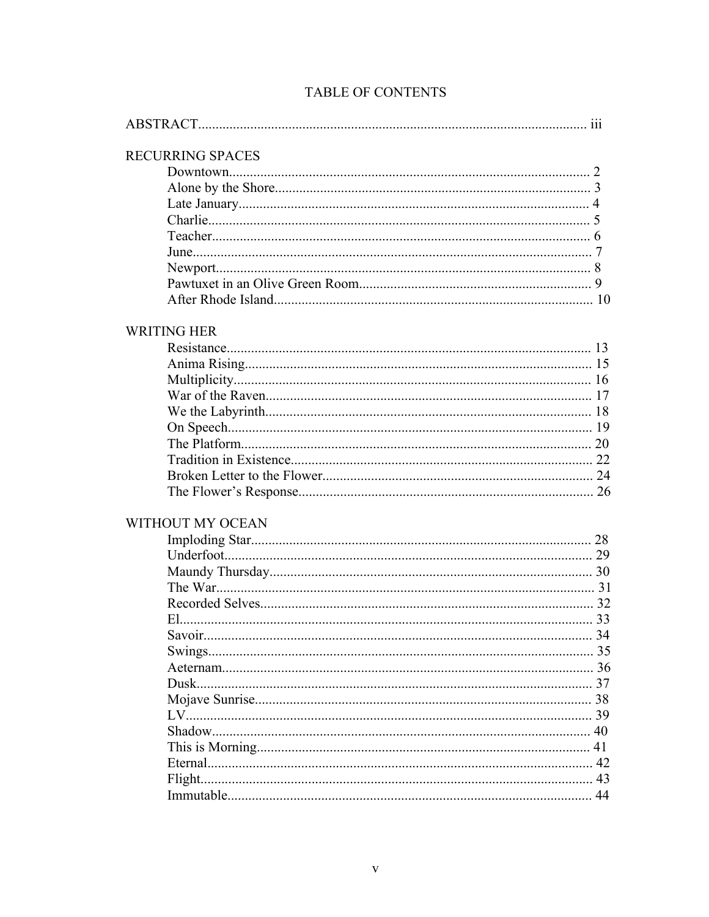# TABLE OF CONTENTS

ABSTRACT................................................................................................................ iii

RECURRING SPACES

- Downtown........................................................................................................ 2
- Alone by the Shore........................................................................................... 3
- Late January..................................................................................................... 4
- Charlie.............................................................................................................. 5
- Teacher............................................................................................................. 6
- June................................................................................................................... 7
- Newport............................................................................................................ 8
- Pawtuxet in an Olive Green Room................................................................... 9
- After Rhode Island........................................................................................... 10

WRITING HER

- Resistance........................................................................................................ 13
- Anima Rising................................................................................................... 15
- Multiplicity...................................................................................................... 16
- War of the Raven............................................................................................. 17
- We the Labyrinth............................................................................................. 18
- On Speech........................................................................................................ 19
- The Platform.................................................................................................... 20
- Tradition in Existence...................................................................................... 22
- Broken Letter to the Flower............................................................................. 24
- The Flower's Response.................................................................................... 26

WITHOUT MY OCEAN

- Imploding Star................................................................................................. 28
- Underfoot......................................................................................................... 29
- Maundy Thursday............................................................................................ 30
- The War........................................................................................................... 31
- Recorded Selves............................................................................................... 32
- El...................................................................................................................... 33
- Savoir............................................................................................................... 34
- Swings.............................................................................................................. 35
- Aeternam.......................................................................................................... 36
- Dusk................................................................................................................. 37
- Mojave Sunrise................................................................................................ 38
- LV.................................................................................................................... 39
- Shadow............................................................................................................ 40
- This is Morning................................................................................................ 41
- Eternal.............................................................................................................. 42
- Flight................................................................................................................ 43
- Immutable........................................................................................................ 44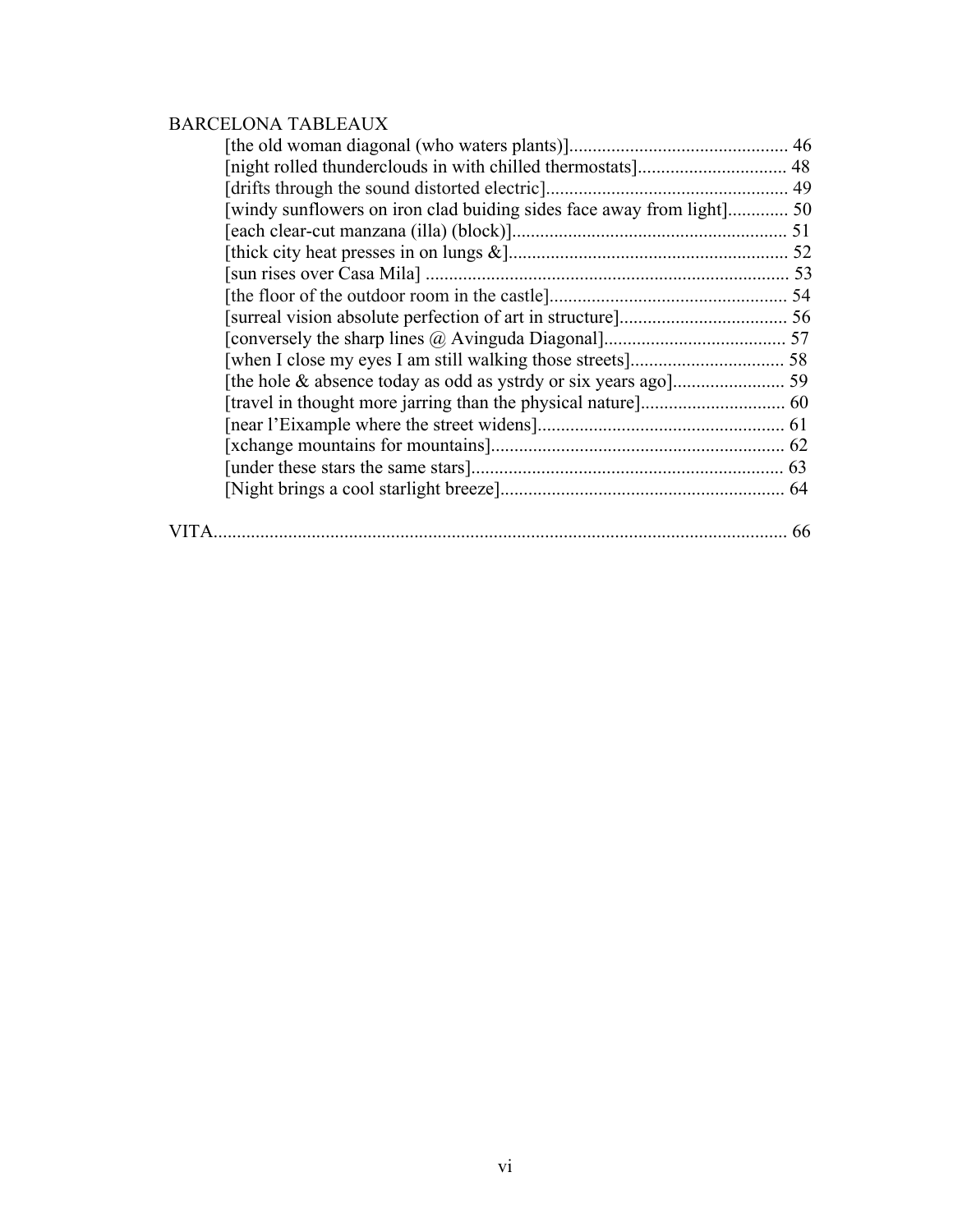BARCELONA TABLEAUX

[the old woman diagonal (who waters plants)]............................................... 46
[night rolled thunderclouds in with chilled thermostats]................................ 48
[drifts through the sound distorted electric].................................................... 49
[windy sunflowers on iron clad buiding sides face away from light]............. 50
[each clear-cut manzana (illa) (block)]........................................................... 51
[thick city heat presses in on lungs &]............................................................ 52
[sun rises over Casa Mila] .............................................................................. 53
[the floor of the outdoor room in the castle]................................................... 54
[surreal vision absolute perfection of art in structure].................................... 56
[conversely the sharp lines @ Avinguda Diagonal]....................................... 57
[when I close my eyes I am still walking those streets]................................. 58
[the hole & absence today as odd as ystrdy or six years ago]........................ 59
[travel in thought more jarring than the physical nature]............................... 60
[near l'Eixample where the street widens]..................................................... 61
[xchange mountains for mountains]............................................................... 62
[under these stars the same stars]................................................................... 63
[Night brings a cool starlight breeze]............................................................. 64

VITA........................................................................................................................... 66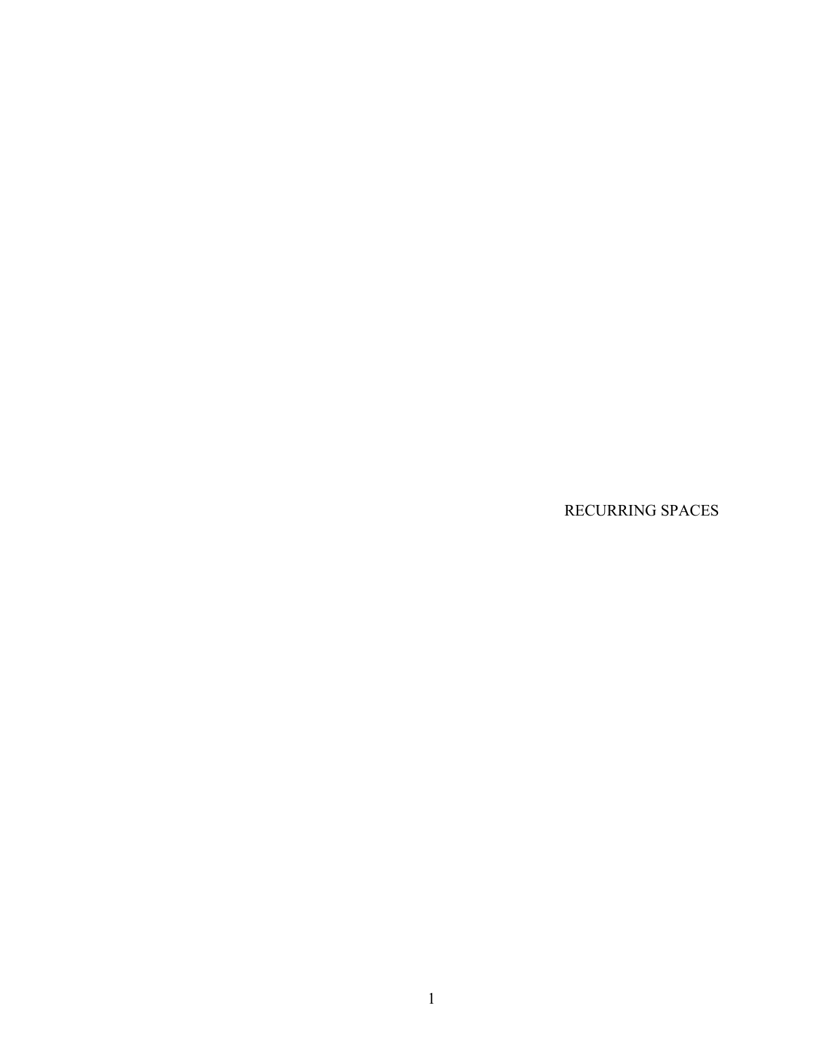# RECURRING SPACES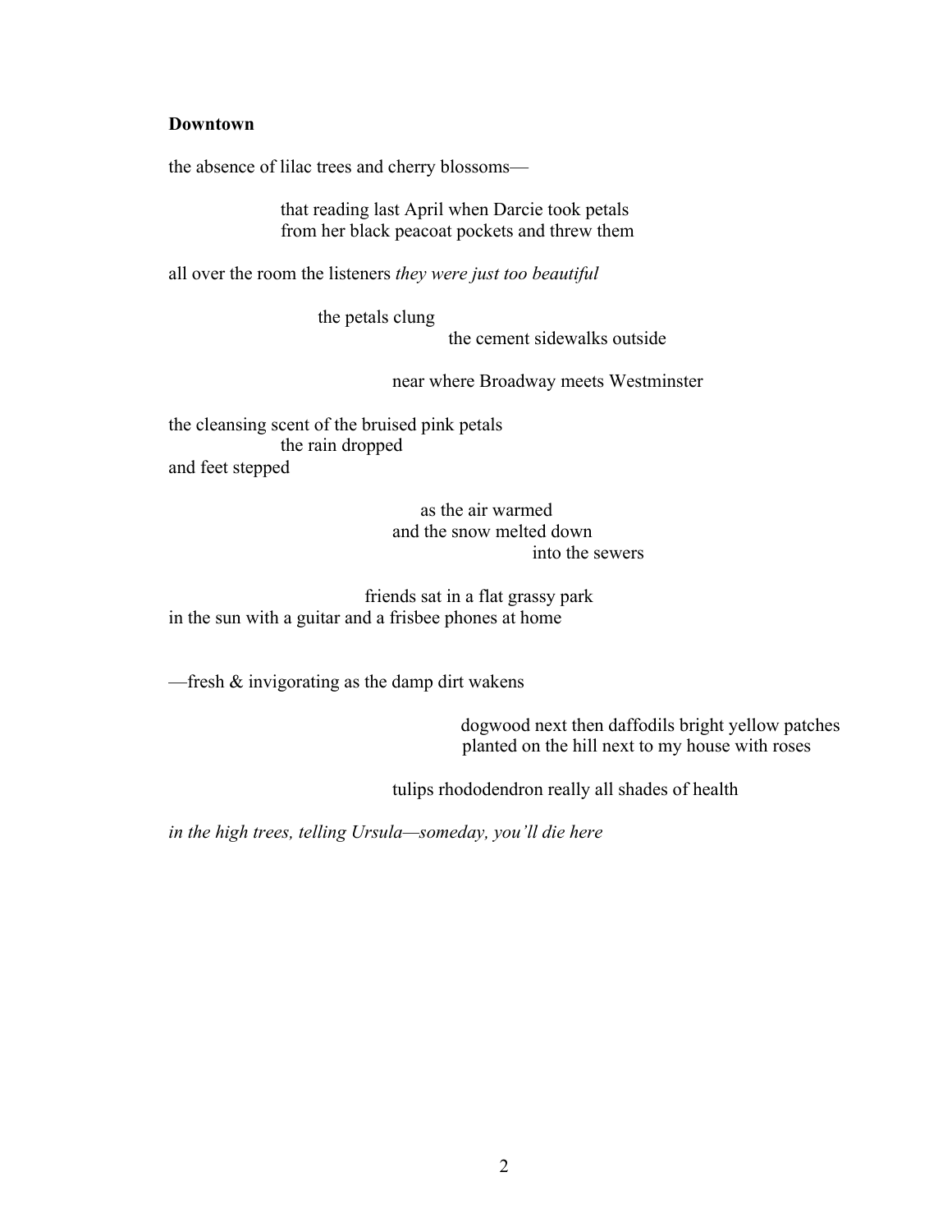**Downtown**

the absence of lilac trees and cherry blossoms—

that reading last April when Darcie took petals
from her black peacoat pockets and threw them

all over the room the listeners *they were just too beautiful*

the petals clung
the cement sidewalks outside

near where Broadway meets Westminster

the cleansing scent of the bruised pink petals
the rain dropped
and feet stepped

as the air warmed
and the snow melted down
into the sewers

friends sat in a flat grassy park
in the sun with a guitar and a frisbee phones at home

—fresh & invigorating as the damp dirt wakens

dogwood next then daffodils bright yellow patches
planted on the hill next to my house with roses

tulips rhododendron really all shades of health

*in the high trees, telling Ursula—someday, you'll die here*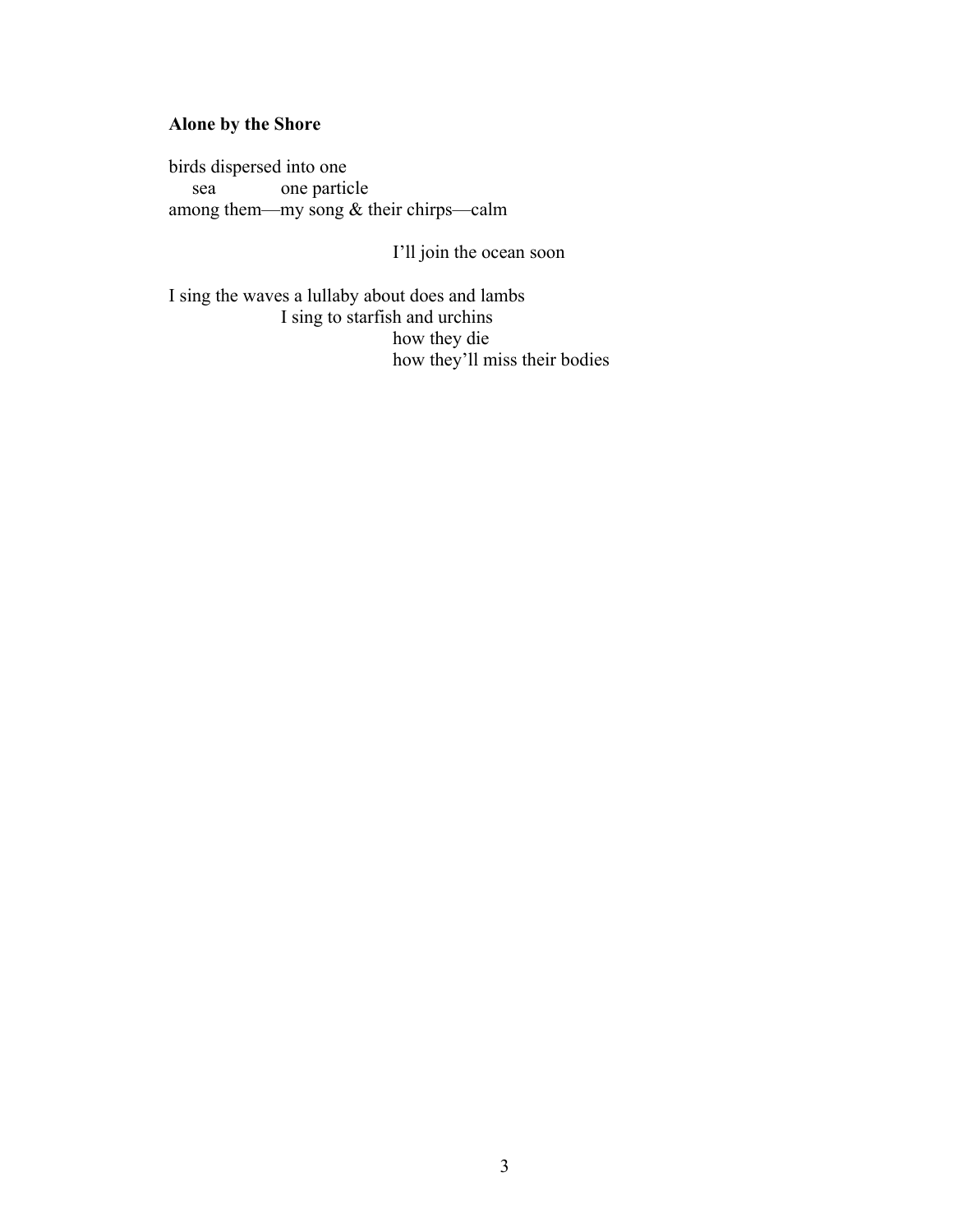**Alone by the Shore**

birds dispersed into one  
&nbsp;&nbsp;&nbsp;&nbsp;sea&nbsp;&nbsp;&nbsp;&nbsp;&nbsp;&nbsp;&nbsp;&nbsp;&nbsp;&nbsp;&nbsp;&nbsp;one particle  
among them—my song & their chirps—calm

&nbsp;&nbsp;&nbsp;&nbsp;&nbsp;&nbsp;&nbsp;&nbsp;&nbsp;&nbsp;&nbsp;&nbsp;&nbsp;&nbsp;&nbsp;&nbsp;&nbsp;&nbsp;&nbsp;&nbsp;&nbsp;&nbsp;&nbsp;&nbsp;&nbsp;&nbsp;&nbsp;&nbsp;&nbsp;&nbsp;&nbsp;&nbsp;&nbsp;&nbsp;&nbsp;&nbsp;&nbsp;&nbsp;&nbsp;&nbsp;I'll join the ocean soon

I sing the waves a lullaby about does and lambs  
&nbsp;&nbsp;&nbsp;&nbsp;&nbsp;&nbsp;&nbsp;&nbsp;&nbsp;&nbsp;&nbsp;&nbsp;&nbsp;&nbsp;&nbsp;&nbsp;&nbsp;&nbsp;&nbsp;&nbsp;I sing to starfish and urchins  
&nbsp;&nbsp;&nbsp;&nbsp;&nbsp;&nbsp;&nbsp;&nbsp;&nbsp;&nbsp;&nbsp;&nbsp;&nbsp;&nbsp;&nbsp;&nbsp;&nbsp;&nbsp;&nbsp;&nbsp;&nbsp;&nbsp;&nbsp;&nbsp;&nbsp;&nbsp;&nbsp;&nbsp;&nbsp;&nbsp;&nbsp;&nbsp;&nbsp;&nbsp;&nbsp;&nbsp;&nbsp;&nbsp;&nbsp;&nbsp;how they die  
&nbsp;&nbsp;&nbsp;&nbsp;&nbsp;&nbsp;&nbsp;&nbsp;&nbsp;&nbsp;&nbsp;&nbsp;&nbsp;&nbsp;&nbsp;&nbsp;&nbsp;&nbsp;&nbsp;&nbsp;&nbsp;&nbsp;&nbsp;&nbsp;&nbsp;&nbsp;&nbsp;&nbsp;&nbsp;&nbsp;&nbsp;&nbsp;&nbsp;&nbsp;&nbsp;&nbsp;&nbsp;&nbsp;&nbsp;&nbsp;how they'll miss their bodies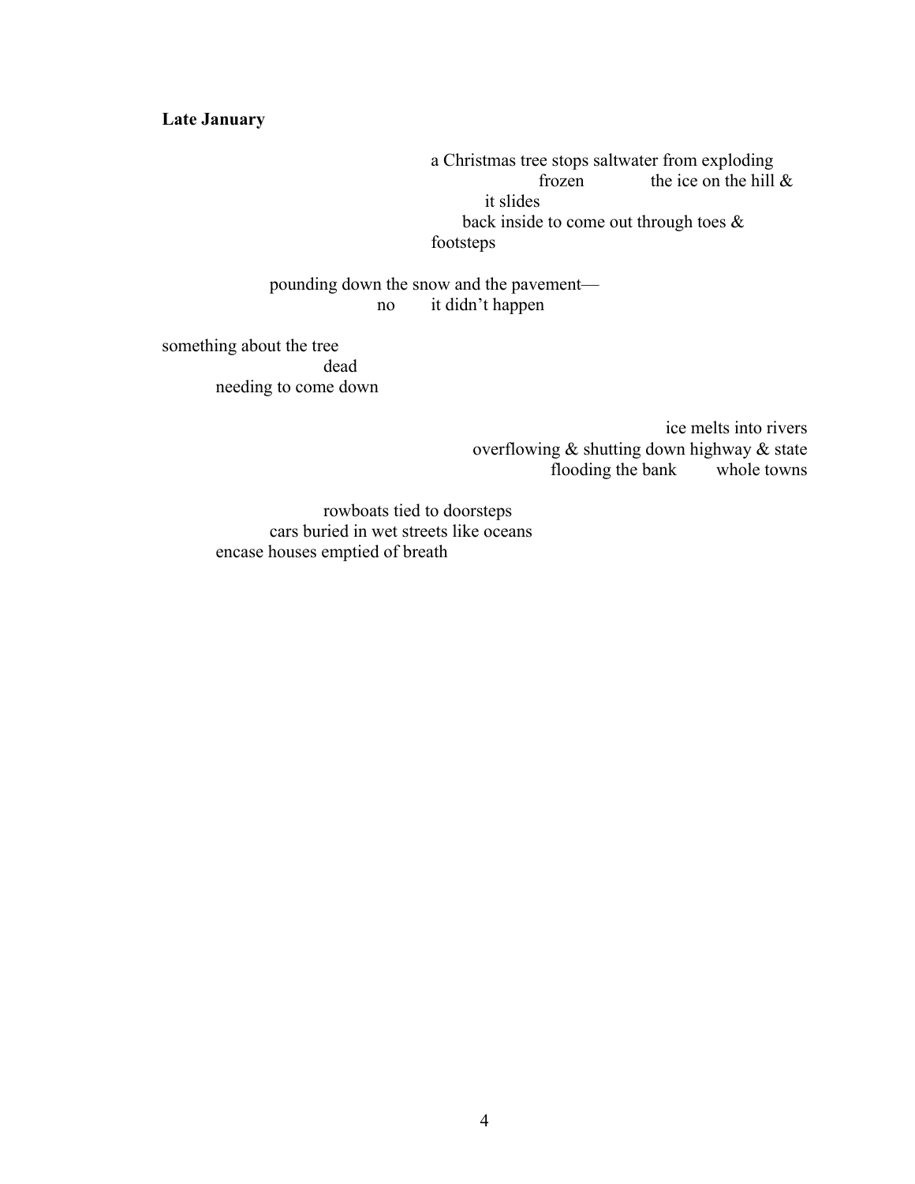**Late January**

a Christmas tree stops saltwater from exploding
frozen the ice on the hill &
it slides
back inside to come out through toes &
footsteps

pounding down the snow and the pavement—
no it didn't happen

something about the tree
dead
needing to come down

ice melts into rivers
overflowing & shutting down highway & state
flooding the bank whole towns

rowboats tied to doorsteps
cars buried in wet streets like oceans
encase houses emptied of breath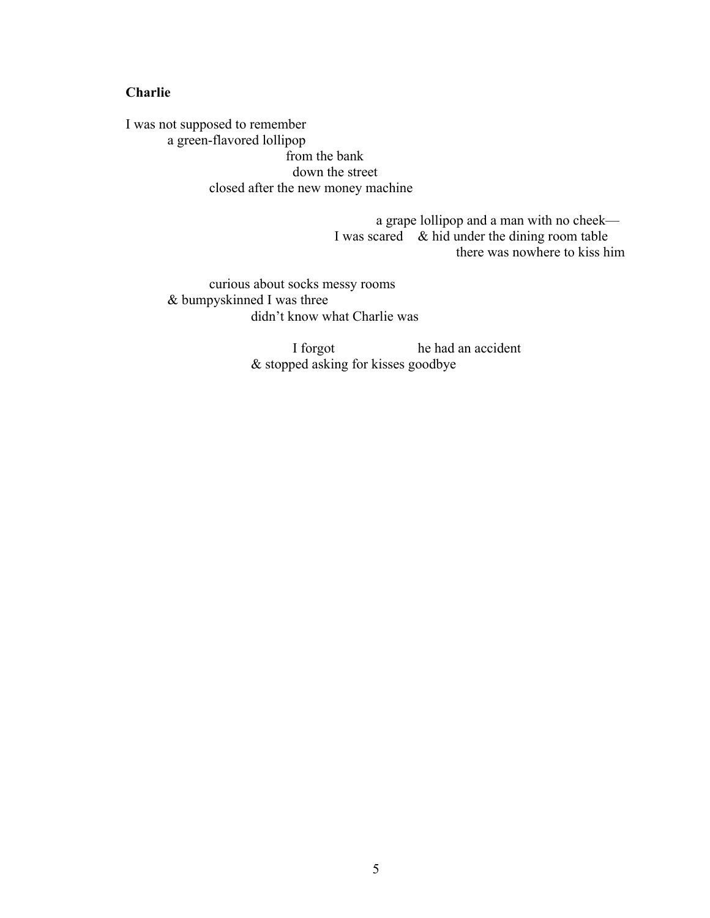**Charlie**

I was not supposed to remember  
&nbsp;&nbsp;&nbsp;&nbsp;&nbsp;&nbsp;&nbsp;&nbsp;&nbsp;&nbsp;a green-flavored lollipop  
&nbsp;&nbsp;&nbsp;&nbsp;&nbsp;&nbsp;&nbsp;&nbsp;&nbsp;&nbsp;&nbsp;&nbsp;&nbsp;&nbsp;&nbsp;&nbsp;&nbsp;&nbsp;&nbsp;&nbsp;&nbsp;&nbsp;&nbsp;&nbsp;&nbsp;&nbsp;&nbsp;&nbsp;&nbsp;&nbsp;&nbsp;&nbsp;&nbsp;&nbsp;&nbsp;&nbsp;&nbsp;&nbsp;&nbsp;&nbsp;from the bank  
&nbsp;&nbsp;&nbsp;&nbsp;&nbsp;&nbsp;&nbsp;&nbsp;&nbsp;&nbsp;&nbsp;&nbsp;&nbsp;&nbsp;&nbsp;&nbsp;&nbsp;&nbsp;&nbsp;&nbsp;&nbsp;&nbsp;&nbsp;&nbsp;&nbsp;&nbsp;&nbsp;&nbsp;&nbsp;&nbsp;&nbsp;&nbsp;&nbsp;&nbsp;&nbsp;&nbsp;&nbsp;&nbsp;&nbsp;&nbsp;&nbsp;&nbsp;down the street  
&nbsp;&nbsp;&nbsp;&nbsp;&nbsp;&nbsp;&nbsp;&nbsp;&nbsp;&nbsp;&nbsp;&nbsp;&nbsp;&nbsp;&nbsp;&nbsp;&nbsp;&nbsp;&nbsp;&nbsp;closed after the new money machine

&nbsp;&nbsp;&nbsp;&nbsp;&nbsp;&nbsp;&nbsp;&nbsp;&nbsp;&nbsp;&nbsp;&nbsp;&nbsp;&nbsp;&nbsp;&nbsp;&nbsp;&nbsp;&nbsp;&nbsp;&nbsp;&nbsp;&nbsp;&nbsp;&nbsp;&nbsp;&nbsp;&nbsp;&nbsp;&nbsp;&nbsp;&nbsp;&nbsp;&nbsp;&nbsp;&nbsp;&nbsp;&nbsp;&nbsp;&nbsp;&nbsp;&nbsp;&nbsp;&nbsp;&nbsp;&nbsp;&nbsp;&nbsp;&nbsp;&nbsp;&nbsp;&nbsp;&nbsp;&nbsp;&nbsp;&nbsp;&nbsp;&nbsp;&nbsp;&nbsp;a grape lollipop and a man with no cheek—  
&nbsp;&nbsp;&nbsp;&nbsp;&nbsp;&nbsp;&nbsp;&nbsp;&nbsp;&nbsp;&nbsp;&nbsp;&nbsp;&nbsp;&nbsp;&nbsp;&nbsp;&nbsp;&nbsp;&nbsp;&nbsp;&nbsp;&nbsp;&nbsp;&nbsp;&nbsp;&nbsp;&nbsp;&nbsp;&nbsp;&nbsp;&nbsp;&nbsp;&nbsp;&nbsp;&nbsp;&nbsp;&nbsp;&nbsp;&nbsp;&nbsp;&nbsp;&nbsp;&nbsp;&nbsp;&nbsp;&nbsp;&nbsp;&nbsp;&nbsp;&nbsp;&nbsp;&nbsp;&nbsp;I was scared &nbsp;&nbsp;& hid under the dining room table  
&nbsp;&nbsp;&nbsp;&nbsp;&nbsp;&nbsp;&nbsp;&nbsp;&nbsp;&nbsp;&nbsp;&nbsp;&nbsp;&nbsp;&nbsp;&nbsp;&nbsp;&nbsp;&nbsp;&nbsp;&nbsp;&nbsp;&nbsp;&nbsp;&nbsp;&nbsp;&nbsp;&nbsp;&nbsp;&nbsp;&nbsp;&nbsp;&nbsp;&nbsp;&nbsp;&nbsp;&nbsp;&nbsp;&nbsp;&nbsp;&nbsp;&nbsp;&nbsp;&nbsp;&nbsp;&nbsp;&nbsp;&nbsp;&nbsp;&nbsp;&nbsp;&nbsp;&nbsp;&nbsp;&nbsp;&nbsp;&nbsp;&nbsp;&nbsp;&nbsp;&nbsp;&nbsp;&nbsp;&nbsp;&nbsp;&nbsp;&nbsp;&nbsp;&nbsp;&nbsp;&nbsp;&nbsp;&nbsp;&nbsp;&nbsp;there was nowhere to kiss him

&nbsp;&nbsp;&nbsp;&nbsp;&nbsp;&nbsp;&nbsp;&nbsp;&nbsp;&nbsp;&nbsp;&nbsp;&nbsp;&nbsp;&nbsp;&nbsp;&nbsp;&nbsp;&nbsp;&nbsp;curious about socks messy rooms  
&nbsp;&nbsp;&nbsp;&nbsp;&nbsp;&nbsp;&nbsp;&nbsp;&nbsp;&nbsp;& bumpyskinned I was three  
&nbsp;&nbsp;&nbsp;&nbsp;&nbsp;&nbsp;&nbsp;&nbsp;&nbsp;&nbsp;&nbsp;&nbsp;&nbsp;&nbsp;&nbsp;&nbsp;&nbsp;&nbsp;&nbsp;&nbsp;&nbsp;&nbsp;&nbsp;&nbsp;&nbsp;&nbsp;&nbsp;&nbsp;&nbsp;&nbsp;didn't know what Charlie was

&nbsp;&nbsp;&nbsp;&nbsp;&nbsp;&nbsp;&nbsp;&nbsp;&nbsp;&nbsp;&nbsp;&nbsp;&nbsp;&nbsp;&nbsp;&nbsp;&nbsp;&nbsp;&nbsp;&nbsp;&nbsp;&nbsp;&nbsp;&nbsp;&nbsp;&nbsp;&nbsp;&nbsp;&nbsp;&nbsp;&nbsp;&nbsp;&nbsp;&nbsp;&nbsp;&nbsp;&nbsp;&nbsp;&nbsp;&nbsp;I forgot &nbsp;&nbsp;&nbsp;&nbsp;&nbsp;&nbsp;&nbsp;&nbsp;&nbsp;&nbsp;&nbsp;&nbsp;&nbsp;&nbsp;&nbsp;&nbsp;he had an accident  
&nbsp;&nbsp;&nbsp;&nbsp;&nbsp;&nbsp;&nbsp;&nbsp;&nbsp;&nbsp;&nbsp;&nbsp;&nbsp;&nbsp;&nbsp;&nbsp;&nbsp;&nbsp;&nbsp;&nbsp;&nbsp;&nbsp;&nbsp;&nbsp;&nbsp;&nbsp;&nbsp;&nbsp;&nbsp;&nbsp;& stopped asking for kisses goodbye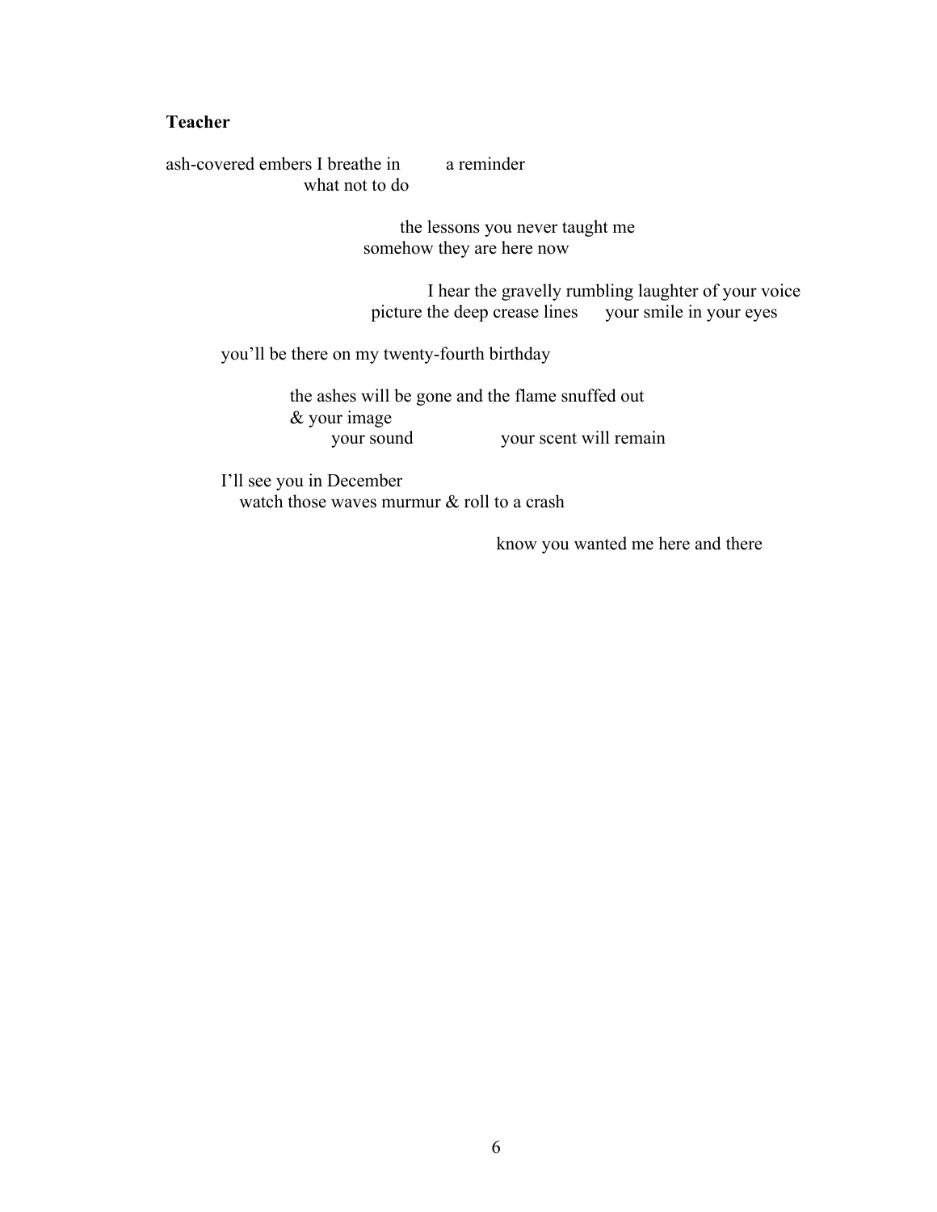**Teacher**

ash-covered embers I breathe in          a reminder
                    what not to do

                    the lessons you never taught me
               somehow they are here now

                         I hear the gravelly rumbling laughter of your voice
                    picture the deep crease lines      your smile in your eyes

     you'll be there on my twenty-fourth birthday

          the ashes will be gone and the flame snuffed out
          & your image
               your sound                    your scent will remain

     I'll see you in December
       watch those waves murmur & roll to a crash

                                   know you wanted me here and there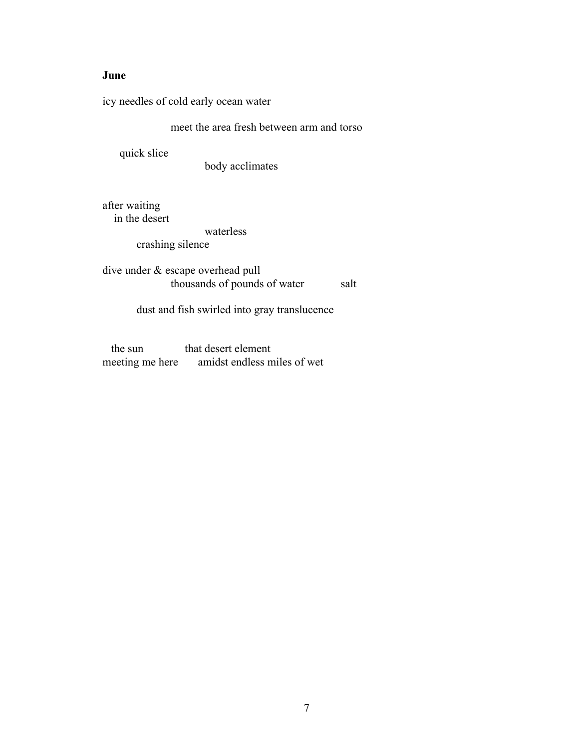**June**

icy needles of cold early ocean water

                    meet the area fresh between arm and torso

     quick slice
                              body acclimates

after waiting
   in the desert
                              waterless
          crashing silence

dive under & escape overhead pull
                    thousands of pounds of water            salt

          dust and fish swirled into gray translucence

   the sun              that desert element
meeting me here       amidst endless miles of wet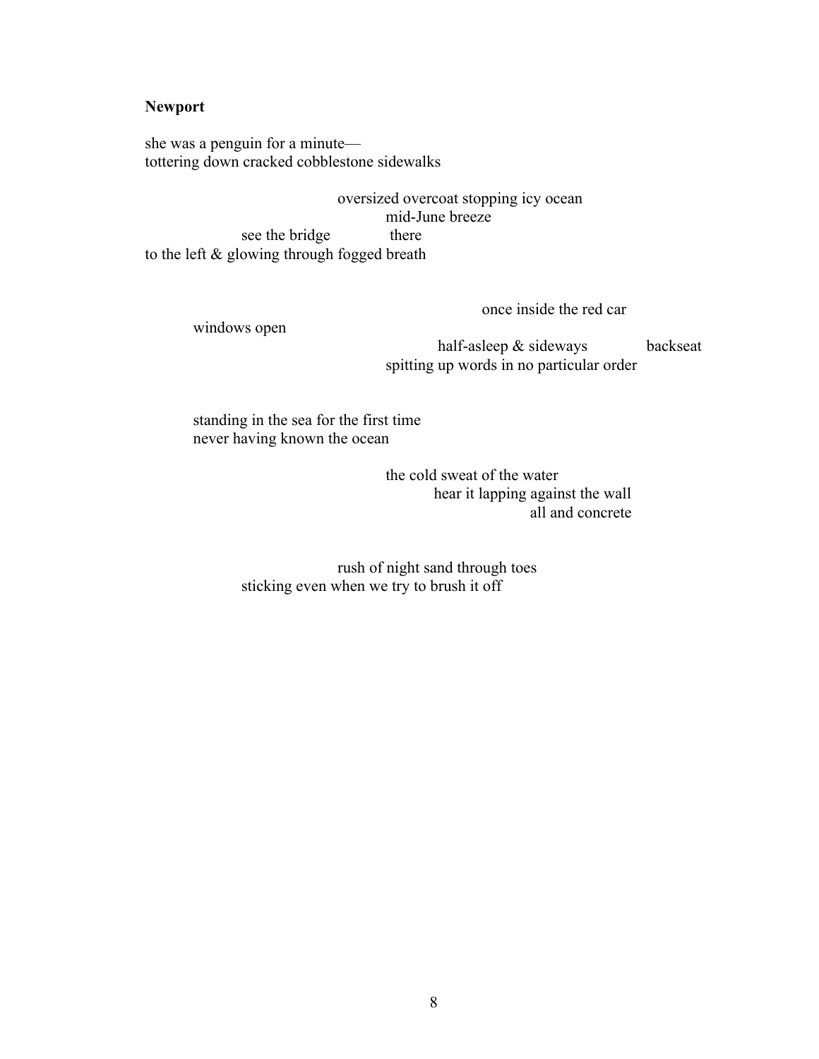**Newport**

she was a penguin for a minute—
tottering down cracked cobblestone sidewalks

oversized overcoat stopping icy ocean
mid-June breeze
see the bridge          there
to the left & glowing through fogged breath

once inside the red car
windows open
half-asleep & sideways          backseat
spitting up words in no particular order

standing in the sea for the first time
never having known the ocean

the cold sweat of the water
hear it lapping against the wall
all and concrete

rush of night sand through toes
sticking even when we try to brush it off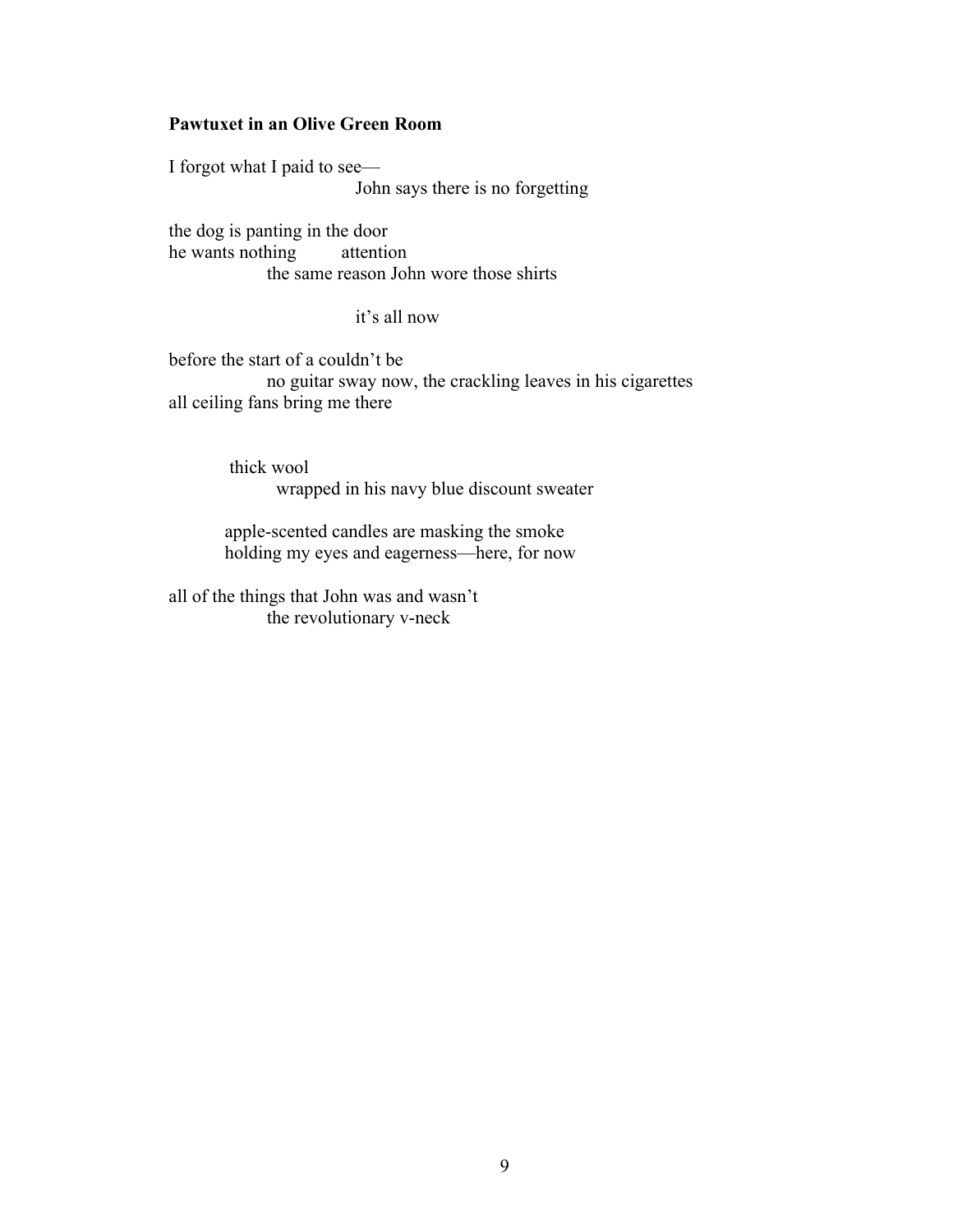**Pawtuxet in an Olive Green Room**

I forgot what I paid to see—
                                John says there is no forgetting

the dog is panting in the door
he wants nothing        attention
                the same reason John wore those shirts

                                it's all now

before the start of a couldn't be
                no guitar sway now, the crackling leaves in his cigarettes
all ceiling fans bring me there

        thick wool
                wrapped in his navy blue discount sweater

        apple-scented candles are masking the smoke
        holding my eyes and eagerness—here, for now

all of the things that John was and wasn't
                the revolutionary v-neck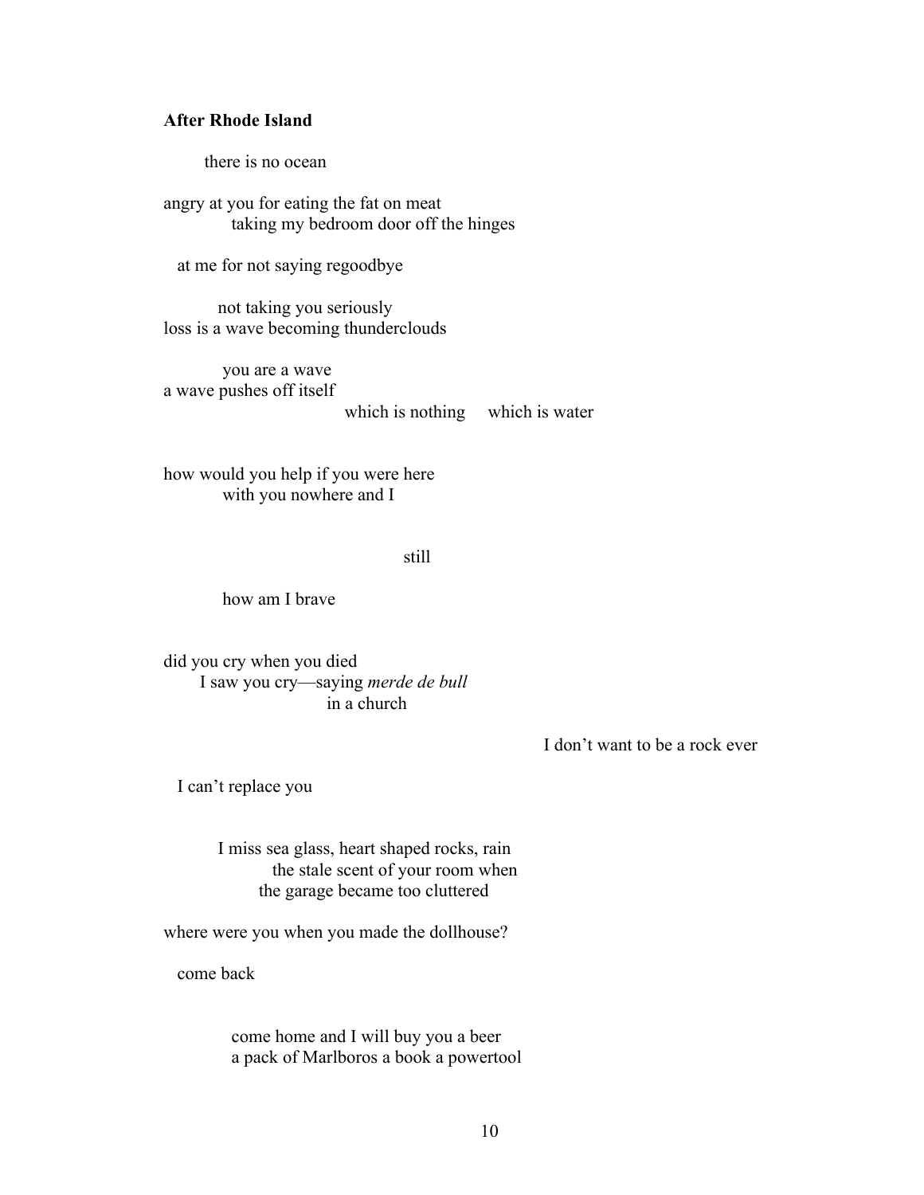**After Rhode Island**

there is no ocean

angry at you for eating the fat on meat
taking my bedroom door off the hinges

at me for not saying regoodbye

not taking you seriously
loss is a wave becoming thunderclouds

you are a wave
a wave pushes off itself
which is nothing     which is water

how would you help if you were here
with you nowhere and I

still

how am I brave

did you cry when you died
I saw you cry—saying *merde de bull*
in a church

I don't want to be a rock ever

I can't replace you

I miss sea glass, heart shaped rocks, rain
the stale scent of your room when
the garage became too cluttered

where were you when you made the dollhouse?

come back

come home and I will buy you a beer
a pack of Marlboros a book a powertool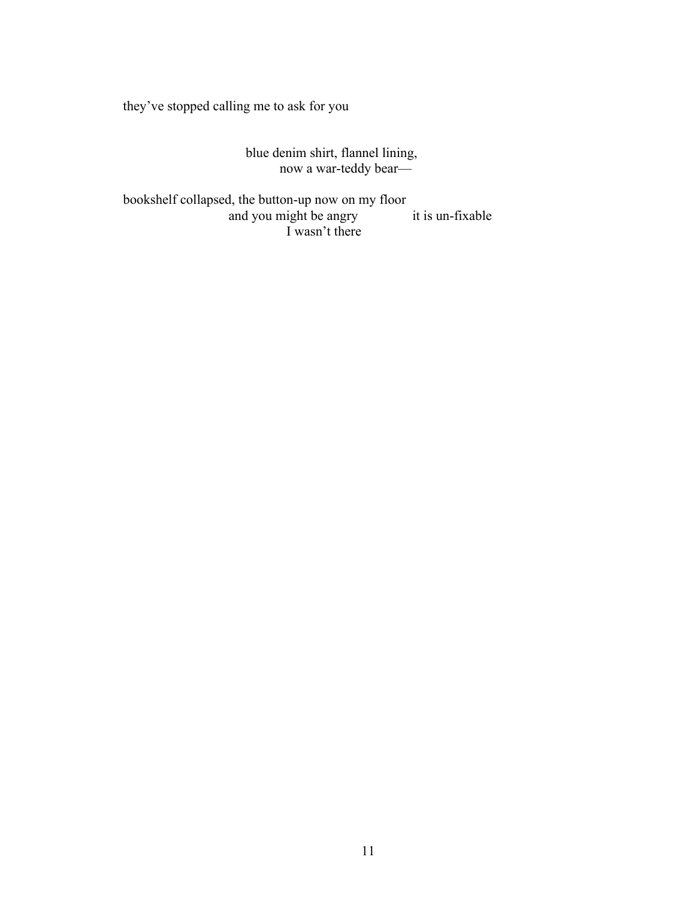they’ve stopped calling me to ask for you

blue denim shirt, flannel lining,
now a war-teddy bear—

bookshelf collapsed, the button-up now on my floor
and you might be angry        it is un-fixable
I wasn’t there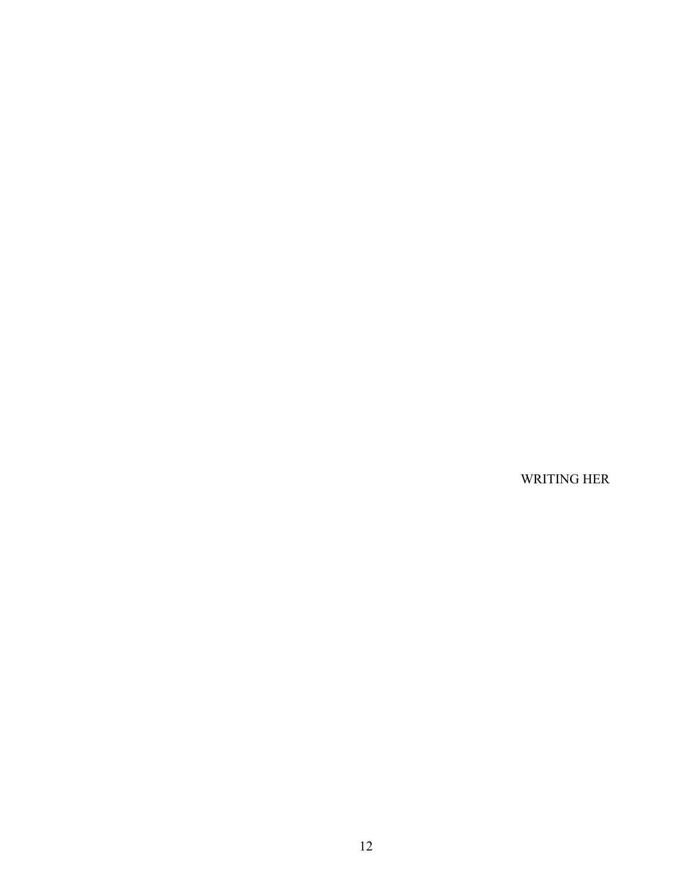WRITING HER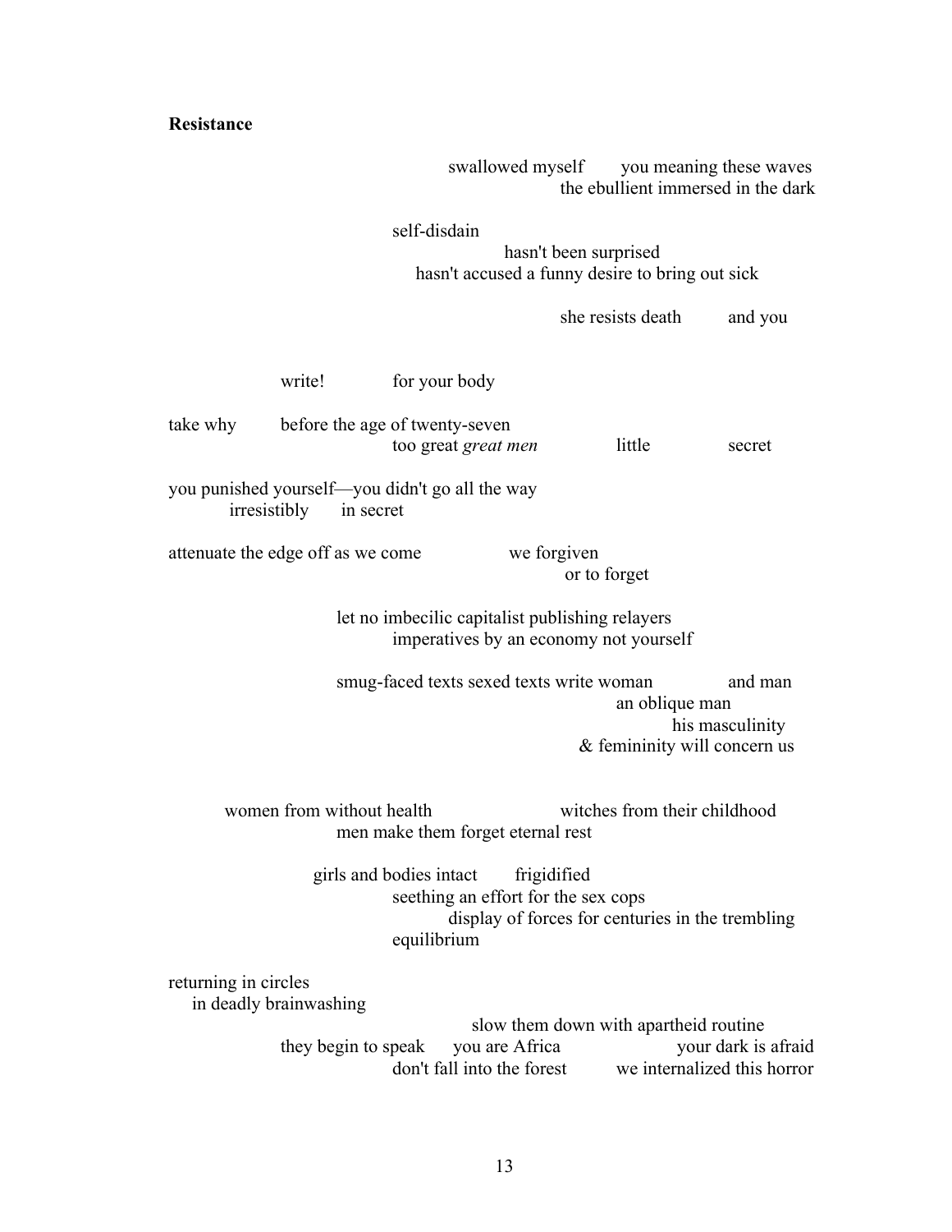**Resistance**

swallowed myself    you meaning these waves
the ebullient immersed in the dark

self-disdain
hasn't been surprised
hasn't accused a funny desire to bring out sick

she resists death    and you

write!    for your body

take why    before the age of twenty-seven
too great *great men*    little    secret

you punished yourself—you didn't go all the way
irresistibly    in secret

attenuate the edge off as we come    we forgiven
or to forget

let no imbecilic capitalist publishing relayers
imperatives by an economy not yourself

smug-faced texts sexed texts write woman    and man
an oblique man
his masculinity
& femininity will concern us

women from without health    witches from their childhood
men make them forget eternal rest

girls and bodies intact    frigidified
seething an effort for the sex cops
display of forces for centuries in the trembling
equilibrium

returning in circles
in deadly brainwashing
slow them down with apartheid routine
they begin to speak    you are Africa    your dark is afraid
don't fall into the forest    we internalized this horror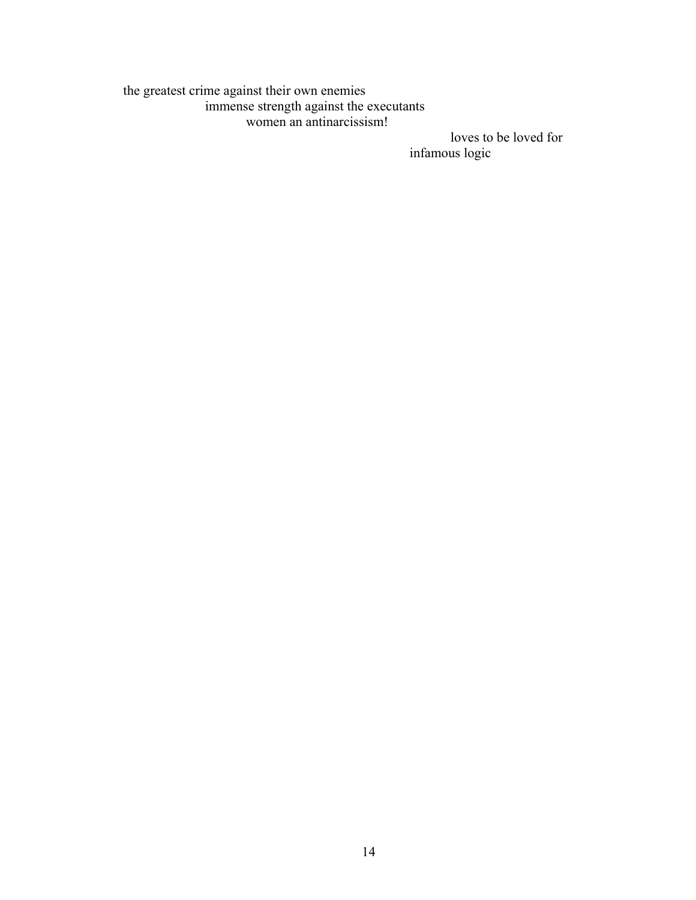the greatest crime against their own enemies
immense strength against the executants
women an antinarcissism!
loves to be loved for
infamous logic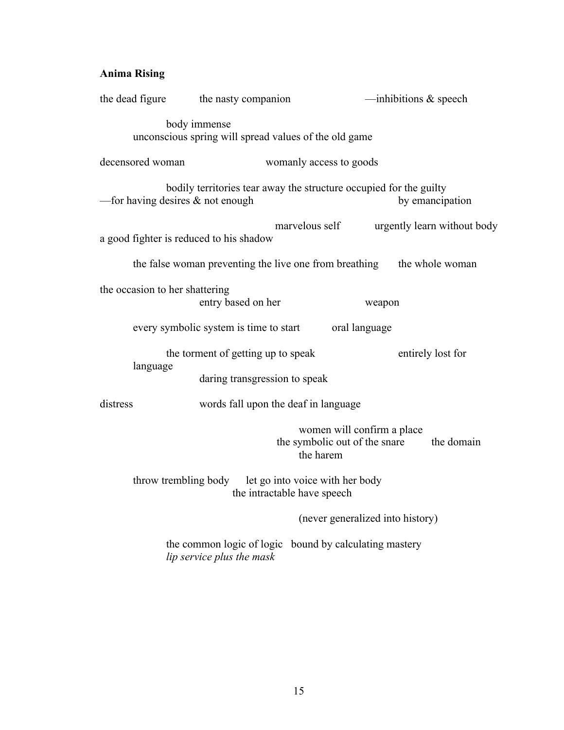**Anima Rising**

the dead figure the nasty companion —inhibitions & speech

body immense
unconscious spring will spread values of the old game

decensored woman womanly access to goods

bodily territories tear away the structure occupied for the guilty
—for having desires & not enough by emancipation

marvelous self urgently learn without body
a good fighter is reduced to his shadow

the false woman preventing the live one from breathing the whole woman

the occasion to her shattering
entry based on her weapon

every symbolic system is time to start oral language

the torment of getting up to speak entirely lost for
language
daring transgression to speak

distress words fall upon the deaf in language

women will confirm a place
the symbolic out of the snare the domain
the harem

throw trembling body let go into voice with her body
the intractable have speech

(never generalized into history)

the common logic of logic bound by calculating mastery
*lip service plus the mask*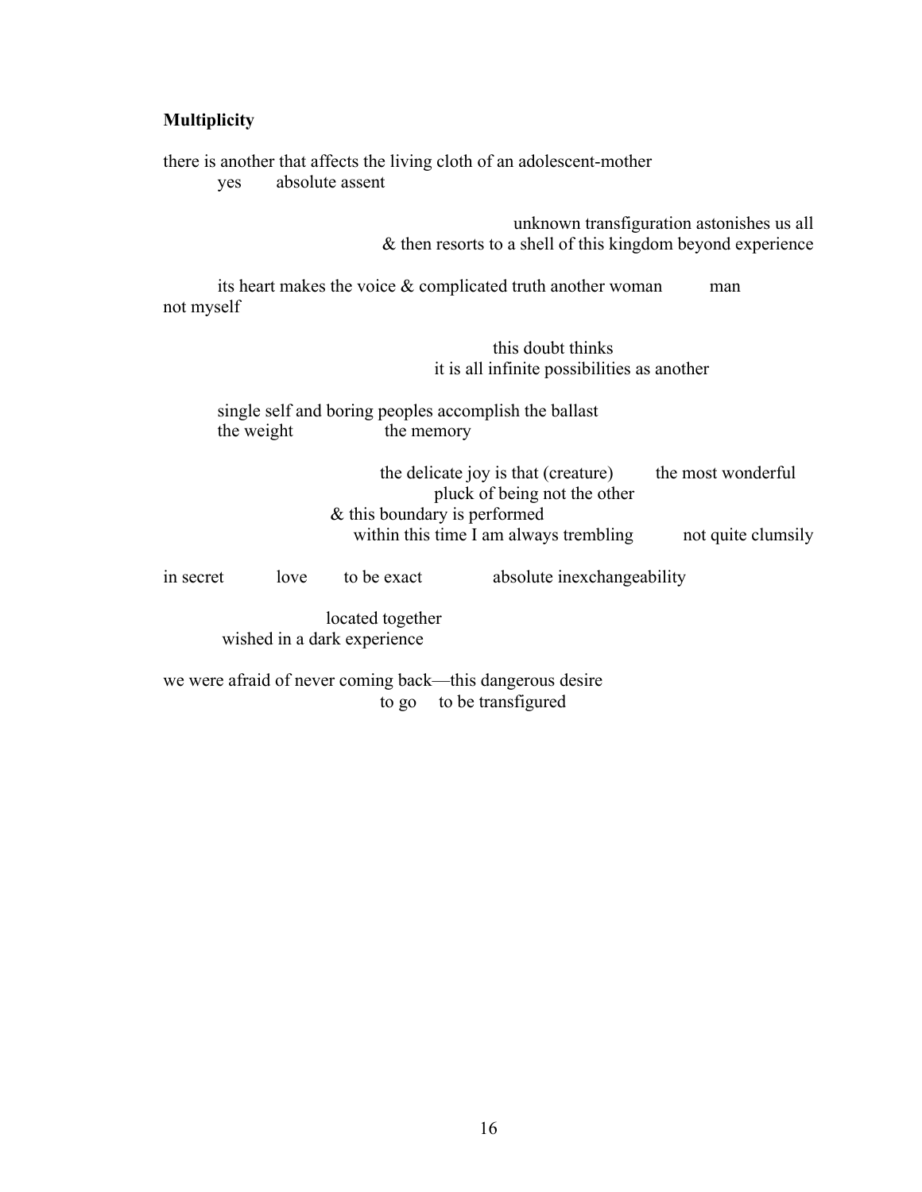**Multiplicity**

there is another that affects the living cloth of an adolescent-mother
yes     absolute assent

unknown transfiguration astonishes us all
& then resorts to a shell of this kingdom beyond experience

its heart makes the voice & complicated truth another woman     man
not myself

this doubt thinks
it is all infinite possibilities as another

single self and boring peoples accomplish the ballast
the weight     the memory

the delicate joy is that (creature)     the most wonderful
pluck of being not the other
& this boundary is performed
within this time I am always trembling     not quite clumsily

in secret     love     to be exact     absolute inexchangeability

located together
wished in a dark experience

we were afraid of never coming back—this dangerous desire
to go     to be transfigured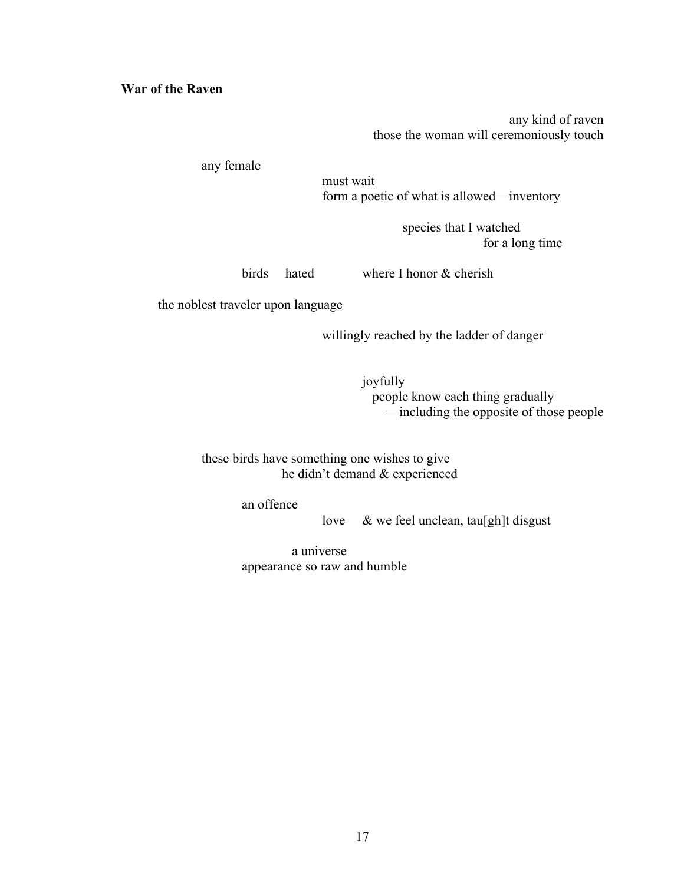**War of the Raven**

any kind of raven
those the woman will ceremoniously touch

any female
must wait
form a poetic of what is allowed—inventory

species that I watched
for a long time

birds  hated  where I honor & cherish

the noblest traveler upon language

willingly reached by the ladder of danger

joyfully
people know each thing gradually
—including the opposite of those people

these birds have something one wishes to give
he didn't demand & experienced

an offence
love  & we feel unclean, tau[gh]t disgust

a universe
appearance so raw and humble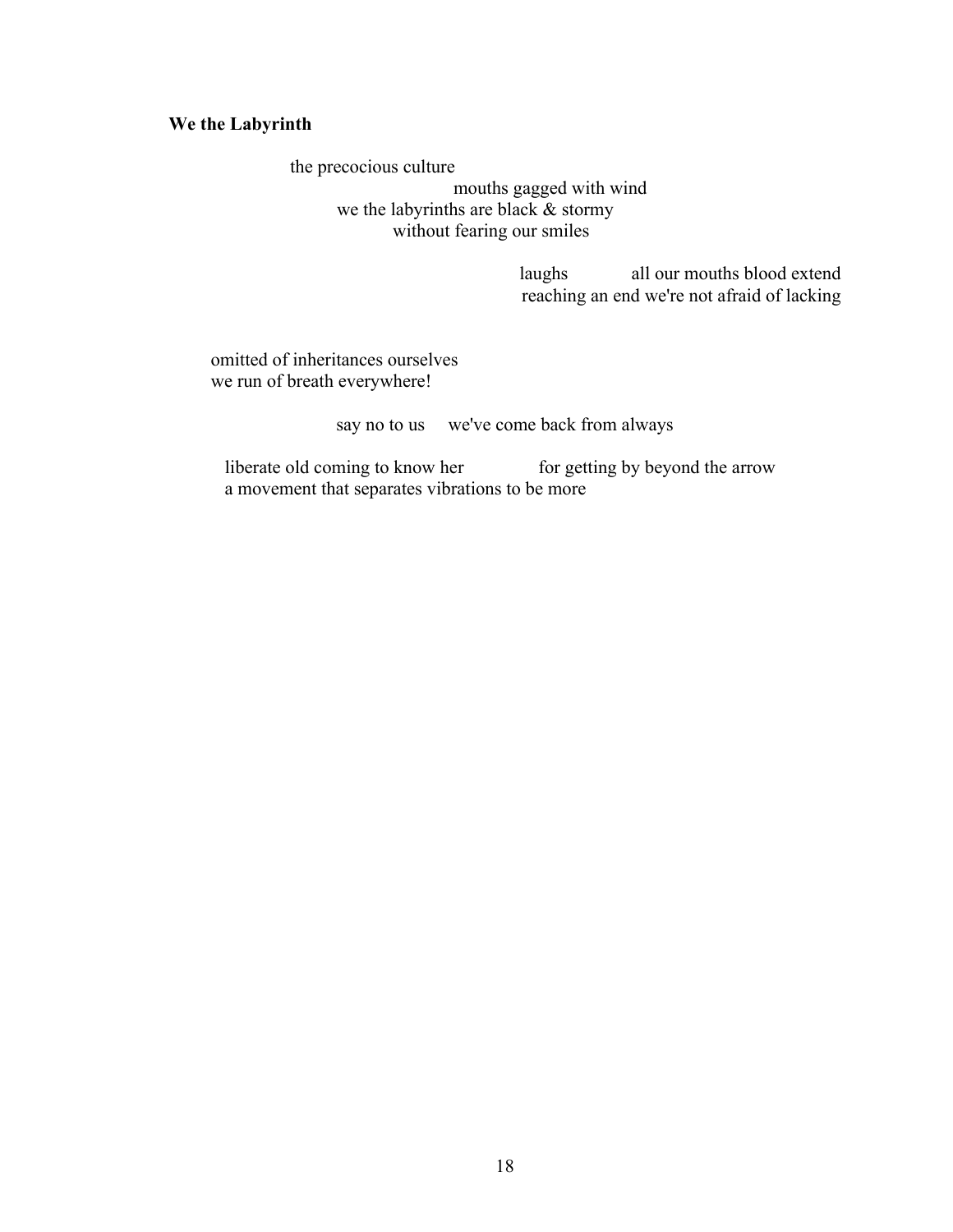**We the Labyrinth**

the precocious culture  
mouths gagged with wind  
we the labyrinths are black & stormy  
without fearing our smiles

laughs          all our mouths blood extend  
reaching an end we're not afraid of lacking

omitted of inheritances ourselves  
we run of breath everywhere!

say no to us     we've come back from always

liberate old coming to know her          for getting by beyond the arrow  
a movement that separates vibrations to be more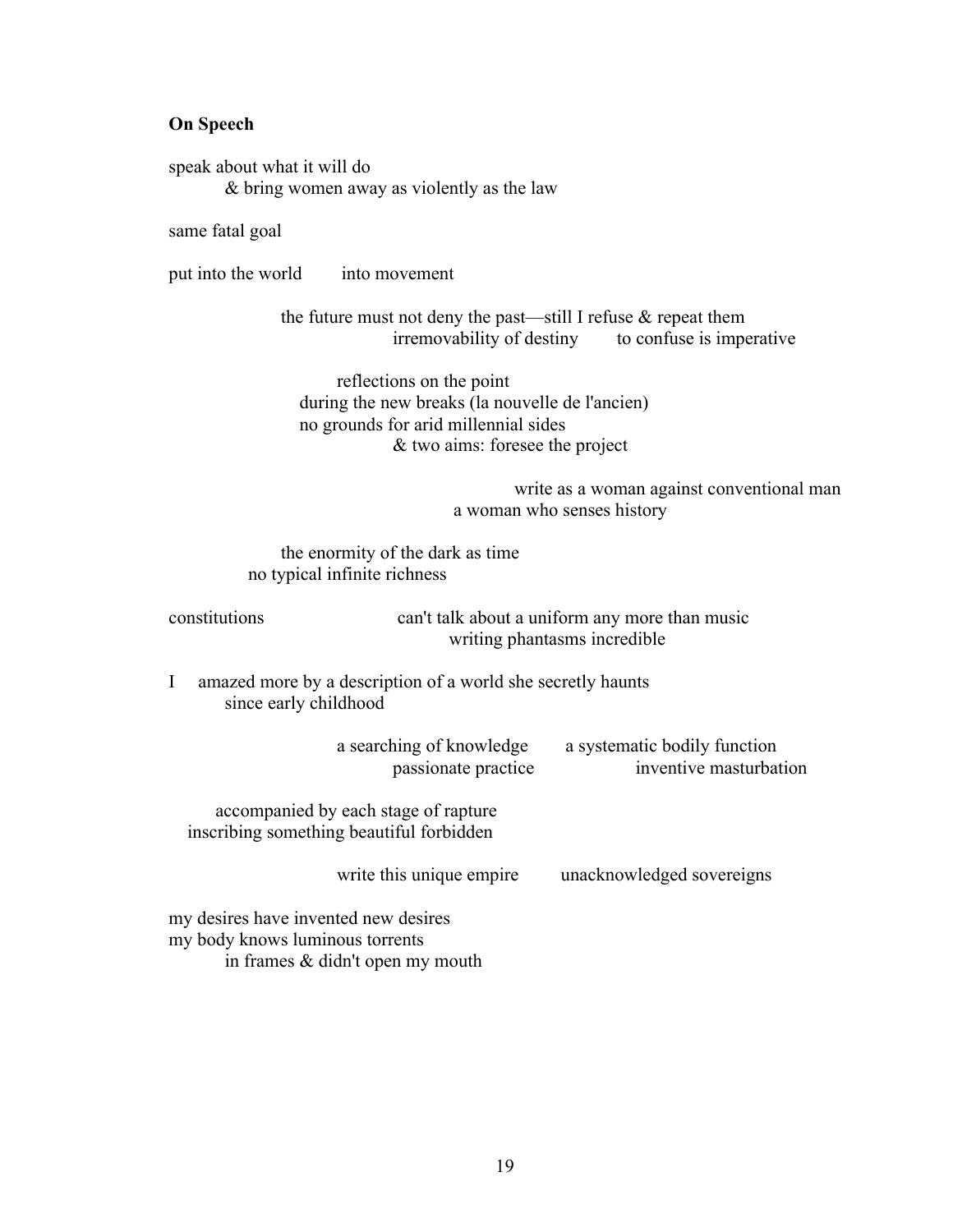**On Speech**

speak about what it will do
&nbsp;&nbsp;&nbsp;&nbsp;&nbsp;&nbsp;&nbsp;&nbsp;& bring women away as violently as the law

same fatal goal

put into the world &nbsp;&nbsp;&nbsp;&nbsp;&nbsp;&nbsp;&nbsp;&nbsp;into movement

&nbsp;&nbsp;&nbsp;&nbsp;&nbsp;&nbsp;&nbsp;&nbsp;&nbsp;&nbsp;&nbsp;&nbsp;&nbsp;&nbsp;&nbsp;&nbsp;&nbsp;&nbsp;&nbsp;&nbsp;the future must not deny the past—still I refuse & repeat them
&nbsp;&nbsp;&nbsp;&nbsp;&nbsp;&nbsp;&nbsp;&nbsp;&nbsp;&nbsp;&nbsp;&nbsp;&nbsp;&nbsp;&nbsp;&nbsp;&nbsp;&nbsp;&nbsp;&nbsp;&nbsp;&nbsp;&nbsp;&nbsp;&nbsp;&nbsp;&nbsp;&nbsp;&nbsp;&nbsp;&nbsp;&nbsp;&nbsp;&nbsp;&nbsp;&nbsp;&nbsp;&nbsp;&nbsp;&nbsp;irremovability of destiny &nbsp;&nbsp;&nbsp;&nbsp;&nbsp;&nbsp;&nbsp;&nbsp;to confuse is imperative

&nbsp;&nbsp;&nbsp;&nbsp;&nbsp;&nbsp;&nbsp;&nbsp;&nbsp;&nbsp;&nbsp;&nbsp;&nbsp;&nbsp;&nbsp;&nbsp;&nbsp;&nbsp;&nbsp;&nbsp;&nbsp;&nbsp;&nbsp;&nbsp;&nbsp;&nbsp;&nbsp;&nbsp;&nbsp;&nbsp;reflections on the point
&nbsp;&nbsp;&nbsp;&nbsp;&nbsp;&nbsp;&nbsp;&nbsp;&nbsp;&nbsp;&nbsp;&nbsp;&nbsp;&nbsp;&nbsp;&nbsp;&nbsp;&nbsp;&nbsp;&nbsp;&nbsp;&nbsp;&nbsp;&nbsp;during the new breaks (la nouvelle de l'ancien)
&nbsp;&nbsp;&nbsp;&nbsp;&nbsp;&nbsp;&nbsp;&nbsp;&nbsp;&nbsp;&nbsp;&nbsp;&nbsp;&nbsp;&nbsp;&nbsp;&nbsp;&nbsp;&nbsp;&nbsp;&nbsp;&nbsp;&nbsp;&nbsp;no grounds for arid millennial sides
&nbsp;&nbsp;&nbsp;&nbsp;&nbsp;&nbsp;&nbsp;&nbsp;&nbsp;&nbsp;&nbsp;&nbsp;&nbsp;&nbsp;&nbsp;&nbsp;&nbsp;&nbsp;&nbsp;&nbsp;&nbsp;&nbsp;&nbsp;&nbsp;&nbsp;&nbsp;&nbsp;&nbsp;&nbsp;&nbsp;&nbsp;&nbsp;&nbsp;&nbsp;&nbsp;&nbsp;&nbsp;&nbsp;&nbsp;&nbsp;& two aims: foresee the project

&nbsp;&nbsp;&nbsp;&nbsp;&nbsp;&nbsp;&nbsp;&nbsp;&nbsp;&nbsp;&nbsp;&nbsp;&nbsp;&nbsp;&nbsp;&nbsp;&nbsp;&nbsp;&nbsp;&nbsp;&nbsp;&nbsp;&nbsp;&nbsp;&nbsp;&nbsp;&nbsp;&nbsp;&nbsp;&nbsp;&nbsp;&nbsp;&nbsp;&nbsp;&nbsp;&nbsp;&nbsp;&nbsp;&nbsp;&nbsp;&nbsp;&nbsp;&nbsp;&nbsp;&nbsp;&nbsp;&nbsp;&nbsp;&nbsp;&nbsp;&nbsp;&nbsp;&nbsp;&nbsp;&nbsp;&nbsp;write as a woman against conventional man
&nbsp;&nbsp;&nbsp;&nbsp;&nbsp;&nbsp;&nbsp;&nbsp;&nbsp;&nbsp;&nbsp;&nbsp;&nbsp;&nbsp;&nbsp;&nbsp;&nbsp;&nbsp;&nbsp;&nbsp;&nbsp;&nbsp;&nbsp;&nbsp;&nbsp;&nbsp;&nbsp;&nbsp;&nbsp;&nbsp;&nbsp;&nbsp;&nbsp;&nbsp;&nbsp;&nbsp;&nbsp;&nbsp;&nbsp;&nbsp;&nbsp;&nbsp;&nbsp;&nbsp;&nbsp;&nbsp;&nbsp;&nbsp;a woman who senses history

&nbsp;&nbsp;&nbsp;&nbsp;&nbsp;&nbsp;&nbsp;&nbsp;&nbsp;&nbsp;&nbsp;&nbsp;&nbsp;&nbsp;&nbsp;&nbsp;&nbsp;&nbsp;&nbsp;&nbsp;the enormity of the dark as time
&nbsp;&nbsp;&nbsp;&nbsp;&nbsp;&nbsp;&nbsp;&nbsp;&nbsp;&nbsp;&nbsp;&nbsp;&nbsp;&nbsp;no typical infinite richness

constitutions &nbsp;&nbsp;&nbsp;&nbsp;&nbsp;&nbsp;&nbsp;&nbsp;&nbsp;&nbsp;&nbsp;&nbsp;&nbsp;&nbsp;&nbsp;&nbsp;&nbsp;&nbsp;&nbsp;&nbsp;&nbsp;&nbsp;&nbsp;&nbsp;can't talk about a uniform any more than music
&nbsp;&nbsp;&nbsp;&nbsp;&nbsp;&nbsp;&nbsp;&nbsp;&nbsp;&nbsp;&nbsp;&nbsp;&nbsp;&nbsp;&nbsp;&nbsp;&nbsp;&nbsp;&nbsp;&nbsp;&nbsp;&nbsp;&nbsp;&nbsp;&nbsp;&nbsp;&nbsp;&nbsp;&nbsp;&nbsp;&nbsp;&nbsp;&nbsp;&nbsp;&nbsp;&nbsp;&nbsp;&nbsp;&nbsp;&nbsp;&nbsp;&nbsp;&nbsp;&nbsp;&nbsp;&nbsp;&nbsp;&nbsp;writing phantasms incredible

I &nbsp;&nbsp;&nbsp;amazed more by a description of a world she secretly haunts
&nbsp;&nbsp;&nbsp;&nbsp;&nbsp;&nbsp;&nbsp;&nbsp;since early childhood

&nbsp;&nbsp;&nbsp;&nbsp;&nbsp;&nbsp;&nbsp;&nbsp;&nbsp;&nbsp;&nbsp;&nbsp;&nbsp;&nbsp;&nbsp;&nbsp;&nbsp;&nbsp;&nbsp;&nbsp;&nbsp;&nbsp;&nbsp;&nbsp;&nbsp;&nbsp;&nbsp;&nbsp;&nbsp;&nbsp;a searching of knowledge &nbsp;&nbsp;&nbsp;&nbsp;&nbsp;&nbsp;&nbsp;a systematic bodily function
&nbsp;&nbsp;&nbsp;&nbsp;&nbsp;&nbsp;&nbsp;&nbsp;&nbsp;&nbsp;&nbsp;&nbsp;&nbsp;&nbsp;&nbsp;&nbsp;&nbsp;&nbsp;&nbsp;&nbsp;&nbsp;&nbsp;&nbsp;&nbsp;&nbsp;&nbsp;&nbsp;&nbsp;&nbsp;&nbsp;&nbsp;&nbsp;&nbsp;&nbsp;&nbsp;&nbsp;&nbsp;&nbsp;&nbsp;&nbsp;passionate practice &nbsp;&nbsp;&nbsp;&nbsp;&nbsp;&nbsp;&nbsp;&nbsp;&nbsp;&nbsp;&nbsp;&nbsp;&nbsp;&nbsp;&nbsp;&nbsp;inventive masturbation

&nbsp;&nbsp;&nbsp;&nbsp;&nbsp;&nbsp;&nbsp;&nbsp;accompanied by each stage of rapture
&nbsp;&nbsp;&nbsp;inscribing something beautiful forbidden

&nbsp;&nbsp;&nbsp;&nbsp;&nbsp;&nbsp;&nbsp;&nbsp;&nbsp;&nbsp;&nbsp;&nbsp;&nbsp;&nbsp;&nbsp;&nbsp;&nbsp;&nbsp;&nbsp;&nbsp;&nbsp;&nbsp;&nbsp;&nbsp;&nbsp;&nbsp;&nbsp;&nbsp;&nbsp;&nbsp;write this unique empire &nbsp;&nbsp;&nbsp;&nbsp;&nbsp;&nbsp;&nbsp;&nbsp;unacknowledged sovereigns

my desires have invented new desires
my body knows luminous torrents
&nbsp;&nbsp;&nbsp;&nbsp;&nbsp;&nbsp;&nbsp;&nbsp;in frames & didn't open my mouth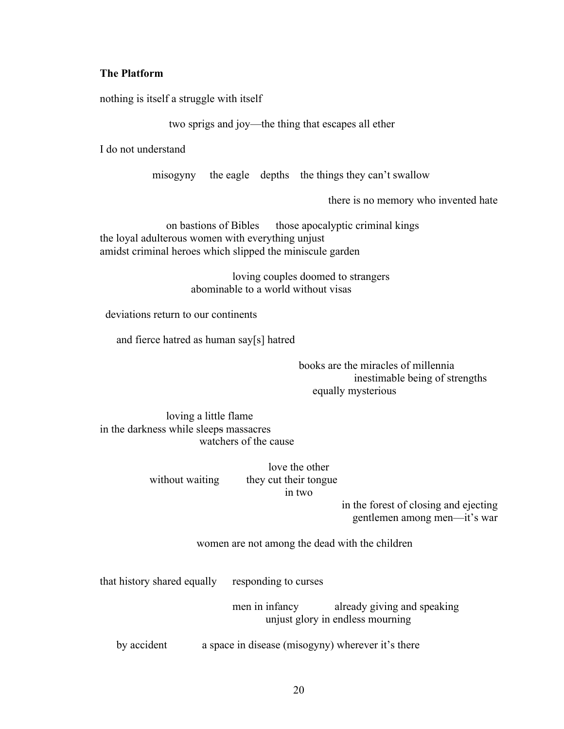**The Platform**

nothing is itself a struggle with itself

two sprigs and joy—the thing that escapes all ether

I do not understand

misogyny     the eagle    depths    the things they can't swallow

there is no memory who invented hate

on bastions of Bibles      those apocalyptic criminal kings
the loyal adulterous women with everything unjust
amidst criminal heroes which slipped the miniscule garden

loving couples doomed to strangers
abominable to a world without visas

deviations return to our continents

and fierce hatred as human say[s] hatred

books are the miracles of millennia
inestimable being of strengths
equally mysterious

loving a little flame
in the darkness while ~~sleeps~~ sleep massacres
watchers of the cause

love the other
without waiting         they cut their tongue
in two
in the forest of closing and ejecting
gentlemen among men—it's war

women are not among the dead with the children

that history shared equally     responding to curses

men in infancy            already giving and speaking
unjust glory in endless mourning

by accident            a space in disease (misogyny) wherever it's there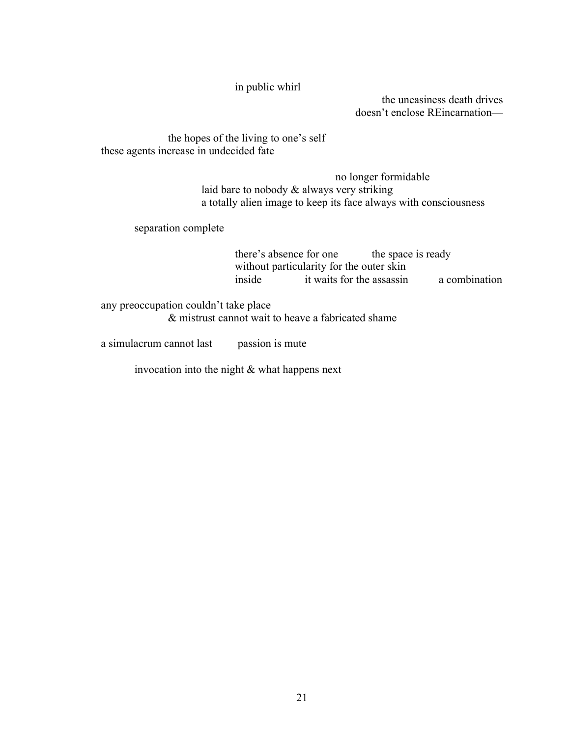in public whirl

the uneasiness death drives
doesn't enclose REincarnation—

the hopes of the living to one's self
these agents increase in undecided fate

no longer formidable
laid bare to nobody & always very striking
a totally alien image to keep its face always with consciousness

separation complete

there's absence for one the space is ready
without particularity for the outer skin
inside it waits for the assassin a combination

any preoccupation couldn't take place
& mistrust cannot wait to heave a fabricated shame

a simulacrum cannot last passion is mute

invocation into the night & what happens next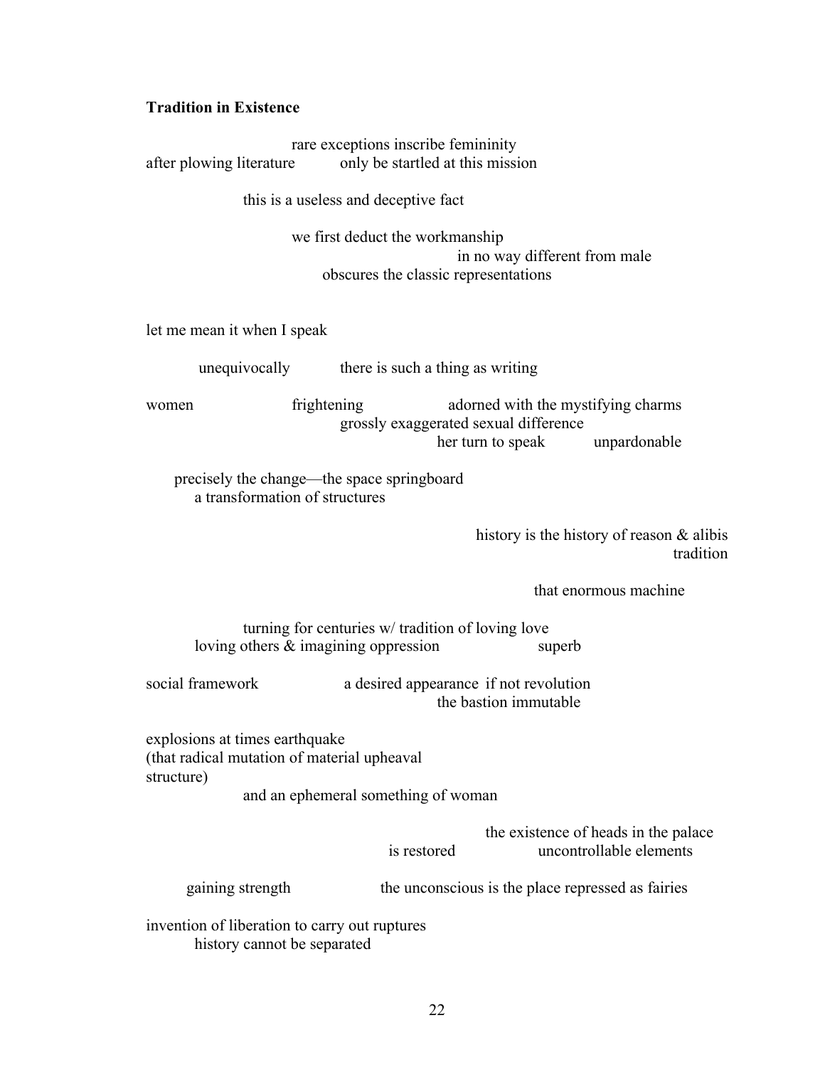**Tradition in Existence**

rare exceptions inscribe femininity
after plowing literature    only be startled at this mission

this is a useless and deceptive fact

we first deduct the workmanship
in no way different from male
obscures the classic representations

let me mean it when I speak

unequivocally    there is such a thing as writing

women    frightening    adorned with the mystifying charms
grossly exaggerated sexual difference
her turn to speak    unpardonable

precisely the change—the space springboard
a transformation of structures

history is the history of reason & alibis
tradition

that enormous machine

turning for centuries w/ tradition of loving love
loving others & imagining oppression    superb

social framework    a desired appearance  if not revolution
the bastion immutable

explosions at times earthquake
(that radical mutation of material upheaval
structure)
and an ephemeral something of woman

the existence of heads in the palace
is restored    uncontrollable elements

gaining strength    the unconscious is the place repressed as fairies

invention of liberation to carry out ruptures
history cannot be separated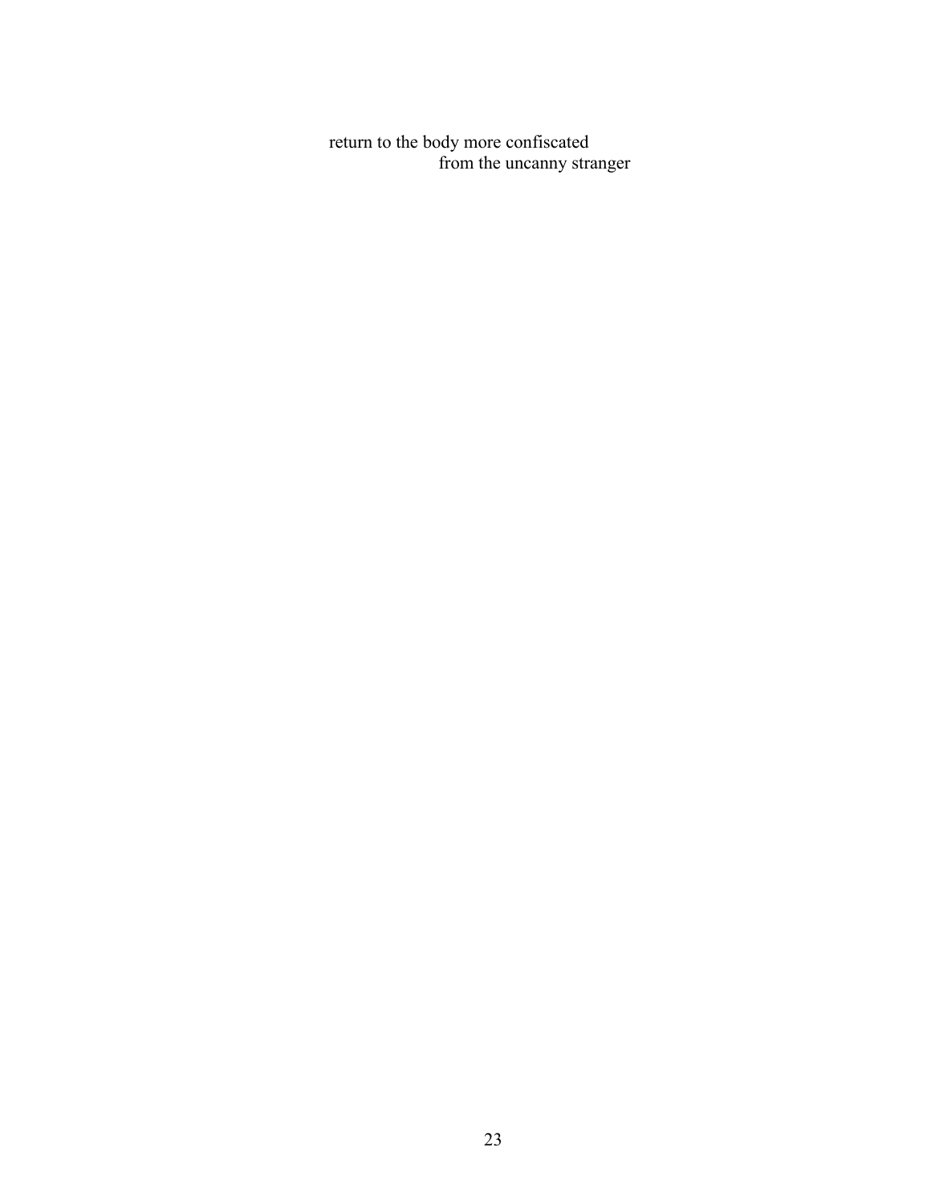return to the body more confiscated
                        from the uncanny stranger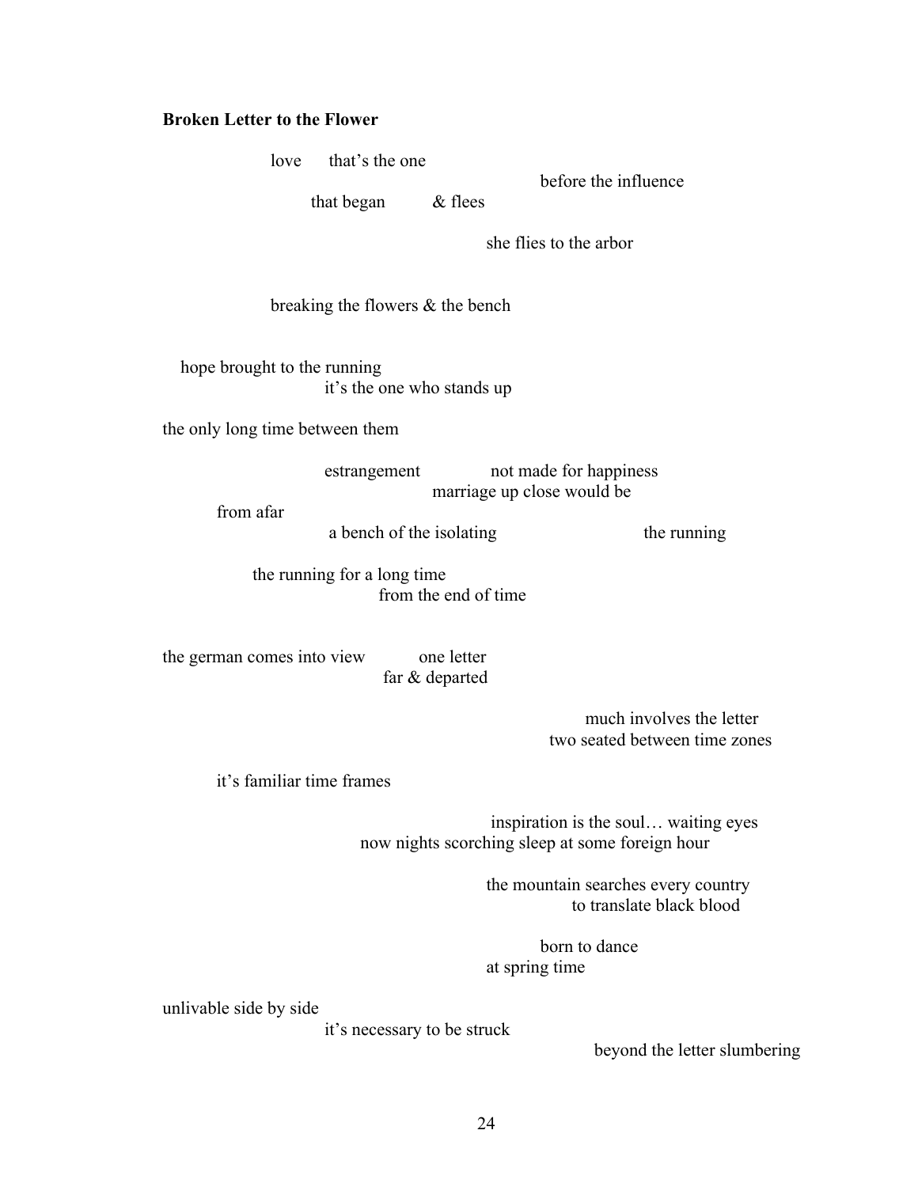**Broken Letter to the Flower**

love that's the one
before the influence
that began & flees

she flies to the arbor

breaking the flowers & the bench

hope brought to the running
it's the one who stands up

the only long time between them

estrangement not made for happiness
marriage up close would be
from afar
a bench of the isolating the running

the running for a long time
from the end of time

the german comes into view one letter
far & departed

much involves the letter
two seated between time zones

it's familiar time frames

inspiration is the soul… waiting eyes
now nights scorching sleep at some foreign hour

the mountain searches every country
to translate black blood

born to dance
at spring time

unlivable side by side
it's necessary to be struck
beyond the letter slumbering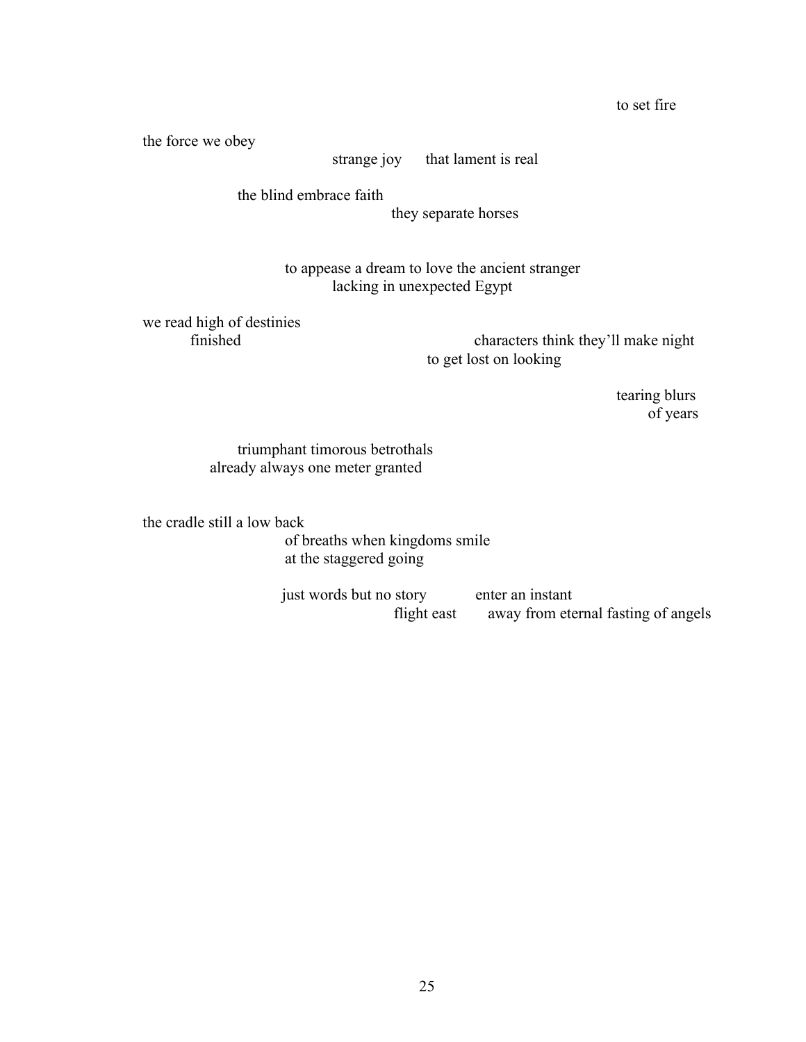to set fire

the force we obey
strange joy      that lament is real

the blind embrace faith
they separate horses

to appease a dream to love the ancient stranger
lacking in unexpected Egypt

we read high of destinies
finished      characters think they'll make night
to get lost on looking

tearing blurs
of years

triumphant timorous betrothals
already always one meter granted

the cradle still a low back
of breaths when kingdoms smile
at the staggered going

just words but no story      enter an instant
flight east      away from eternal fasting of angels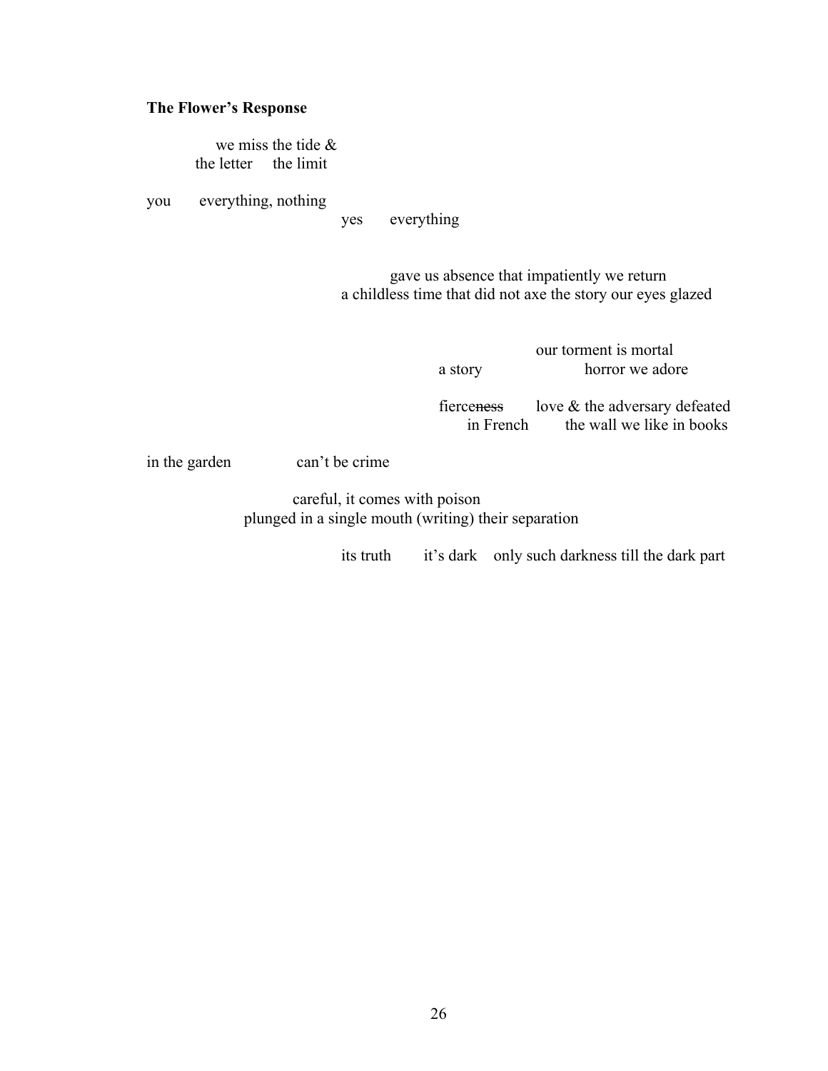**The Flower's Response**

we miss the tide &
the letter the limit

you everything, nothing
yes everything

gave us absence that impatiently we return
a childless time that did not axe the story our eyes glazed

our torment is mortal
a story horror we adore

fierce~~ness~~ love & the adversary defeated
in French the wall we like in books

in the garden can't be crime

careful, it comes with poison
plunged in a single mouth (writing) their separation

its truth it's dark only such darkness till the dark part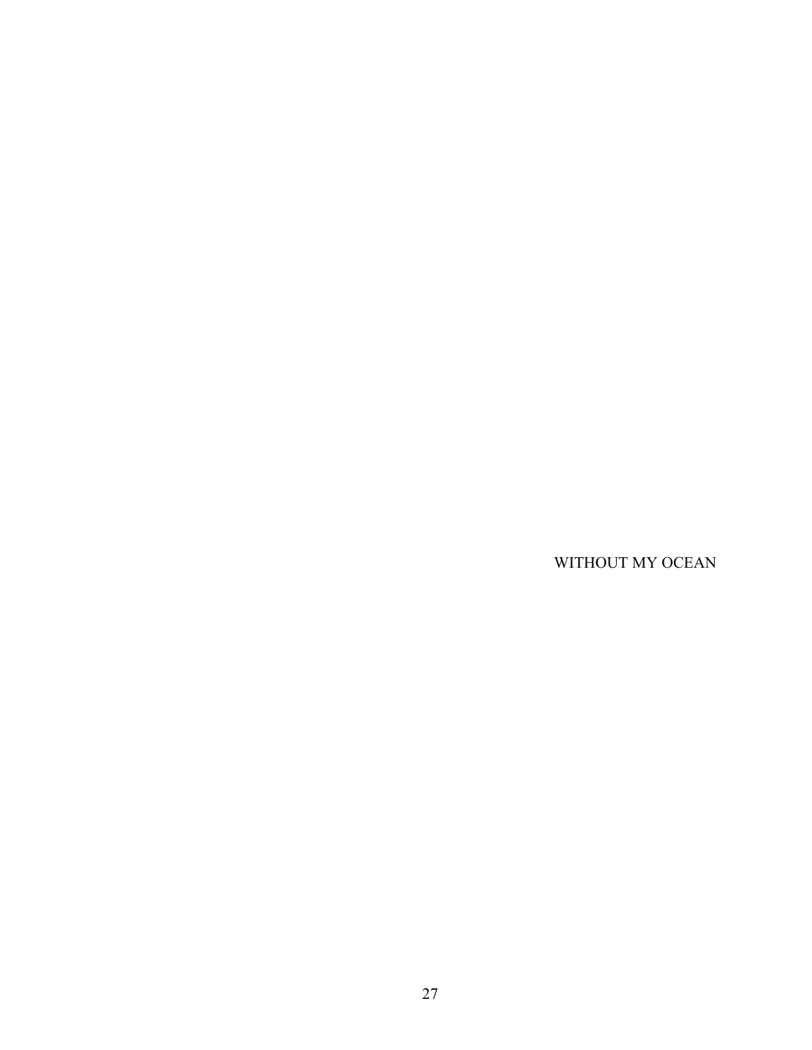# WITHOUT MY OCEAN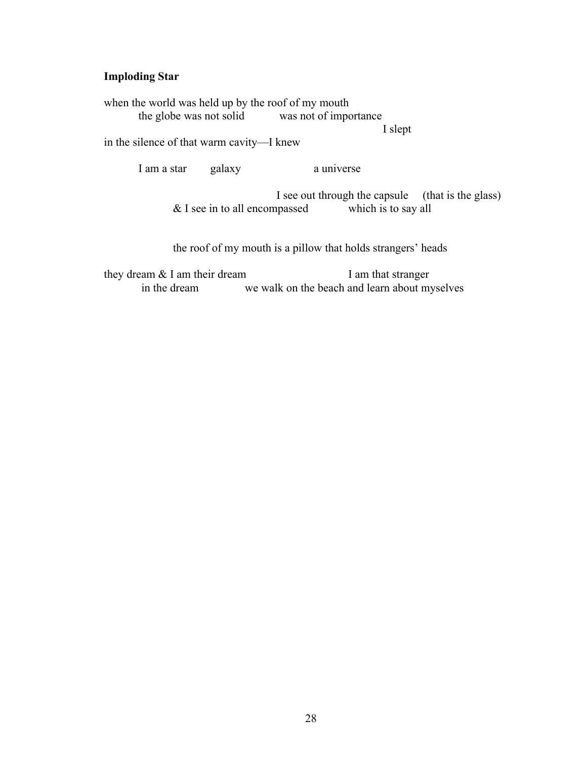**Imploding Star**

when the world was held up by the roof of my mouth
&nbsp;&nbsp;&nbsp;&nbsp;&nbsp;&nbsp;&nbsp;&nbsp;&nbsp;&nbsp;the globe was not solid &nbsp;&nbsp;&nbsp;&nbsp;&nbsp;&nbsp;&nbsp;&nbsp;&nbsp;&nbsp;was not of importance
&nbsp;&nbsp;&nbsp;&nbsp;&nbsp;&nbsp;&nbsp;&nbsp;&nbsp;&nbsp;&nbsp;&nbsp;&nbsp;&nbsp;&nbsp;&nbsp;&nbsp;&nbsp;&nbsp;&nbsp;&nbsp;&nbsp;&nbsp;&nbsp;&nbsp;&nbsp;&nbsp;&nbsp;&nbsp;&nbsp;&nbsp;&nbsp;&nbsp;&nbsp;&nbsp;&nbsp;&nbsp;&nbsp;&nbsp;&nbsp;&nbsp;&nbsp;&nbsp;&nbsp;&nbsp;&nbsp;&nbsp;&nbsp;&nbsp;&nbsp;&nbsp;&nbsp;&nbsp;&nbsp;&nbsp;&nbsp;&nbsp;&nbsp;&nbsp;&nbsp;&nbsp;&nbsp;&nbsp;&nbsp;&nbsp;&nbsp;&nbsp;&nbsp;&nbsp;&nbsp;&nbsp;&nbsp;&nbsp;&nbsp;&nbsp;&nbsp;&nbsp;&nbsp;&nbsp;&nbsp;I slept
in the silence of that warm cavity—I knew

&nbsp;&nbsp;&nbsp;&nbsp;&nbsp;&nbsp;&nbsp;&nbsp;&nbsp;&nbsp;I am a star &nbsp;&nbsp;&nbsp;&nbsp;&nbsp;&nbsp;&nbsp;&nbsp;galaxy &nbsp;&nbsp;&nbsp;&nbsp;&nbsp;&nbsp;&nbsp;&nbsp;&nbsp;&nbsp;&nbsp;&nbsp;&nbsp;&nbsp;&nbsp;&nbsp;&nbsp;&nbsp;&nbsp;&nbsp;a universse

&nbsp;&nbsp;&nbsp;&nbsp;&nbsp;&nbsp;&nbsp;&nbsp;&nbsp;&nbsp;&nbsp;&nbsp;&nbsp;&nbsp;&nbsp;&nbsp;&nbsp;&nbsp;&nbsp;&nbsp;&nbsp;&nbsp;&nbsp;&nbsp;&nbsp;&nbsp;&nbsp;&nbsp;&nbsp;&nbsp;&nbsp;&nbsp;&nbsp;&nbsp;&nbsp;&nbsp;&nbsp;&nbsp;&nbsp;&nbsp;&nbsp;&nbsp;&nbsp;&nbsp;&nbsp;&nbsp;&nbsp;&nbsp;&nbsp;&nbsp;I see out through the capsule &nbsp;&nbsp;&nbsp;&nbsp;&nbsp;(that is the glass)
&nbsp;&nbsp;&nbsp;&nbsp;&nbsp;&nbsp;&nbsp;&nbsp;&nbsp;&nbsp;&nbsp;&nbsp;&nbsp;&nbsp;&nbsp;&nbsp;&nbsp;&nbsp;&nbsp;&nbsp;& I see in to all encompassed &nbsp;&nbsp;&nbsp;&nbsp;&nbsp;&nbsp;&nbsp;&nbsp;&nbsp;&nbsp;&nbsp;&nbsp;which is to say all

&nbsp;&nbsp;&nbsp;&nbsp;&nbsp;&nbsp;&nbsp;&nbsp;&nbsp;&nbsp;&nbsp;&nbsp;&nbsp;&nbsp;&nbsp;&nbsp;&nbsp;&nbsp;&nbsp;&nbsp;the roof of my mouth is a pillow that holds strangers' heads

they dream & I am their dream &nbsp;&nbsp;&nbsp;&nbsp;&nbsp;&nbsp;&nbsp;&nbsp;&nbsp;&nbsp;&nbsp;&nbsp;&nbsp;&nbsp;&nbsp;&nbsp;&nbsp;&nbsp;&nbsp;&nbsp;&nbsp;&nbsp;&nbsp;&nbsp;&nbsp;&nbsp;&nbsp;&nbsp;&nbsp;&nbsp;I am that stranger
&nbsp;&nbsp;&nbsp;&nbsp;&nbsp;&nbsp;&nbsp;&nbsp;&nbsp;&nbsp;&nbsp;in the dream &nbsp;&nbsp;&nbsp;&nbsp;&nbsp;&nbsp;&nbsp;&nbsp;&nbsp;&nbsp;&nbsp;&nbsp;&nbsp;we walk on the beach and learn about myselves

**Imploding Star**

when the world was held up by the roof of my mouth
&nbsp;&nbsp;&nbsp;&nbsp;&nbsp;&nbsp;&nbsp;&nbsp;&nbsp;&nbsp;the globe was not solid &nbsp;&nbsp;&nbsp;&nbsp;&nbsp;&nbsp;&nbsp;&nbsp;&nbsp;&nbsp;was not of importance
&nbsp;&nbsp;&nbsp;&nbsp;&nbsp;&nbsp;&nbsp;&nbsp;&nbsp;&nbsp;&nbsp;&nbsp;&nbsp;&nbsp;&nbsp;&nbsp;&nbsp;&nbsp;&nbsp;&nbsp;&nbsp;&nbsp;&nbsp;&nbsp;&nbsp;&nbsp;&nbsp;&nbsp;&nbsp;&nbsp;&nbsp;&nbsp;&nbsp;&nbsp;&nbsp;&nbsp;&nbsp;&nbsp;&nbsp;&nbsp;&nbsp;&nbsp;&nbsp;&nbsp;&nbsp;&nbsp;&nbsp;&nbsp;&nbsp;&nbsp;&nbsp;&nbsp;&nbsp;&nbsp;&nbsp;&nbsp;&nbsp;&nbsp;&nbsp;&nbsp;&nbsp;&nbsp;&nbsp;&nbsp;&nbsp;&nbsp;&nbsp;&nbsp;&nbsp;&nbsp;&nbsp;&nbsp;&nbsp;&nbsp;&nbsp;&nbsp;&nbsp;&nbsp;&nbsp;&nbsp;I slept
in the silence of that warm cavity—I knew

&nbsp;&nbsp;&nbsp;&nbsp;&nbsp;&nbsp;&nbsp;&nbsp;&nbsp;&nbsp;I am a star &nbsp;&nbsp;&nbsp;&nbsp;&nbsp;&nbsp;&nbsp;&nbsp;galaxy &nbsp;&nbsp;&nbsp;&nbsp;&nbsp;&nbsp;&nbsp;&nbsp;&nbsp;&nbsp;&nbsp;&nbsp;&nbsp;&nbsp;&nbsp;&nbsp;&nbsp;&nbsp;&nbsp;&nbsp;a universe

&nbsp;&nbsp;&nbsp;&nbsp;&nbsp;&nbsp;&nbsp;&nbsp;&nbsp;&nbsp;&nbsp;&nbsp;&nbsp;&nbsp;&nbsp;&nbsp;&nbsp;&nbsp;&nbsp;&nbsp;&nbsp;&nbsp;&nbsp;&nbsp;&nbsp;&nbsp;&nbsp;&nbsp;&nbsp;&nbsp;&nbsp;&nbsp;&nbsp;&nbsp;&nbsp;&nbsp;&nbsp;&nbsp;&nbsp;&nbsp;&nbsp;&nbsp;&nbsp;&nbsp;&nbsp;&nbsp;&nbsp;&nbsp;&nbsp;&nbsp;I see out through the capsule &nbsp;&nbsp;&nbsp;&nbsp;&nbsp;(that is the glass)
&nbsp;&nbsp;&nbsp;&nbsp;&nbsp;&nbsp;&nbsp;&nbsp;&nbsp;&nbsp;&nbsp;&nbsp;&nbsp;&nbsp;&nbsp;&nbsp;&nbsp;&nbsp;&nbsp;&nbsp;& I see in to all encompassed &nbsp;&nbsp;&nbsp;&nbsp;&nbsp;&nbsp;&nbsp;&nbsp;&nbsp;&nbsp;&nbsp;&nbsp;which is to say all

&nbsp;&nbsp;&nbsp;&nbsp;&nbsp;&nbsp;&nbsp;&nbsp;&nbsp;&nbsp;&nbsp;&nbsp;&nbsp;&nbsp;&nbsp;&nbsp;&nbsp;&nbsp;&nbsp;&nbsp;the roof of my mouth is a pillow that holds strangers' heads

they dream & I am their dream &nbsp;&nbsp;&nbsp;&nbsp;&nbsp;&nbsp;&nbsp;&nbsp;&nbsp;&nbsp;&nbsp;&nbsp;&nbsp;&nbsp;&nbsp;&nbsp;&nbsp;&nbsp;&nbsp;&nbsp;&nbsp;&nbsp;&nbsp;&nbsp;&nbsp;&nbsp;&nbsp;&nbsp;&nbsp;&nbsp;I am that stranger
&nbsp;&nbsp;&nbsp;&nbsp;&nbsp;&nbsp;&nbsp;&nbsp;&nbsp;&nbsp;&nbsp;in the dream &nbsp;&nbsp;&nbsp;&nbsp;&nbsp;&nbsp;&nbsp;&nbsp;&nbsp;&nbsp;&nbsp;&nbsp;&nbsp;we walk on the beach and learn about myselves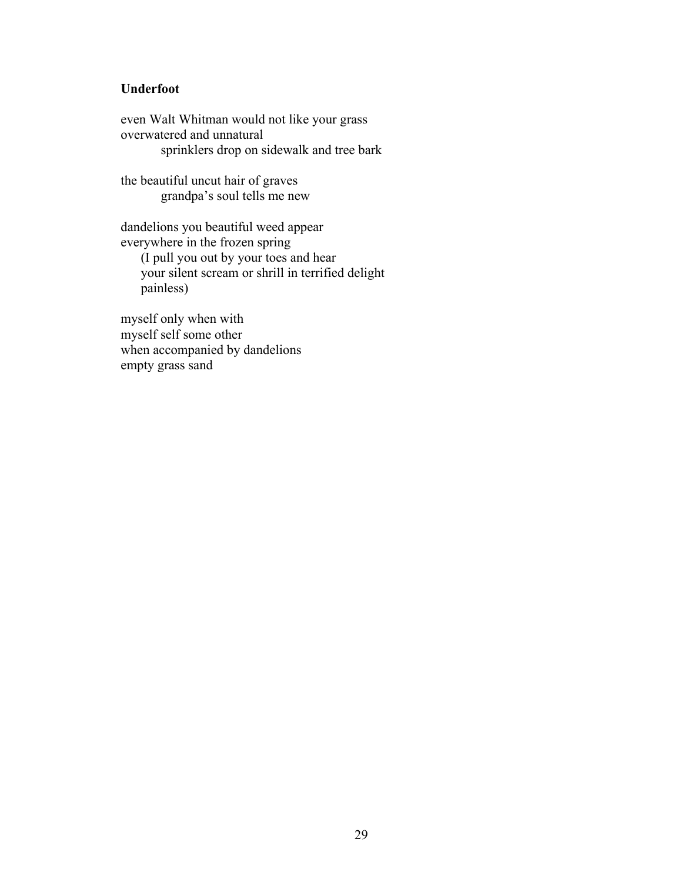**Underfoot**

even Walt Whitman would not like your grass  
overwatered and unnatural  
&nbsp;&nbsp;&nbsp;&nbsp;&nbsp;&nbsp;&nbsp;&nbsp;&nbsp;&nbsp;sprinklers drop on sidewalk and tree bark

the beautiful uncut hair of graves  
&nbsp;&nbsp;&nbsp;&nbsp;&nbsp;&nbsp;&nbsp;&nbsp;&nbsp;&nbsp;grandpa's soul tells me new

dandelions you beautiful weed appear  
everywhere in the frozen spring  
&nbsp;&nbsp;&nbsp;&nbsp;&nbsp;(I pull you out by your toes and hear  
&nbsp;&nbsp;&nbsp;&nbsp;&nbsp;your silent scream or shrill in terrified delight  
&nbsp;&nbsp;&nbsp;&nbsp;&nbsp;painless)

myself only when with  
myself self some other  
when accompanied by dandelions  
empty grass sand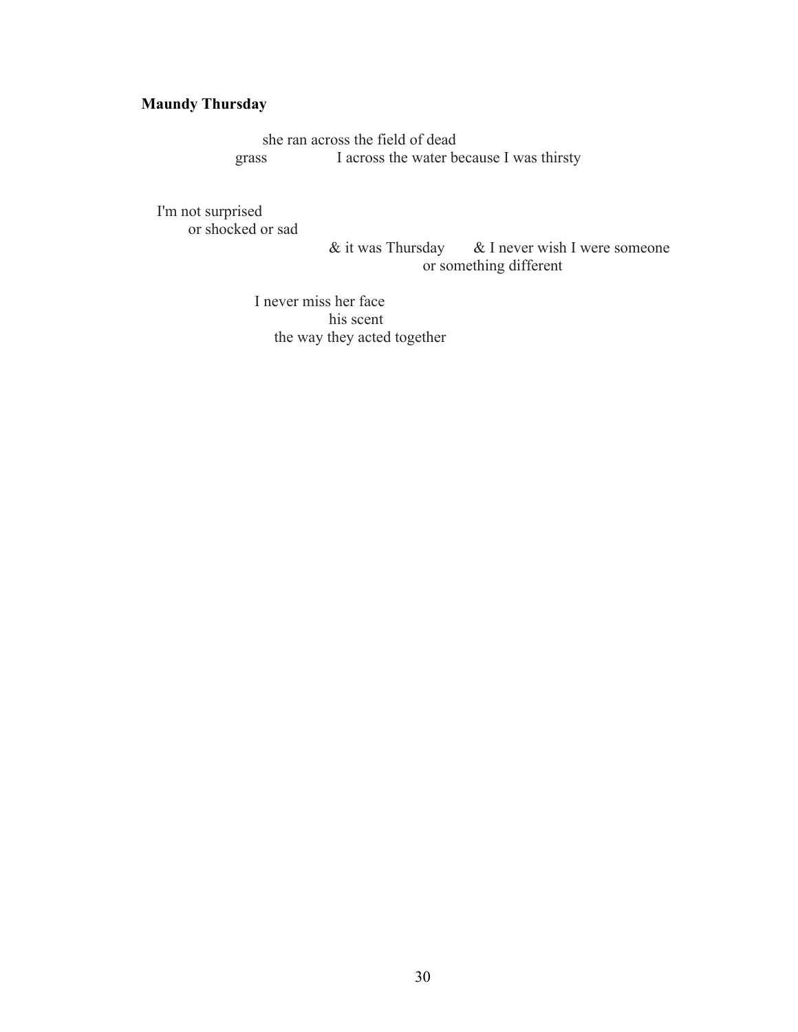**Maundy Thursday**

she ran across the field of dead
grass                    I across the water because I was thirsty

I'm not surprised
or shocked or sad
& it was Thursday        & I never wish I were someone
or something different

I never miss her face
his scent
the way they acted together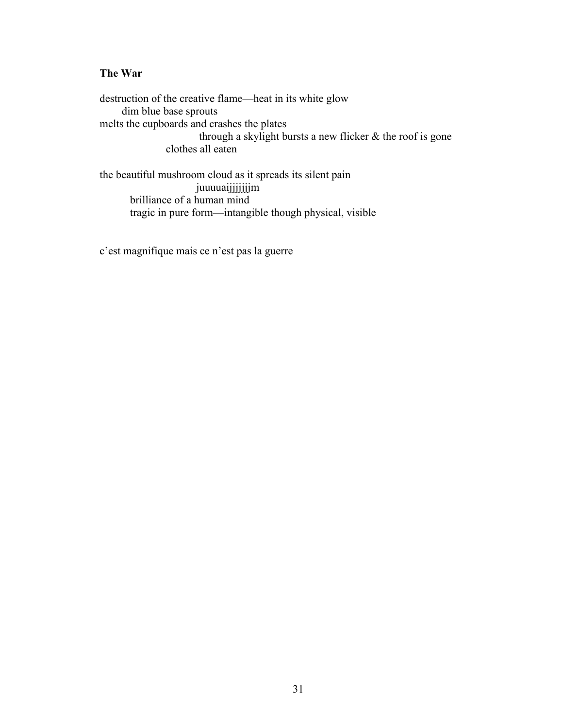**The War**

destruction of the creative flame—heat in its white glow
       dim blue base sprouts
melts the cupboards and crashes the plates
                              through a skylight bursts a new flicker & the roof is gone
                    clothes all eaten

the beautiful mushroom cloud as it spreads its silent pain
                         juuuuaijjjjjjjm
         brilliance of a human mind
         tragic in pure form—intangible though physical, visible

c'est magnifique mais ce n'est pas la guerre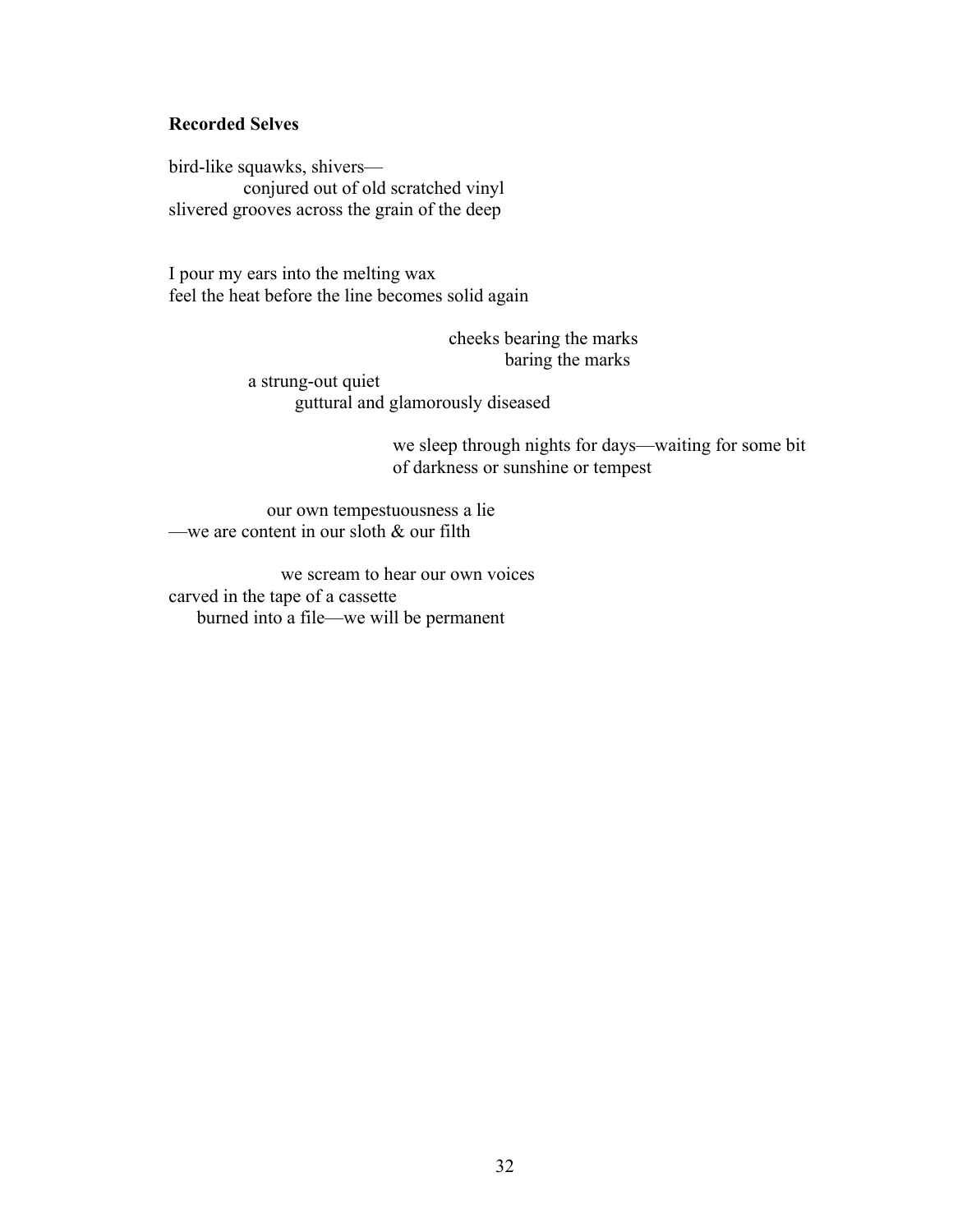**Recorded Selves**

bird-like squawks, shivers—
conjured out of old scratched vinyl
slivered grooves across the grain of the deep

I pour my ears into the melting wax
feel the heat before the line becomes solid again

cheeks bearing the marks
baring the marks

a strung-out quiet
guttural and glamorously diseased

we sleep through nights for days—waiting for some bit
of darkness or sunshine or tempest

our own tempestuousness a lie
—we are content in our sloth & our filth

we scream to hear our own voices
carved in the tape of a cassette
burned into a file—we will be permanent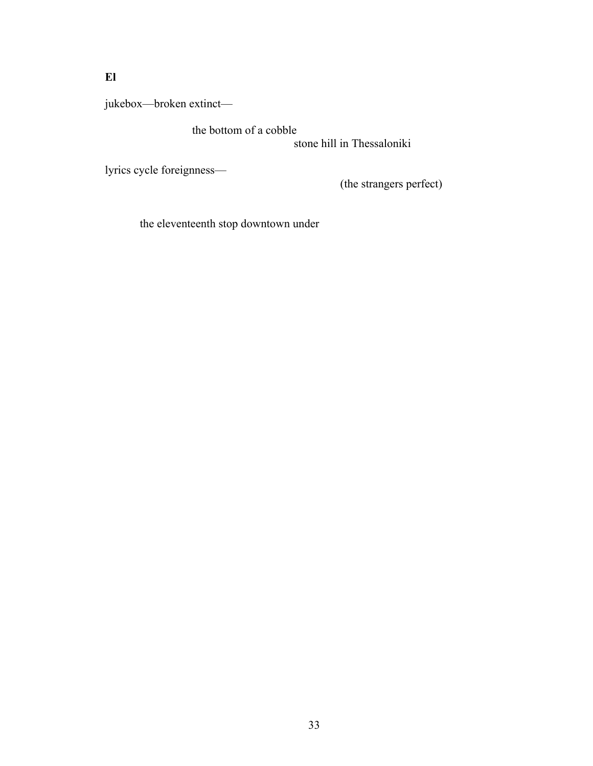**El**

jukebox—broken extinct—

                        the bottom of a cobble
                                                        stone hill in Thessaloniki

lyrics cycle foreignness—
                                                                    (the strangers perfect)

          the eleventeenth stop downtown under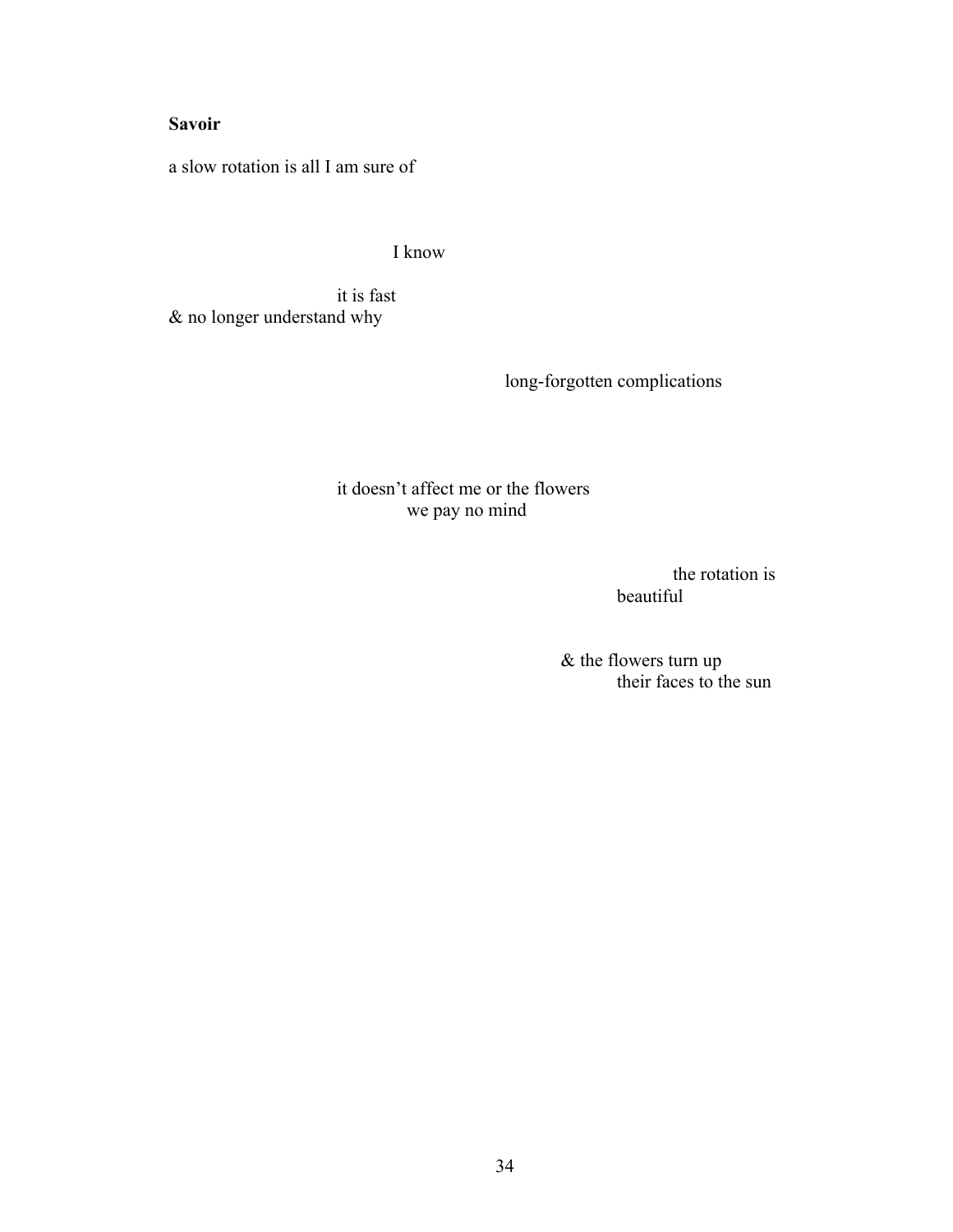**Savoir**

a slow rotation is all I am sure of

I know

it is fast
& no longer understand why

long-forgotten complications

it doesn't affect me or the flowers
we pay no mind

the rotation is
beautiful

& the flowers turn up
their faces to the sun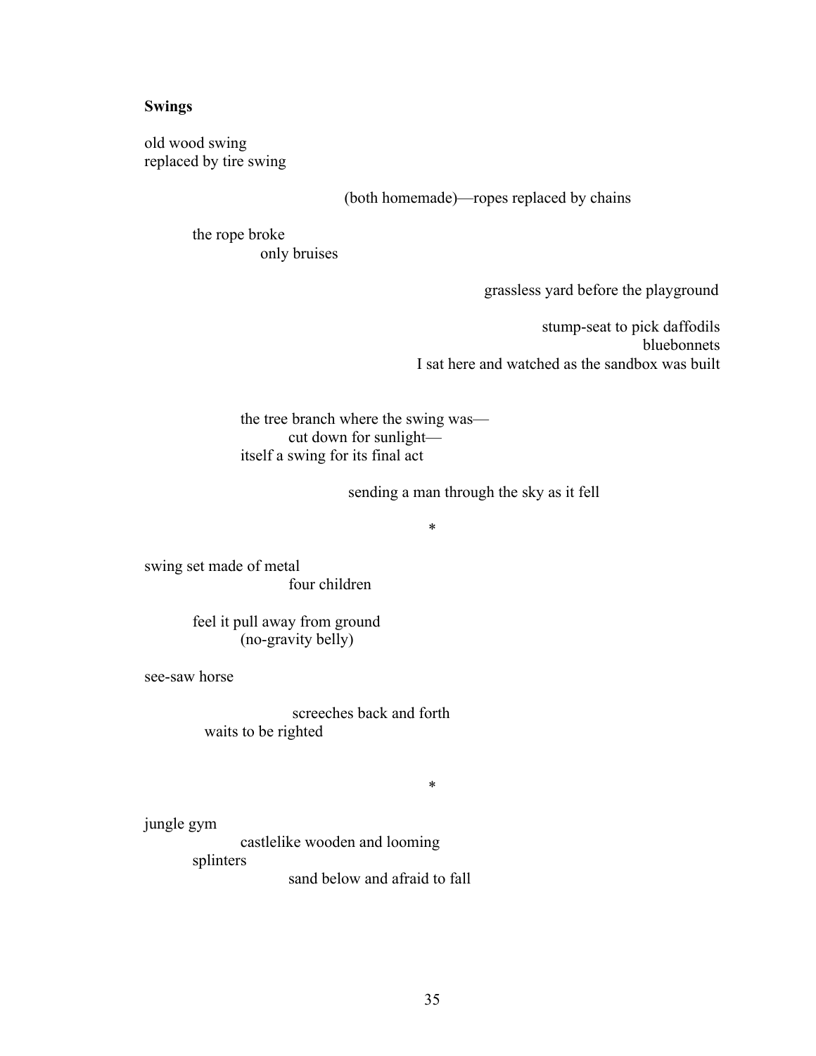**Swings**

old wood swing
replaced by tire swing

(both homemade)—ropes replaced by chains

the rope broke
only bruises

grassless yard before the playground

stump-seat to pick daffodils
bluebonnets
I sat here and watched as the sandbox was built

the tree branch where the swing was—
cut down for sunlight—
itself a swing for its final act

sending a man through the sky as it fell

*

swing set made of metal
four children

feel it pull away from ground
(no-gravity belly)

see-saw horse

screeches back and forth
waits to be righted

*

jungle gym
castlelike wooden and looming
splinters
sand below and afraid to fall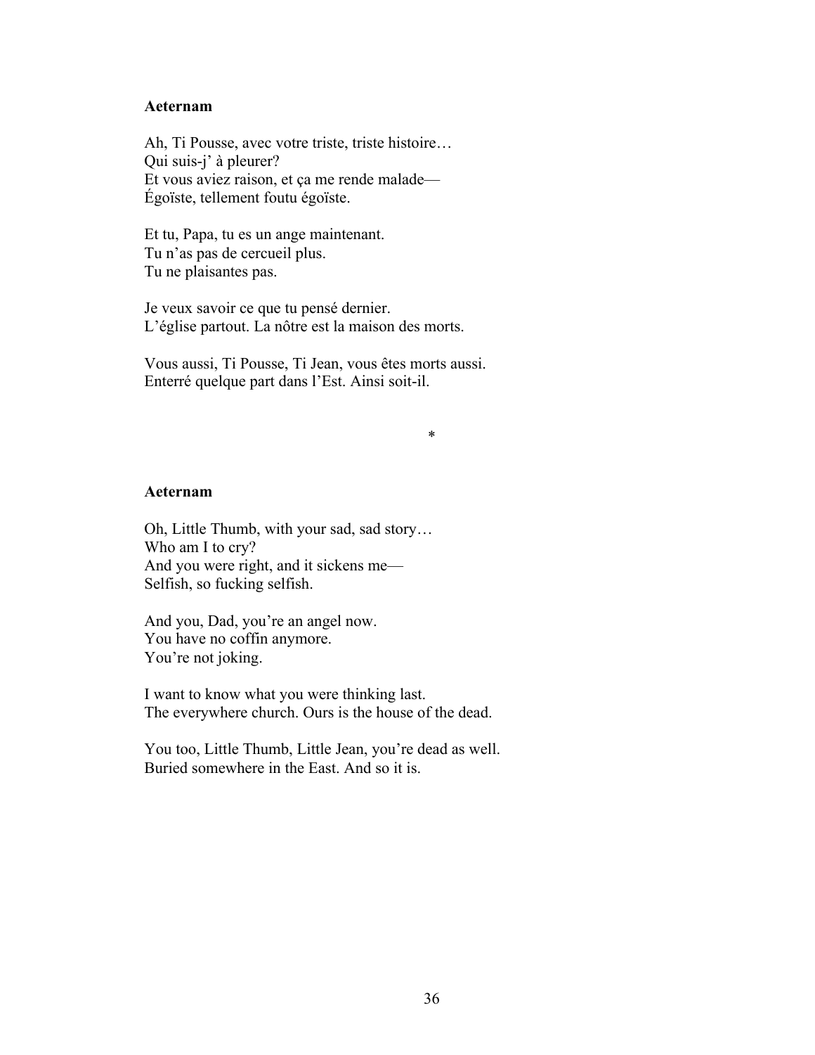**Aeternam**

Ah, Ti Pousse, avec votre triste, triste histoire…  
Qui suis-j' à pleurer?  
Et vous aviez raison, et ça me rende malade—  
Égoïste, tellement foutu égoïste.

Et tu, Papa, tu es un ange maintenant.  
Tu n'as pas de cercueil plus.  
Tu ne plaisantes pas.

Je veux savoir ce que tu pensé dernier.  
L'église partout. La nôtre est la maison des morts.

Vous aussi, Ti Pousse, Ti Jean, vous êtes morts aussi.  
Enterré quelque part dans l'Est. Ainsi soit-il.

*

**Aeternam**

Oh, Little Thumb, with your sad, sad story…  
Who am I to cry?  
And you were right, and it sickens me—  
Selfish, so fucking selfish.

And you, Dad, you're an angel now.  
You have no coffin anymore.  
You're not joking.

I want to know what you were thinking last.  
The everywhere church. Ours is the house of the dead.

You too, Little Thumb, Little Jean, you're dead as well.  
Buried somewhere in the East. And so it is.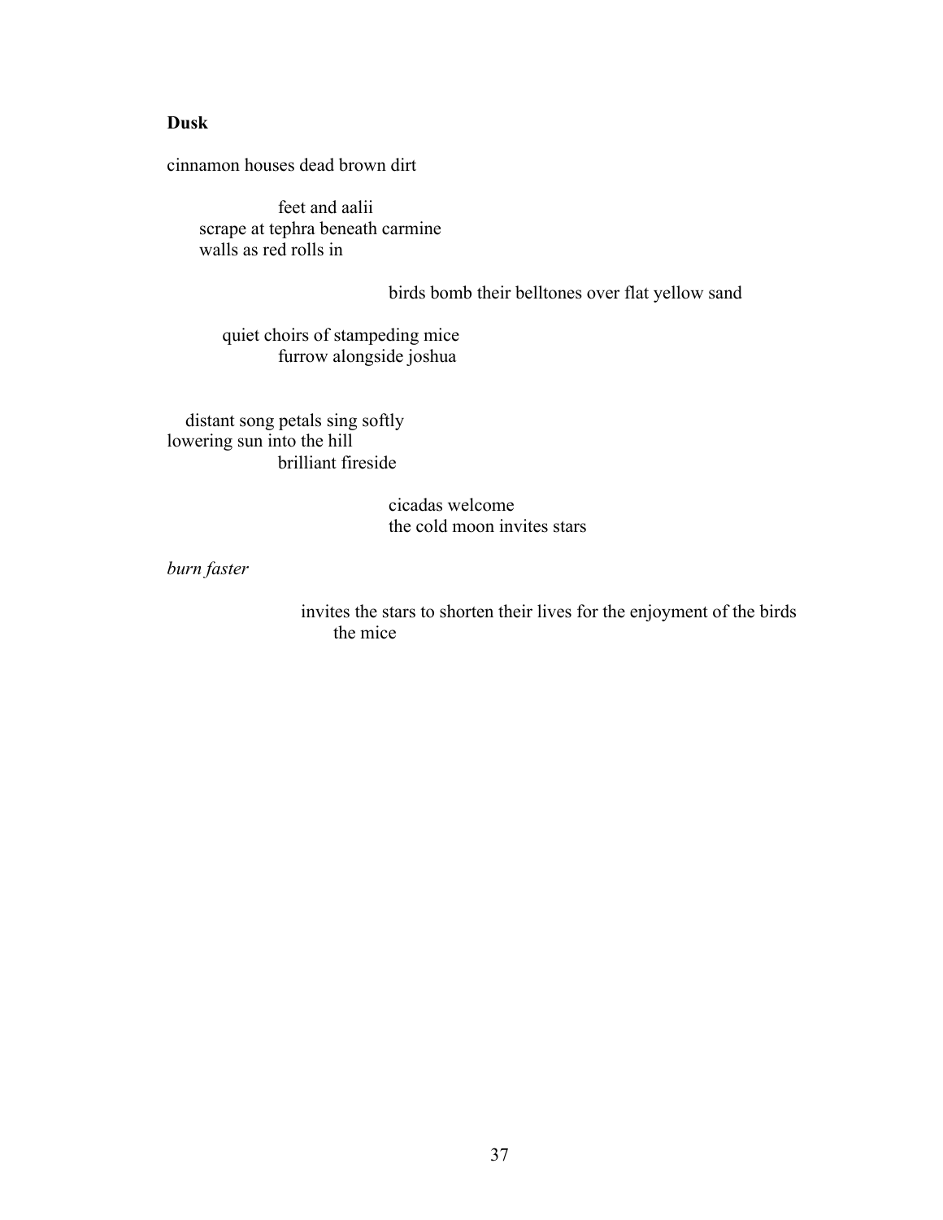**Dusk**

cinnamon houses dead brown dirt

&nbsp;&nbsp;&nbsp;&nbsp;&nbsp;&nbsp;&nbsp;&nbsp;&nbsp;&nbsp;&nbsp;&nbsp;&nbsp;&nbsp;&nbsp;&nbsp;feet and aalii  
&nbsp;&nbsp;&nbsp;&nbsp;&nbsp;&nbsp;scrape at tephra beneath carmine  
&nbsp;&nbsp;&nbsp;&nbsp;&nbsp;&nbsp;walls as red rolls in

&nbsp;&nbsp;&nbsp;&nbsp;&nbsp;&nbsp;&nbsp;&nbsp;&nbsp;&nbsp;&nbsp;&nbsp;&nbsp;&nbsp;&nbsp;&nbsp;&nbsp;&nbsp;&nbsp;&nbsp;&nbsp;&nbsp;&nbsp;&nbsp;&nbsp;&nbsp;&nbsp;&nbsp;&nbsp;&nbsp;&nbsp;&nbsp;birds bomb their belltones over flat yellow sand

&nbsp;&nbsp;&nbsp;&nbsp;&nbsp;&nbsp;&nbsp;&nbsp;&nbsp;&nbsp;quiet choirs of stampeding mice  
&nbsp;&nbsp;&nbsp;&nbsp;&nbsp;&nbsp;&nbsp;&nbsp;&nbsp;&nbsp;&nbsp;&nbsp;&nbsp;&nbsp;&nbsp;&nbsp;furrow alongside joshua

&nbsp;&nbsp;&nbsp;distant song petals sing softly  
lowering sun into the hill  
&nbsp;&nbsp;&nbsp;&nbsp;&nbsp;&nbsp;&nbsp;&nbsp;&nbsp;&nbsp;&nbsp;&nbsp;&nbsp;&nbsp;&nbsp;&nbsp;brilliant fireside

&nbsp;&nbsp;&nbsp;&nbsp;&nbsp;&nbsp;&nbsp;&nbsp;&nbsp;&nbsp;&nbsp;&nbsp;&nbsp;&nbsp;&nbsp;&nbsp;&nbsp;&nbsp;&nbsp;&nbsp;&nbsp;&nbsp;&nbsp;&nbsp;&nbsp;&nbsp;&nbsp;&nbsp;&nbsp;&nbsp;&nbsp;&nbsp;cicadas welcome  
&nbsp;&nbsp;&nbsp;&nbsp;&nbsp;&nbsp;&nbsp;&nbsp;&nbsp;&nbsp;&nbsp;&nbsp;&nbsp;&nbsp;&nbsp;&nbsp;&nbsp;&nbsp;&nbsp;&nbsp;&nbsp;&nbsp;&nbsp;&nbsp;&nbsp;&nbsp;&nbsp;&nbsp;&nbsp;&nbsp;&nbsp;&nbsp;the cold moon invites stars

*burn faster*

&nbsp;&nbsp;&nbsp;&nbsp;&nbsp;&nbsp;&nbsp;&nbsp;&nbsp;&nbsp;&nbsp;&nbsp;&nbsp;&nbsp;&nbsp;&nbsp;&nbsp;&nbsp;&nbsp;&nbsp;invites the stars to shorten their lives for the enjoyment of the birds  
&nbsp;&nbsp;&nbsp;&nbsp;&nbsp;&nbsp;&nbsp;&nbsp;&nbsp;&nbsp;&nbsp;&nbsp;&nbsp;&nbsp;&nbsp;&nbsp;&nbsp;&nbsp;&nbsp;&nbsp;&nbsp;&nbsp;&nbsp;&nbsp;the mice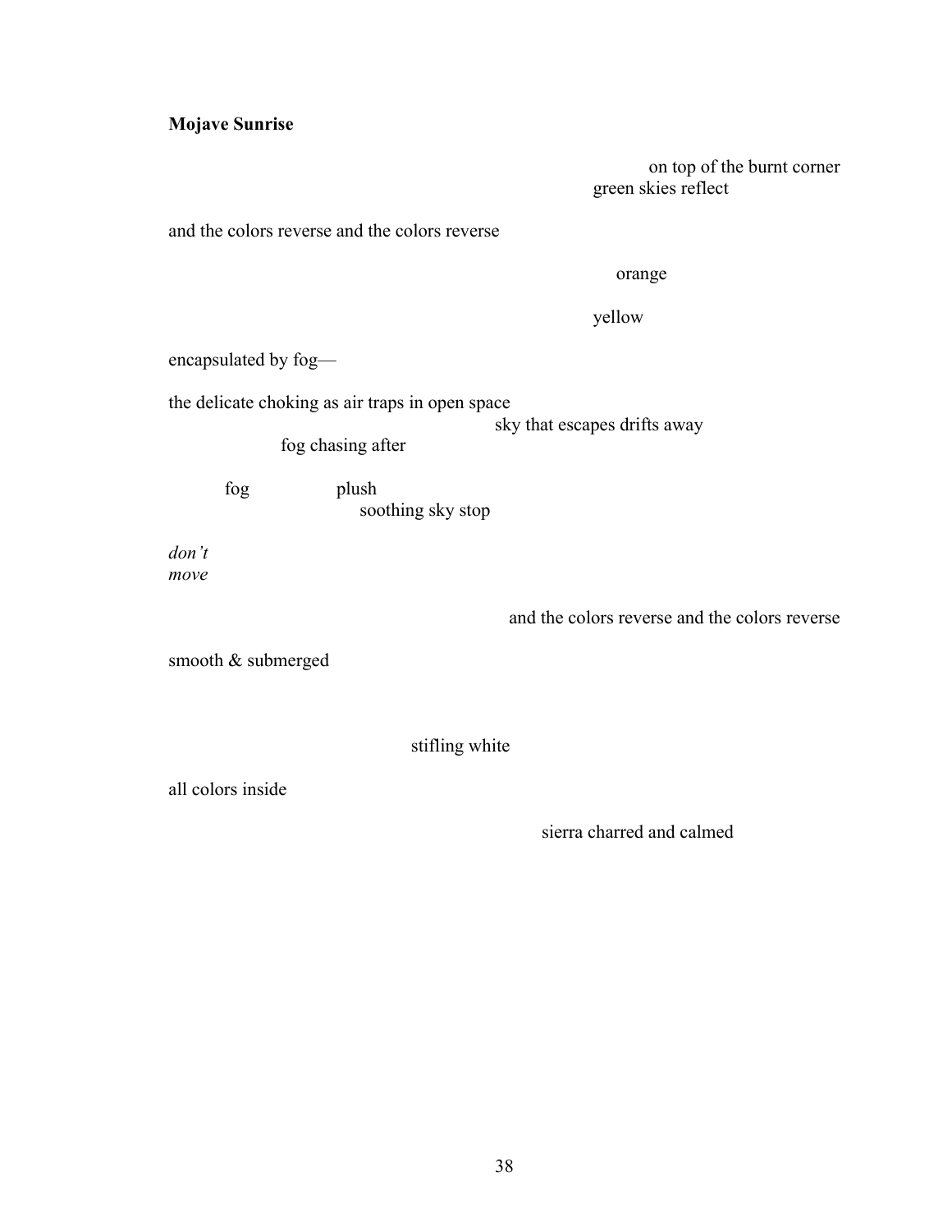**Mojave Sunrise**

on top of the burnt corner
green skies reflect

and the colors reverse and the colors reverse

orange

yellow

encapsulated by fog—

the delicate choking as air traps in open space
sky that escapes drifts away
fog chasing after

fog plush
soothing sky stop

*don't*
*move*

and the colors reverse and the colors reverse

smooth & submerged

stifling white

all colors inside

sierra charred and calmed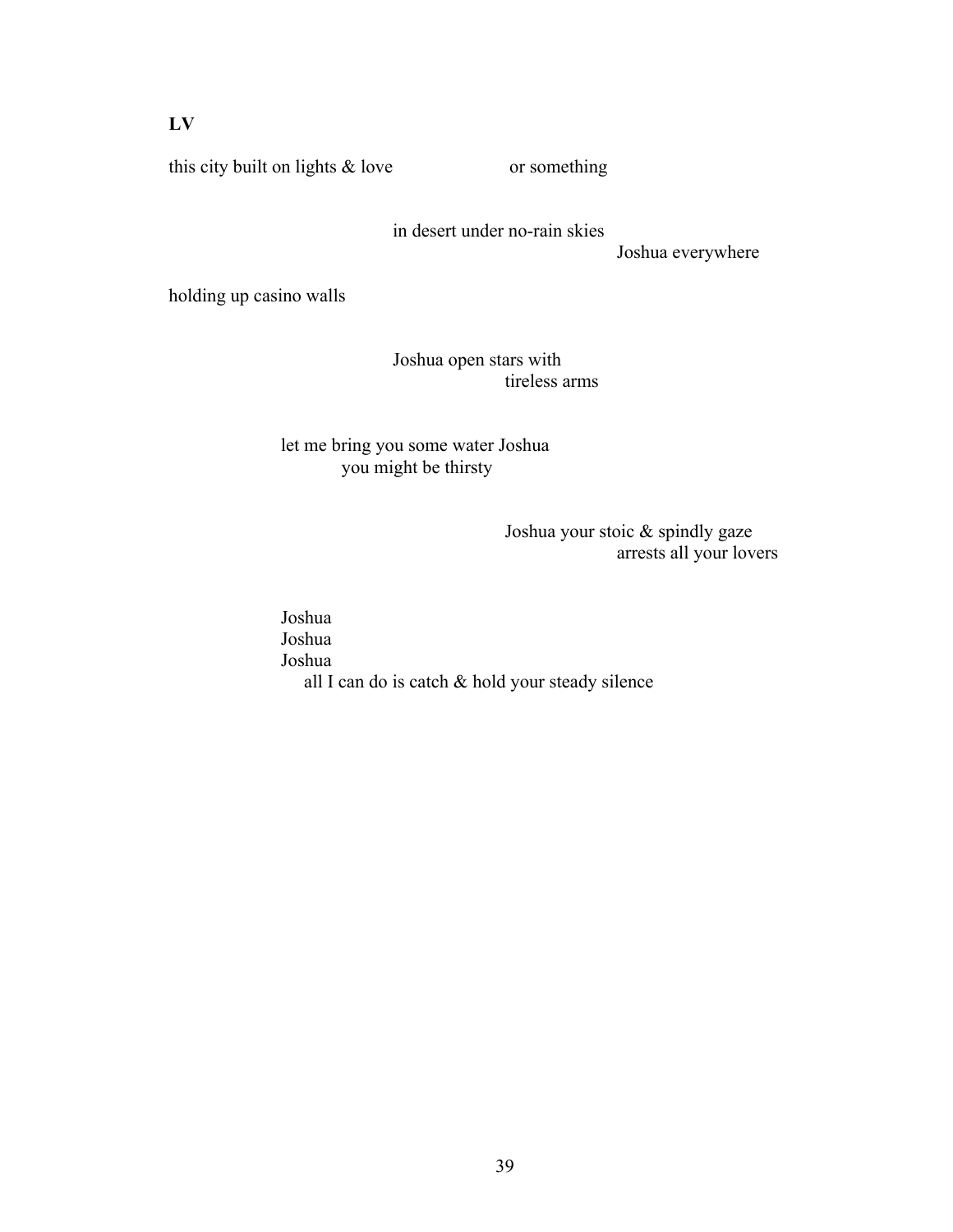**LV**

this city built on lights & love                    or something

in desert under no-rain skies
Joshua everywhere

holding up casino walls

Joshua open stars with
tireless arms

let me bring you some water Joshua
you might be thirsty

Joshua your stoic & spindly gaze
arrests all your lovers

Joshua
Joshua
Joshua
all I can do is catch & hold your steady silence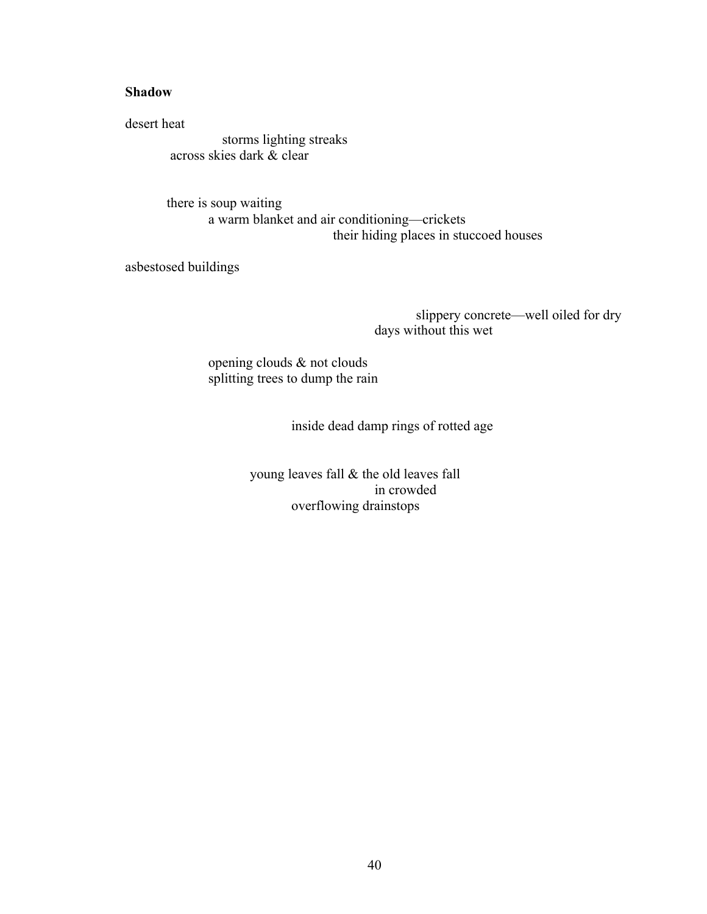**Shadow**

desert heat
&nbsp;&nbsp;&nbsp;&nbsp;&nbsp;&nbsp;&nbsp;&nbsp;&nbsp;&nbsp;&nbsp;&nbsp;&nbsp;&nbsp;&nbsp;&nbsp;&nbsp;&nbsp;&nbsp;&nbsp;&nbsp;&nbsp;storms lighting streaks
&nbsp;&nbsp;&nbsp;&nbsp;&nbsp;&nbsp;&nbsp;&nbsp;&nbsp;&nbsp;&nbsp;&nbsp;across skies dark & clear

&nbsp;&nbsp;&nbsp;&nbsp;&nbsp;&nbsp;&nbsp;&nbsp;&nbsp;&nbsp;&nbsp;there is soup waiting
&nbsp;&nbsp;&nbsp;&nbsp;&nbsp;&nbsp;&nbsp;&nbsp;&nbsp;&nbsp;&nbsp;&nbsp;&nbsp;&nbsp;&nbsp;&nbsp;&nbsp;&nbsp;&nbsp;&nbsp;&nbsp;&nbsp;a warm blanket and air conditioning—crickets
&nbsp;&nbsp;&nbsp;&nbsp;&nbsp;&nbsp;&nbsp;&nbsp;&nbsp;&nbsp;&nbsp;&nbsp;&nbsp;&nbsp;&nbsp;&nbsp;&nbsp;&nbsp;&nbsp;&nbsp;&nbsp;&nbsp;&nbsp;&nbsp;&nbsp;&nbsp;&nbsp;&nbsp;&nbsp;&nbsp;&nbsp;&nbsp;&nbsp;&nbsp;&nbsp;&nbsp;&nbsp;&nbsp;&nbsp;&nbsp;&nbsp;&nbsp;&nbsp;&nbsp;&nbsp;&nbsp;&nbsp;&nbsp;their hiding places in stuccoed houses

asbestosed buildings

&nbsp;&nbsp;&nbsp;&nbsp;&nbsp;&nbsp;&nbsp;&nbsp;&nbsp;&nbsp;&nbsp;&nbsp;&nbsp;&nbsp;&nbsp;&nbsp;&nbsp;&nbsp;&nbsp;&nbsp;&nbsp;&nbsp;&nbsp;&nbsp;&nbsp;&nbsp;&nbsp;&nbsp;&nbsp;&nbsp;&nbsp;&nbsp;&nbsp;&nbsp;&nbsp;&nbsp;&nbsp;&nbsp;&nbsp;&nbsp;&nbsp;&nbsp;&nbsp;&nbsp;&nbsp;&nbsp;&nbsp;&nbsp;&nbsp;&nbsp;&nbsp;&nbsp;&nbsp;&nbsp;&nbsp;&nbsp;&nbsp;&nbsp;&nbsp;&nbsp;slippery concrete—well oiled for dry
&nbsp;&nbsp;&nbsp;&nbsp;&nbsp;&nbsp;&nbsp;&nbsp;&nbsp;&nbsp;&nbsp;&nbsp;&nbsp;&nbsp;&nbsp;&nbsp;&nbsp;&nbsp;&nbsp;&nbsp;&nbsp;&nbsp;&nbsp;&nbsp;&nbsp;&nbsp;&nbsp;&nbsp;&nbsp;&nbsp;&nbsp;&nbsp;&nbsp;&nbsp;&nbsp;&nbsp;&nbsp;&nbsp;&nbsp;&nbsp;&nbsp;&nbsp;&nbsp;&nbsp;&nbsp;&nbsp;&nbsp;&nbsp;&nbsp;&nbsp;&nbsp;&nbsp;&nbsp;&nbsp;days without this wet

&nbsp;&nbsp;&nbsp;&nbsp;&nbsp;&nbsp;&nbsp;&nbsp;&nbsp;&nbsp;&nbsp;&nbsp;&nbsp;&nbsp;&nbsp;&nbsp;&nbsp;&nbsp;&nbsp;&nbsp;&nbsp;&nbsp;opening clouds & not clouds
&nbsp;&nbsp;&nbsp;&nbsp;&nbsp;&nbsp;&nbsp;&nbsp;&nbsp;&nbsp;&nbsp;&nbsp;&nbsp;&nbsp;&nbsp;&nbsp;&nbsp;&nbsp;&nbsp;&nbsp;&nbsp;&nbsp;splitting trees to dump the rain

&nbsp;&nbsp;&nbsp;&nbsp;&nbsp;&nbsp;&nbsp;&nbsp;&nbsp;&nbsp;&nbsp;&nbsp;&nbsp;&nbsp;&nbsp;&nbsp;&nbsp;&nbsp;&nbsp;&nbsp;&nbsp;&nbsp;&nbsp;&nbsp;&nbsp;&nbsp;&nbsp;&nbsp;&nbsp;&nbsp;&nbsp;&nbsp;&nbsp;&nbsp;&nbsp;&nbsp;&nbsp;&nbsp;&nbsp;&nbsp;&nbsp;&nbsp;&nbsp;&nbsp;inside dead damp rings of rotted age

&nbsp;&nbsp;&nbsp;&nbsp;&nbsp;&nbsp;&nbsp;&nbsp;&nbsp;&nbsp;&nbsp;&nbsp;&nbsp;&nbsp;&nbsp;&nbsp;&nbsp;&nbsp;&nbsp;&nbsp;&nbsp;&nbsp;&nbsp;&nbsp;&nbsp;&nbsp;&nbsp;&nbsp;&nbsp;&nbsp;&nbsp;&nbsp;&nbsp;young leaves fall & the old leaves fall
&nbsp;&nbsp;&nbsp;&nbsp;&nbsp;&nbsp;&nbsp;&nbsp;&nbsp;&nbsp;&nbsp;&nbsp;&nbsp;&nbsp;&nbsp;&nbsp;&nbsp;&nbsp;&nbsp;&nbsp;&nbsp;&nbsp;&nbsp;&nbsp;&nbsp;&nbsp;&nbsp;&nbsp;&nbsp;&nbsp;&nbsp;&nbsp;&nbsp;&nbsp;&nbsp;&nbsp;&nbsp;&nbsp;&nbsp;&nbsp;&nbsp;&nbsp;&nbsp;&nbsp;&nbsp;&nbsp;&nbsp;&nbsp;&nbsp;&nbsp;&nbsp;&nbsp;&nbsp;&nbsp;in crowded
&nbsp;&nbsp;&nbsp;&nbsp;&nbsp;&nbsp;&nbsp;&nbsp;&nbsp;&nbsp;&nbsp;&nbsp;&nbsp;&nbsp;&nbsp;&nbsp;&nbsp;&nbsp;&nbsp;&nbsp;&nbsp;&nbsp;&nbsp;&nbsp;&nbsp;&nbsp;&nbsp;&nbsp;&nbsp;&nbsp;&nbsp;&nbsp;&nbsp;&nbsp;&nbsp;&nbsp;&nbsp;&nbsp;&nbsp;&nbsp;&nbsp;&nbsp;&nbsp;&nbsp;overflowing drainstops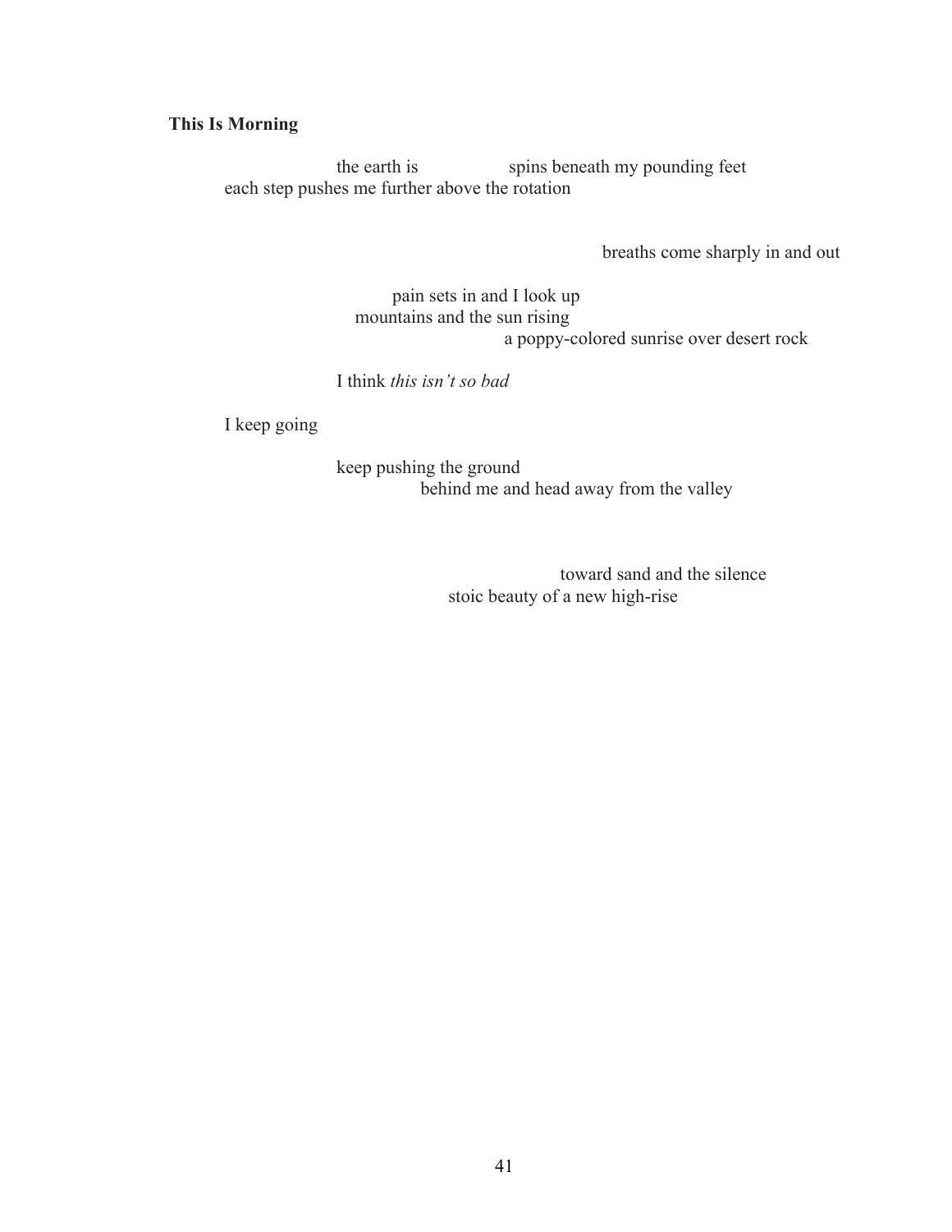**This Is Morning**

the earth is spins beneath my pounding feet
each step pushes me further above the rotation

breaths come sharply in and out

pain sets in and I look up
mountains and the sun rising
a poppy-colored sunrise over desert rock

I think *this isn’t so bad*

I keep going

keep pushing the ground
behind me and head away from the valley

toward sand and the silence
stoic beauty of a new high-rise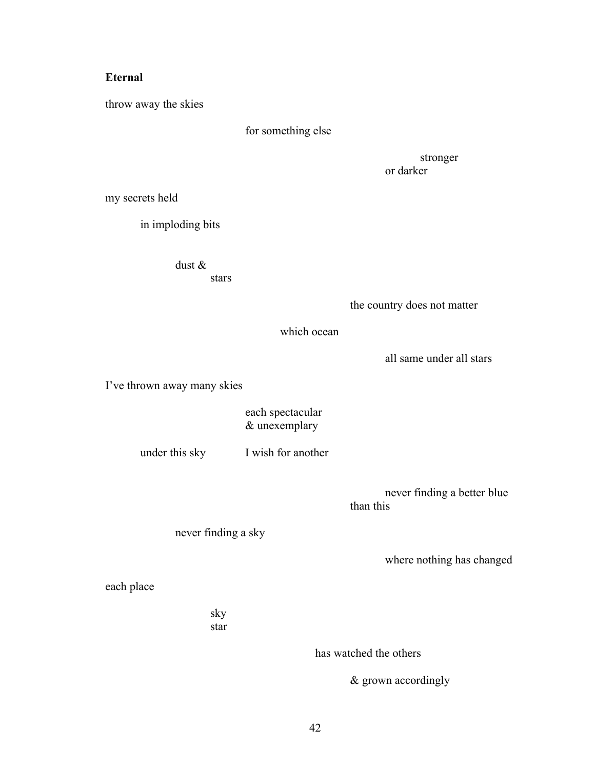**Eternal**

throw away the skies

for something else

stronger
or darker

my secrets held

in imploding bits

dust &
stars

the country does not matter

which ocean

all same under all stars

I've thrown away many skies

each spectacular
& unexemplary

under this sky I wish for another

never finding a better blue
than this

never finding a sky

where nothing has changed

each place

sky
star

has watched the others

& grown accordingly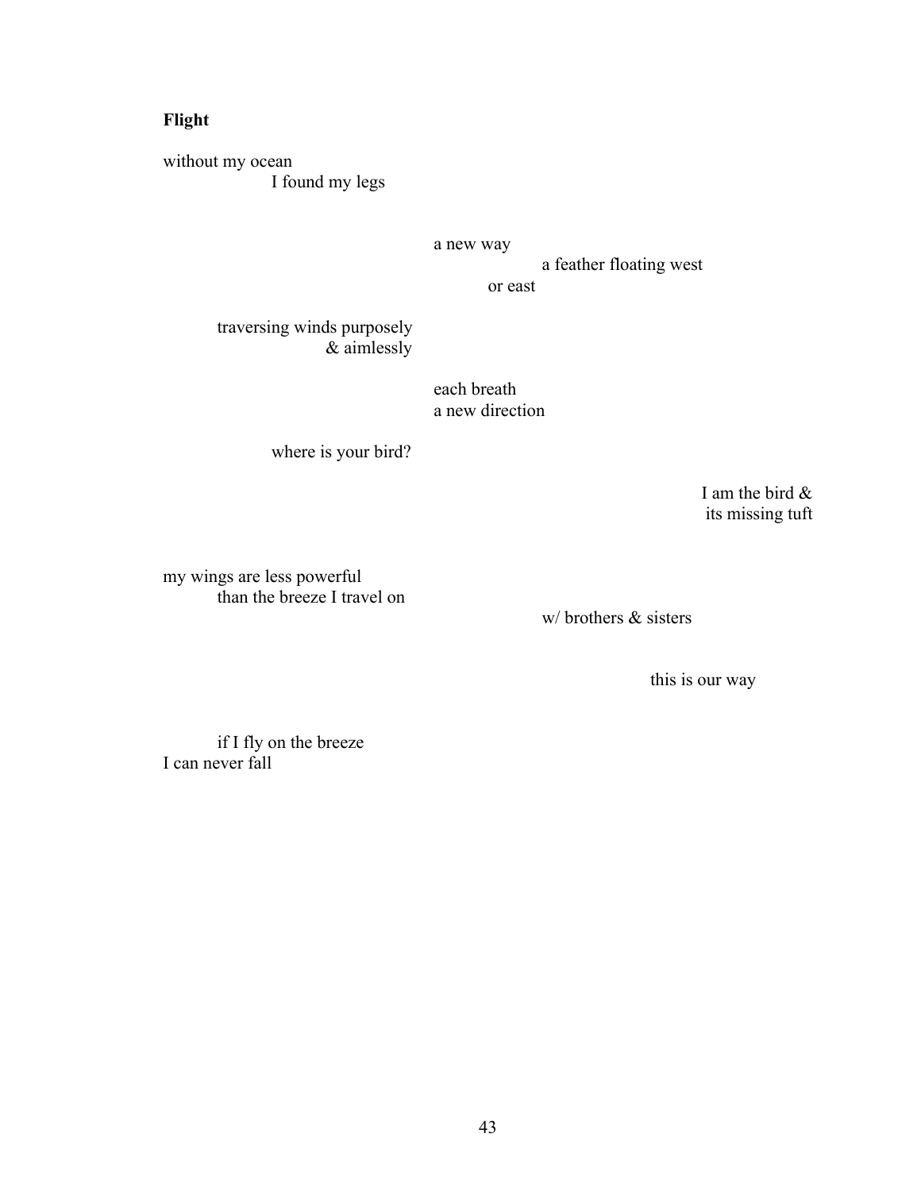**Flight**

without my ocean
I found my legs

a new way
a feather floating west
or east

traversing winds purposely
& aimlessly

each breath
a new direction

where is your bird?

I am the bird &
its missing tuft

my wings are less powerful
than the breeze I travel on

w/ brothers & sisters

this is our way

if I fly on the breeze
I can never fall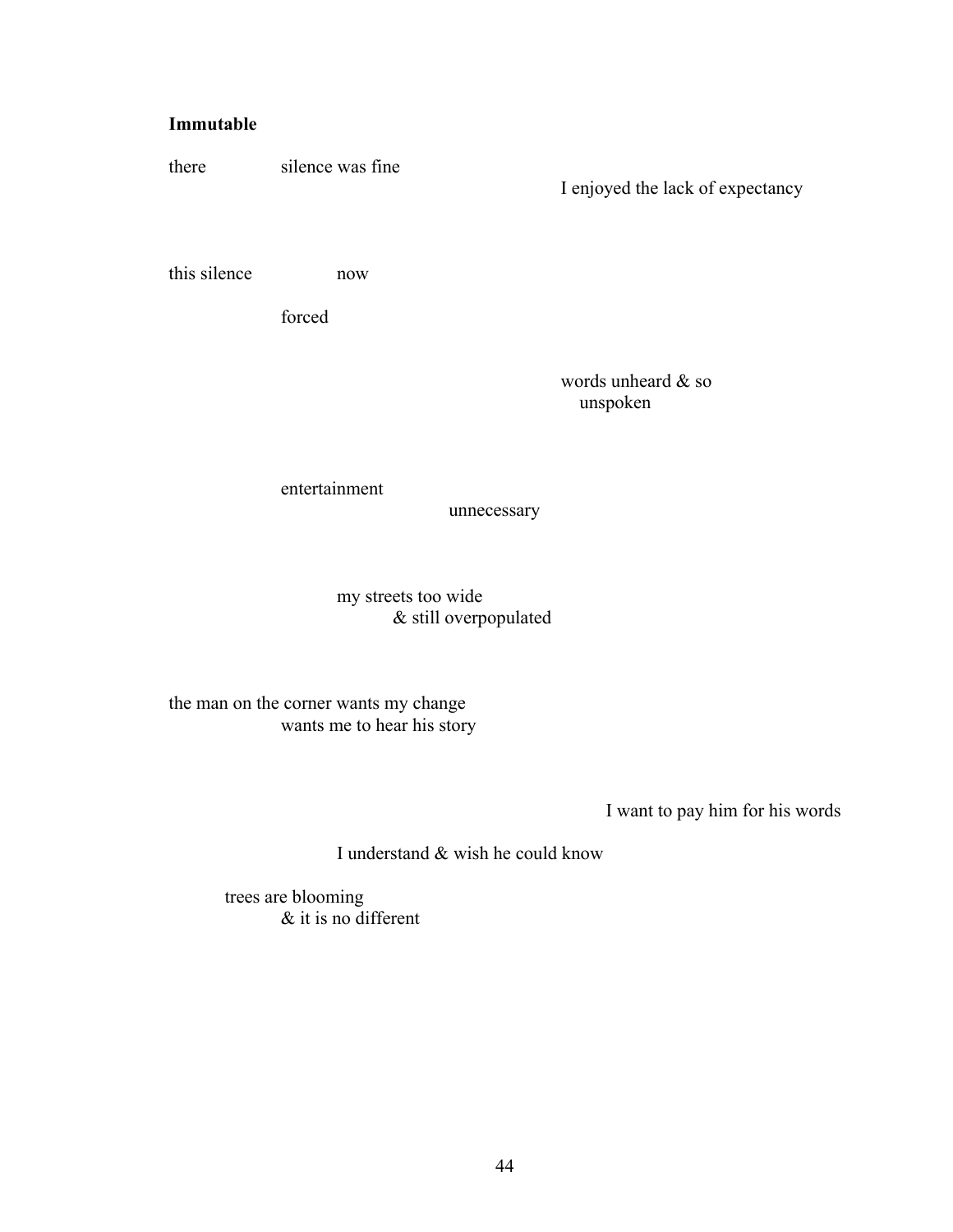**Immutable**

there silence was fine
I enjoyed the lack of expectancy

this silence now

forced

words unheard & so
unspoken

entertainment
unnecessary

my streets too wide
& still overpopulated

the man on the corner wants my change
wants me to hear his story

I want to pay him for his words

I understand & wish he could know

trees are blooming
& it is no different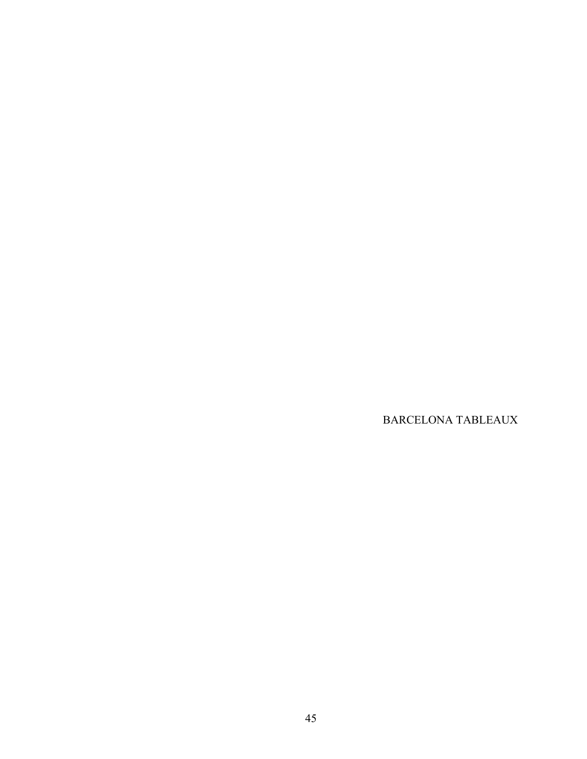# BARCELONA TABLEAUX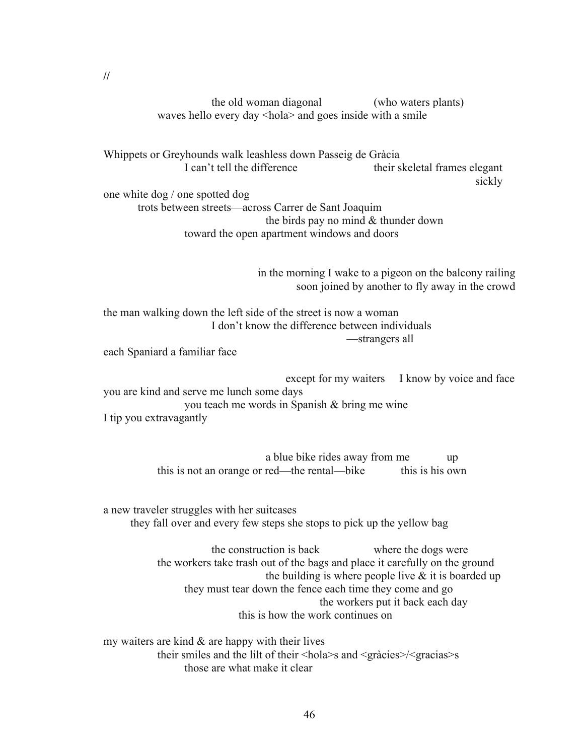//

the old woman diagonal (who waters plants)
waves hello every day <hola> and goes inside with a smile

Whippets or Greyhounds walk leashless down Passeig de Gràcia
I can't tell the difference their skeletal frames elegant
sickly

one white dog / one spotted dog
trots between streets—across Carrer de Sant Joaquim
the birds pay no mind & thunder down
toward the open apartment windows and doors

in the morning I wake to a pigeon on the balcony railing
soon joined by another to fly away in the crowd

the man walking down the left side of the street is now a woman
I don't know the difference between individuals
—strangers all
each Spaniard a familiar face

except for my waiters I know by voice and face
you are kind and serve me lunch some days
you teach me words in Spanish & bring me wine
I tip you extravagantly

a blue bike rides away from me up
this is not an orange or red—the rental—bike this is his own

a new traveler struggles with her suitcases
they fall over and every few steps she stops to pick up the yellow bag

the construction is back where the dogs were
the workers take trash out of the bags and place it carefully on the ground
the building is where people live & it is boarded up
they must tear down the fence each time they come and go
the workers put it back each day
this is how the work continues on

my waiters are kind & are happy with their lives
their smiles and the lilt of their <hola>s and <gràcies>/<gracias>s
those are what make it clear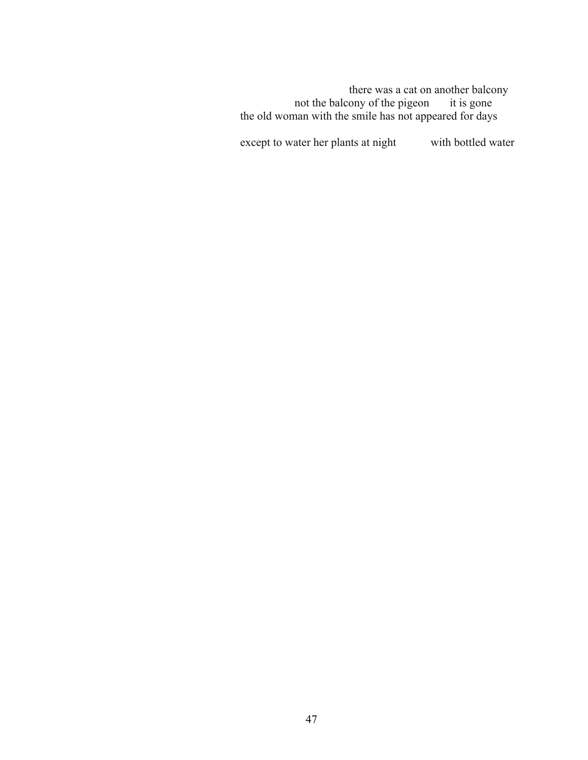there was a cat on another balcony
not the balcony of the pigeon  it is gone
the old woman with the smile has not appeared for days

except to water her plants at night  with bottled water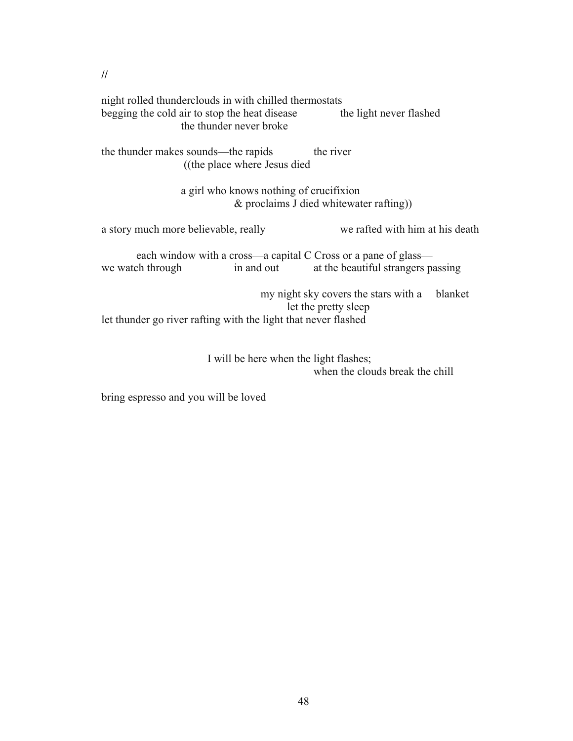//

night rolled thunderclouds in with chilled thermostats
begging the cold air to stop the heat disease            the light never flashed
                        the thunder never broke

the thunder makes sounds—the rapids            the river
                        ((the place where Jesus died

                        a girl who knows nothing of crucifixion
                                        & proclaims J died whitewater rafting))

a story much more believable, really                        we rafted with him at his death

          each window with a cross—a capital C Cross or a pane of glass—
we watch through                in and out            at the beautiful strangers passing

                                                my night sky covers the stars with a     blanket
                                                        let the pretty sleep
let thunder go river rafting with the light that never flashed

                                I will be here when the light flashes;
                                                        when the clouds break the chill

bring espresso and you will be loved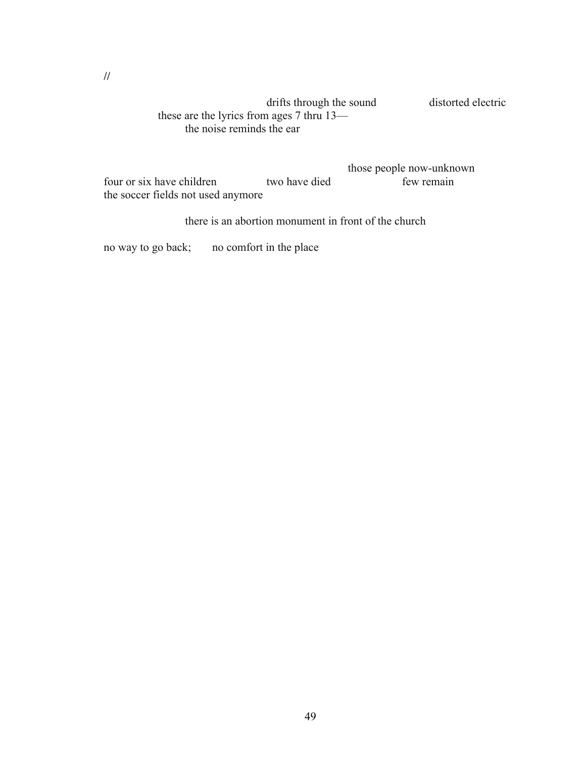//

drifts through the sound          distorted electric
these are the lyrics from ages 7 thru 13—
the noise reminds the ear

those people now-unknown
four or six have children          two have died          few remain
the soccer fields not used anymore

there is an abortion monument in front of the church

no way to go back;     no comfort in the place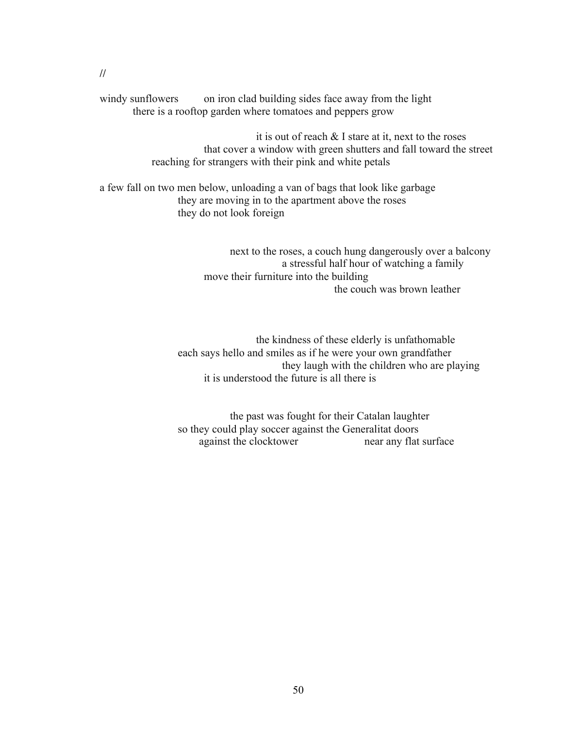//

windy sunflowers        on iron clad building sides face away from the light
there is a rooftop garden where tomatoes and peppers grow

it is out of reach & I stare at it, next to the roses
that cover a window with green shutters and fall toward the street
reaching for strangers with their pink and white petals

a few fall on two men below, unloading a van of bags that look like garbage
they are moving in to the apartment above the roses
they do not look foreign

next to the roses, a couch hung dangerously over a balcony
a stressful half hour of watching a family
move their furniture into the building
the couch was brown leather

the kindness of these elderly is unfathomable
each says hello and smiles as if he were your own grandfather
they laugh with the children who are playing
it is understood the future is all there is

the past was fought for their Catalan laughter
so they could play soccer against the Generalitat doors
against the clocktower        near any flat surface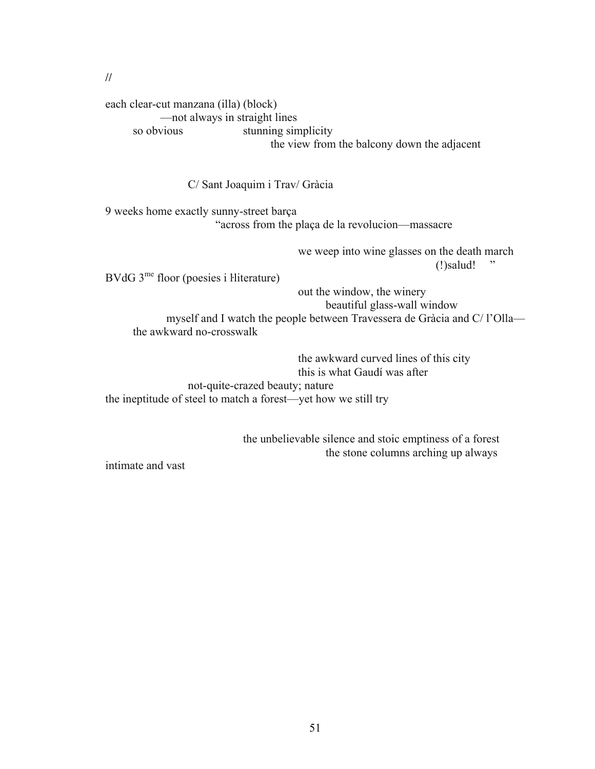//

each clear-cut manzana (illa) (block)
&nbsp;&nbsp;&nbsp;&nbsp;&nbsp;&nbsp;&nbsp;&nbsp;&nbsp;&nbsp;&nbsp;&nbsp;—not always in straight lines
&nbsp;&nbsp;&nbsp;&nbsp;&nbsp;&nbsp;&nbsp;&nbsp;so obvious&nbsp;&nbsp;&nbsp;&nbsp;&nbsp;&nbsp;&nbsp;&nbsp;&nbsp;&nbsp;&nbsp;&nbsp;&nbsp;&nbsp;&nbsp;&nbsp;stunning simplicity
&nbsp;&nbsp;&nbsp;&nbsp;&nbsp;&nbsp;&nbsp;&nbsp;&nbsp;&nbsp;&nbsp;&nbsp;&nbsp;&nbsp;&nbsp;&nbsp;&nbsp;&nbsp;&nbsp;&nbsp;&nbsp;&nbsp;&nbsp;&nbsp;&nbsp;&nbsp;&nbsp;&nbsp;&nbsp;&nbsp;&nbsp;&nbsp;&nbsp;&nbsp;&nbsp;&nbsp;&nbsp;&nbsp;&nbsp;&nbsp;&nbsp;&nbsp;&nbsp;&nbsp;&nbsp;&nbsp;&nbsp;&nbsp;the view from the balcony down the adjacent

&nbsp;&nbsp;&nbsp;&nbsp;&nbsp;&nbsp;&nbsp;&nbsp;&nbsp;&nbsp;&nbsp;&nbsp;&nbsp;&nbsp;&nbsp;&nbsp;&nbsp;&nbsp;&nbsp;&nbsp;&nbsp;&nbsp;&nbsp;&nbsp;C/ Sant Joaquim i Trav/ Gràcia

9 weeks home exactly sunny-street barça
&nbsp;&nbsp;&nbsp;&nbsp;&nbsp;&nbsp;&nbsp;&nbsp;&nbsp;&nbsp;&nbsp;&nbsp;&nbsp;&nbsp;&nbsp;&nbsp;&nbsp;&nbsp;&nbsp;&nbsp;&nbsp;&nbsp;&nbsp;&nbsp;&nbsp;&nbsp;&nbsp;&nbsp;&nbsp;&nbsp;&nbsp;&nbsp;&nbsp;&nbsp;&nbsp;&nbsp;"across from the plaça de la revolucion—massacre

&nbsp;&nbsp;&nbsp;&nbsp;&nbsp;&nbsp;&nbsp;&nbsp;&nbsp;&nbsp;&nbsp;&nbsp;&nbsp;&nbsp;&nbsp;&nbsp;&nbsp;&nbsp;&nbsp;&nbsp;&nbsp;&nbsp;&nbsp;&nbsp;&nbsp;&nbsp;&nbsp;&nbsp;&nbsp;&nbsp;&nbsp;&nbsp;&nbsp;&nbsp;&nbsp;&nbsp;&nbsp;&nbsp;&nbsp;&nbsp;&nbsp;&nbsp;&nbsp;&nbsp;&nbsp;&nbsp;&nbsp;&nbsp;&nbsp;&nbsp;&nbsp;&nbsp;we weep into wine glasses on the death march
&nbsp;&nbsp;&nbsp;&nbsp;&nbsp;&nbsp;&nbsp;&nbsp;&nbsp;&nbsp;&nbsp;&nbsp;&nbsp;&nbsp;&nbsp;&nbsp;&nbsp;&nbsp;&nbsp;&nbsp;&nbsp;&nbsp;&nbsp;&nbsp;&nbsp;&nbsp;&nbsp;&nbsp;&nbsp;&nbsp;&nbsp;&nbsp;&nbsp;&nbsp;&nbsp;&nbsp;&nbsp;&nbsp;&nbsp;&nbsp;&nbsp;&nbsp;&nbsp;&nbsp;&nbsp;&nbsp;&nbsp;&nbsp;&nbsp;&nbsp;&nbsp;&nbsp;&nbsp;&nbsp;&nbsp;&nbsp;&nbsp;&nbsp;&nbsp;&nbsp;&nbsp;&nbsp;&nbsp;&nbsp;&nbsp;&nbsp;&nbsp;&nbsp;&nbsp;&nbsp;&nbsp;&nbsp;&nbsp;&nbsp;&nbsp;&nbsp;(!)salud!&nbsp;&nbsp;&nbsp;&nbsp;"
BVdG 3me floor (poesies i l·literature)
&nbsp;&nbsp;&nbsp;&nbsp;&nbsp;&nbsp;&nbsp;&nbsp;&nbsp;&nbsp;&nbsp;&nbsp;&nbsp;&nbsp;&nbsp;&nbsp;&nbsp;&nbsp;&nbsp;&nbsp;&nbsp;&nbsp;&nbsp;&nbsp;&nbsp;&nbsp;&nbsp;&nbsp;&nbsp;&nbsp;&nbsp;&nbsp;&nbsp;&nbsp;&nbsp;&nbsp;&nbsp;&nbsp;&nbsp;&nbsp;&nbsp;&nbsp;&nbsp;&nbsp;&nbsp;&nbsp;&nbsp;&nbsp;&nbsp;&nbsp;&nbsp;&nbsp;out the window, the winery
&nbsp;&nbsp;&nbsp;&nbsp;&nbsp;&nbsp;&nbsp;&nbsp;&nbsp;&nbsp;&nbsp;&nbsp;&nbsp;&nbsp;&nbsp;&nbsp;&nbsp;&nbsp;&nbsp;&nbsp;&nbsp;&nbsp;&nbsp;&nbsp;&nbsp;&nbsp;&nbsp;&nbsp;&nbsp;&nbsp;&nbsp;&nbsp;&nbsp;&nbsp;&nbsp;&nbsp;&nbsp;&nbsp;&nbsp;&nbsp;&nbsp;&nbsp;&nbsp;&nbsp;&nbsp;&nbsp;&nbsp;&nbsp;&nbsp;&nbsp;&nbsp;&nbsp;&nbsp;&nbsp;&nbsp;&nbsp;&nbsp;&nbsp;&nbsp;&nbsp;beautiful glass-wall window
&nbsp;&nbsp;&nbsp;&nbsp;&nbsp;&nbsp;&nbsp;&nbsp;&nbsp;&nbsp;&nbsp;&nbsp;&nbsp;&nbsp;&nbsp;&nbsp;myself and I watch the people between Travessera de Gràcia and C/ l'Olla—
&nbsp;&nbsp;&nbsp;&nbsp;&nbsp;&nbsp;&nbsp;&nbsp;the awkward no-crosswalk

&nbsp;&nbsp;&nbsp;&nbsp;&nbsp;&nbsp;&nbsp;&nbsp;&nbsp;&nbsp;&nbsp;&nbsp;&nbsp;&nbsp;&nbsp;&nbsp;&nbsp;&nbsp;&nbsp;&nbsp;&nbsp;&nbsp;&nbsp;&nbsp;&nbsp;&nbsp;&nbsp;&nbsp;&nbsp;&nbsp;&nbsp;&nbsp;&nbsp;&nbsp;&nbsp;&nbsp;&nbsp;&nbsp;&nbsp;&nbsp;&nbsp;&nbsp;&nbsp;&nbsp;&nbsp;&nbsp;&nbsp;&nbsp;&nbsp;&nbsp;&nbsp;&nbsp;the awkward curved lines of this city
&nbsp;&nbsp;&nbsp;&nbsp;&nbsp;&nbsp;&nbsp;&nbsp;&nbsp;&nbsp;&nbsp;&nbsp;&nbsp;&nbsp;&nbsp;&nbsp;&nbsp;&nbsp;&nbsp;&nbsp;&nbsp;&nbsp;&nbsp;&nbsp;&nbsp;&nbsp;&nbsp;&nbsp;&nbsp;&nbsp;&nbsp;&nbsp;&nbsp;&nbsp;&nbsp;&nbsp;&nbsp;&nbsp;&nbsp;&nbsp;&nbsp;&nbsp;&nbsp;&nbsp;&nbsp;&nbsp;&nbsp;&nbsp;&nbsp;&nbsp;&nbsp;&nbsp;this is what Gaudí was after
&nbsp;&nbsp;&nbsp;&nbsp;&nbsp;&nbsp;&nbsp;&nbsp;&nbsp;&nbsp;&nbsp;&nbsp;&nbsp;&nbsp;&nbsp;&nbsp;&nbsp;&nbsp;&nbsp;&nbsp;&nbsp;&nbsp;&nbsp;&nbsp;not-quite-crazed beauty; nature
the ineptitude of steel to match a forest—yet how we still try

&nbsp;&nbsp;&nbsp;&nbsp;&nbsp;&nbsp;&nbsp;&nbsp;&nbsp;&nbsp;&nbsp;&nbsp;&nbsp;&nbsp;&nbsp;&nbsp;&nbsp;&nbsp;&nbsp;&nbsp;&nbsp;&nbsp;&nbsp;&nbsp;&nbsp;&nbsp;&nbsp;&nbsp;&nbsp;&nbsp;&nbsp;&nbsp;&nbsp;&nbsp;&nbsp;&nbsp;&nbsp;&nbsp;&nbsp;&nbsp;&nbsp;&nbsp;&nbsp;&nbsp;the unbelievable silence and stoic emptiness of a forest
&nbsp;&nbsp;&nbsp;&nbsp;&nbsp;&nbsp;&nbsp;&nbsp;&nbsp;&nbsp;&nbsp;&nbsp;&nbsp;&nbsp;&nbsp;&nbsp;&nbsp;&nbsp;&nbsp;&nbsp;&nbsp;&nbsp;&nbsp;&nbsp;&nbsp;&nbsp;&nbsp;&nbsp;&nbsp;&nbsp;&nbsp;&nbsp;&nbsp;&nbsp;&nbsp;&nbsp;&nbsp;&nbsp;&nbsp;&nbsp;&nbsp;&nbsp;&nbsp;&nbsp;&nbsp;&nbsp;&nbsp;&nbsp;&nbsp;&nbsp;&nbsp;&nbsp;&nbsp;&nbsp;&nbsp;&nbsp;&nbsp;&nbsp;&nbsp;&nbsp;the stone columns arching up always
intimate and vast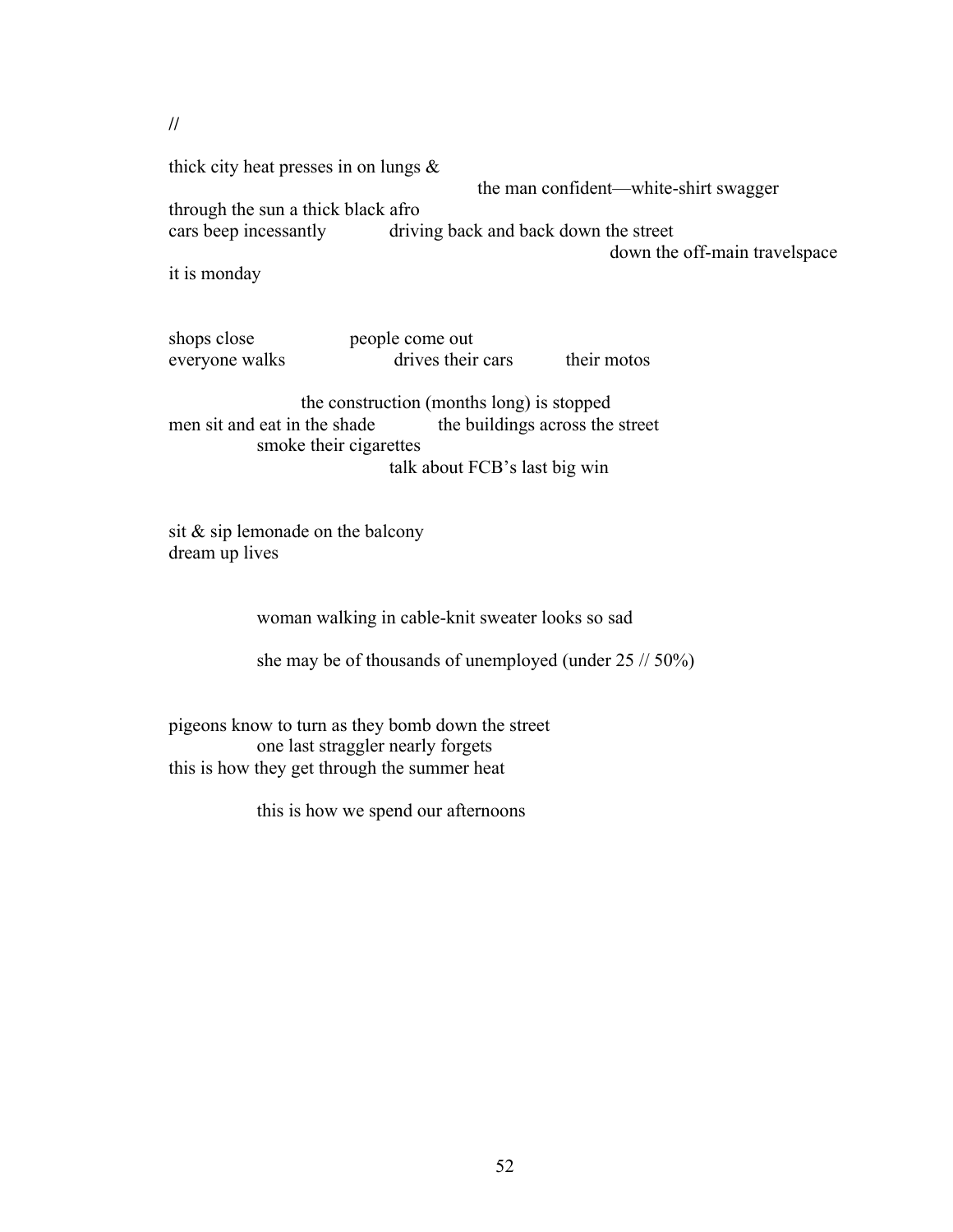//

thick city heat presses in on lungs &
                                        the man confident—white-shirt swagger
through the sun a thick black afro
cars beep incessantly        driving back and back down the street
                                                        down the off-main travelspace
it is monday

shops close        people come out
everyone walks        drives their cars        their motos

        the construction (months long) is stopped
men sit and eat in the shade        the buildings across the street
        smoke their cigarettes
                talk about FCB's last big win

sit & sip lemonade on the balcony
dream up lives

        woman walking in cable-knit sweater looks so sad

        she may be of thousands of unemployed (under 25 // 50%)

pigeons know to turn as they bomb down the street
        one last straggler nearly forgets
this is how they get through the summer heat

        this is how we spend our afternoons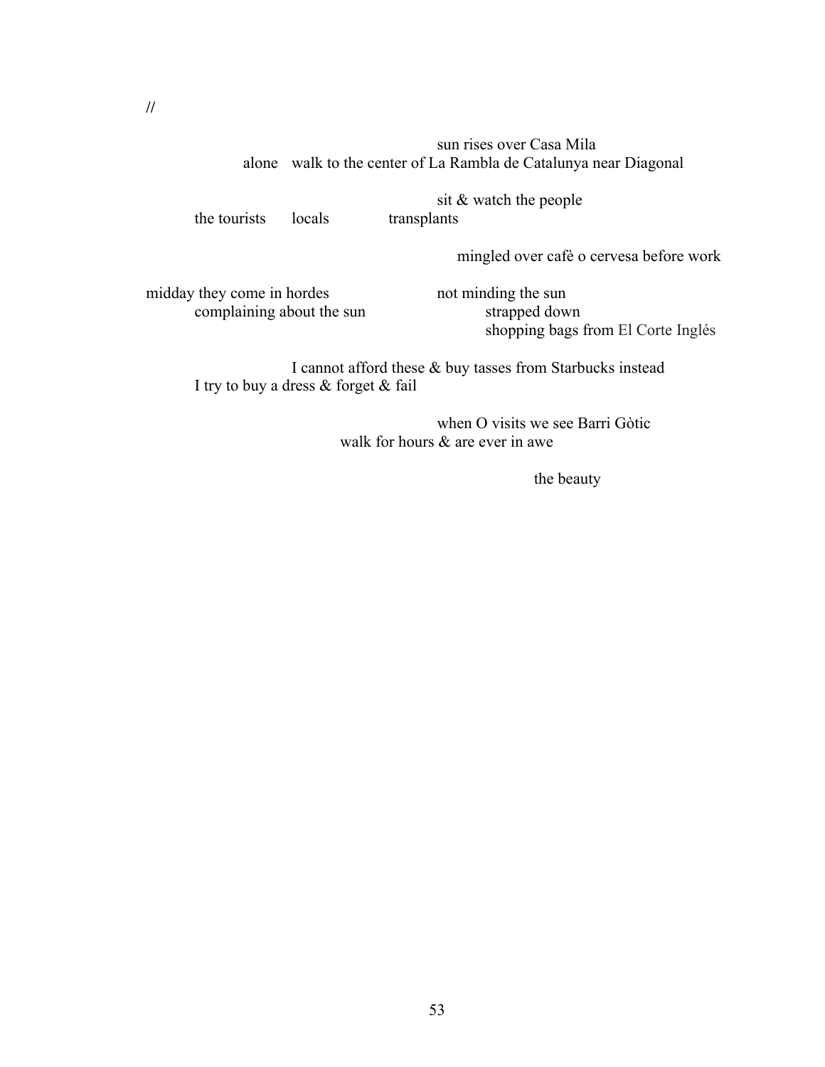//

sun rises over Casa Mila
alone   walk to the center of La Rambla de Catalunya near Diagonal

sit & watch the people
the tourists   locals   transplants

mingled over cafè o cervesa before work

midday they come in hordes   not minding the sun
complaining about the sun   strapped down
shopping bags from El Corte Inglés

I cannot afford these & buy tasses from Starbucks instead
I try to buy a dress & forget & fail

when O visits we see Barri Gòtic
walk for hours & are ever in awe

the beauty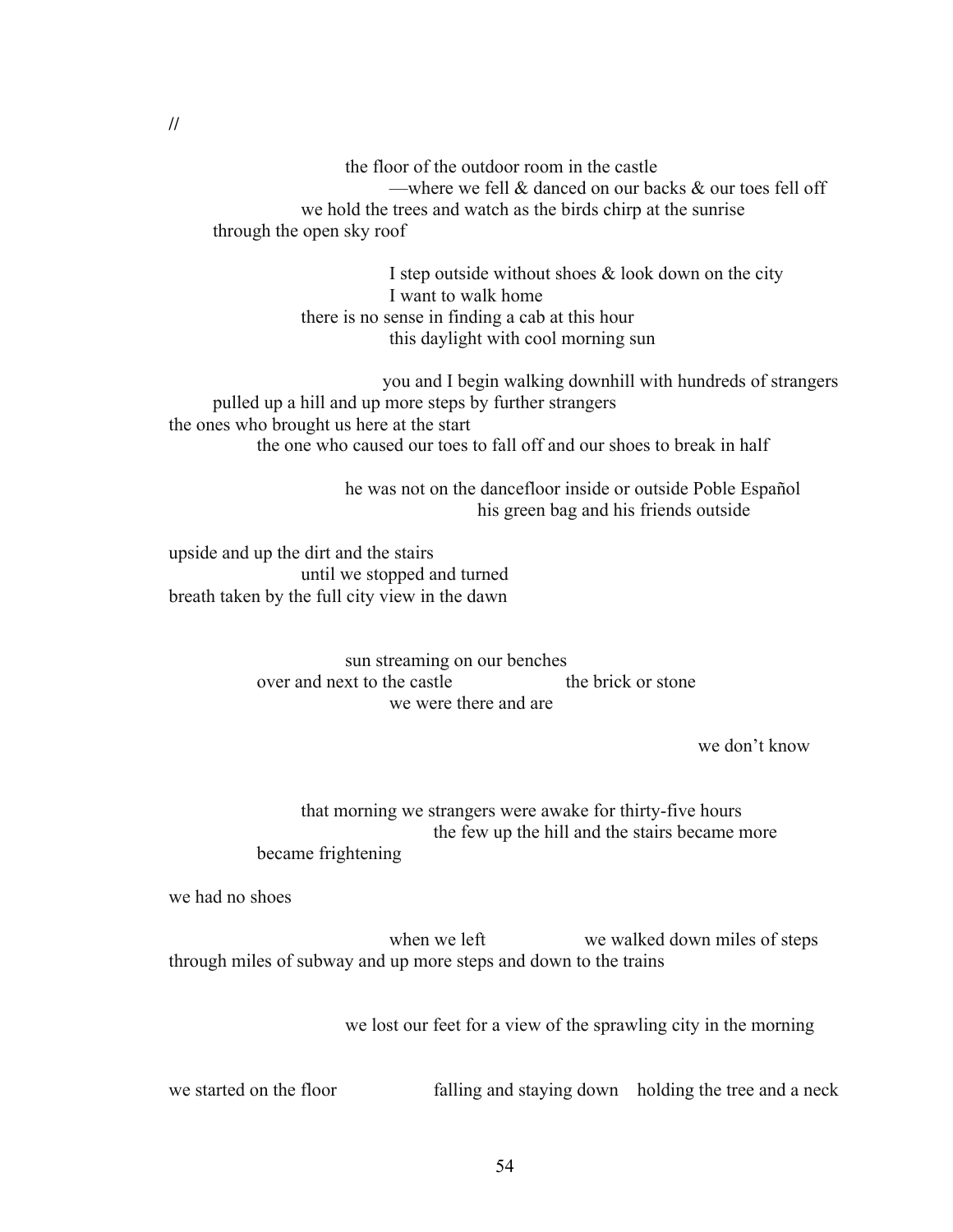//

the floor of the outdoor room in the castle
—where we fell & danced on our backs & our toes fell off
we hold the trees and watch as the birds chirp at the sunrise
through the open sky roof

I step outside without shoes & look down on the city
I want to walk home
there is no sense in finding a cab at this hour
this daylight with cool morning sun

you and I begin walking downhill with hundreds of strangers
pulled up a hill and up more steps by further strangers
the ones who brought us here at the start
the one who caused our toes to fall off and our shoes to break in half

he was not on the dancefloor inside or outside Poble Español
his green bag and his friends outside

upside and up the dirt and the stairs
until we stopped and turned
breath taken by the full city view in the dawn

sun streaming on our benches
over and next to the castle            the brick or stone
we were there and are

we don't know

that morning we strangers were awake for thirty-five hours
the few up the hill and the stairs became more
became frightening

we had no shoes

when we left            we walked down miles of steps
through miles of subway and up more steps and down to the trains

we lost our feet for a view of the sprawling city in the morning

we started on the floor            falling and staying down    holding the tree and a neck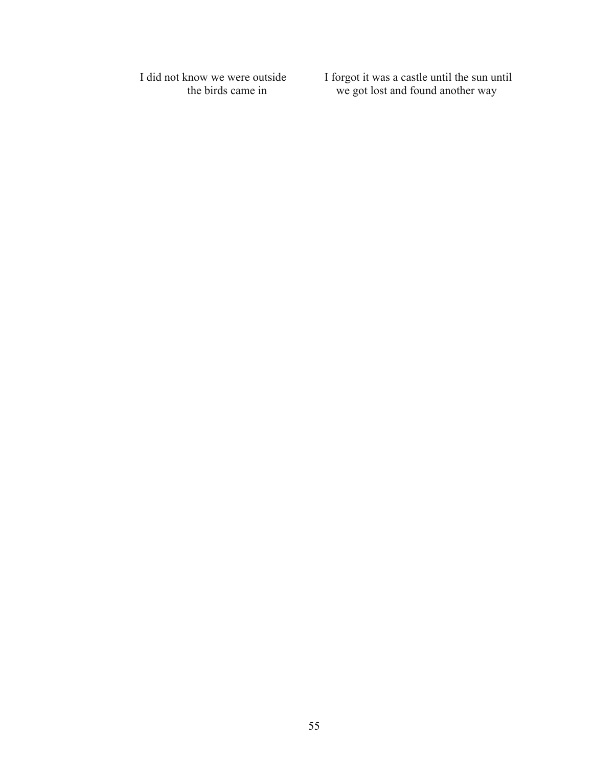I did not know we were outside
the birds came in

I forgot it was a castle until the sun until
we got lost and found another way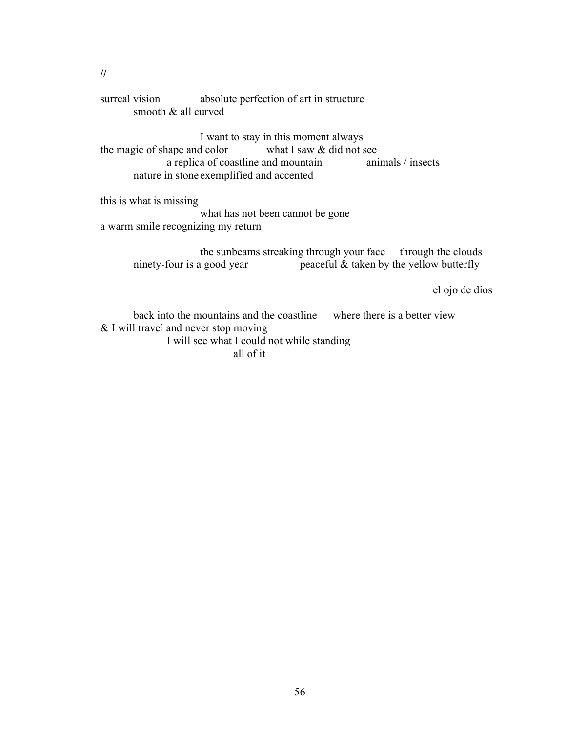//

surreal vision absolute perfection of art in structure
smooth & all curved

I want to stay in this moment always
the magic of shape and color what I saw & did not see
a replica of coastline and mountain animals / insects
nature in stone exemplified and accented

this is what is missing
what has not been cannot be gone
a warm smile recognizing my return

the sunbeams streaking through your face through the clouds
ninety-four is a good year peaceful & taken by the yellow butterfly

el ojo de dios

back into the mountains and the coastline where there is a better view
& I will travel and never stop moving
I will see what I could not while standing
all of it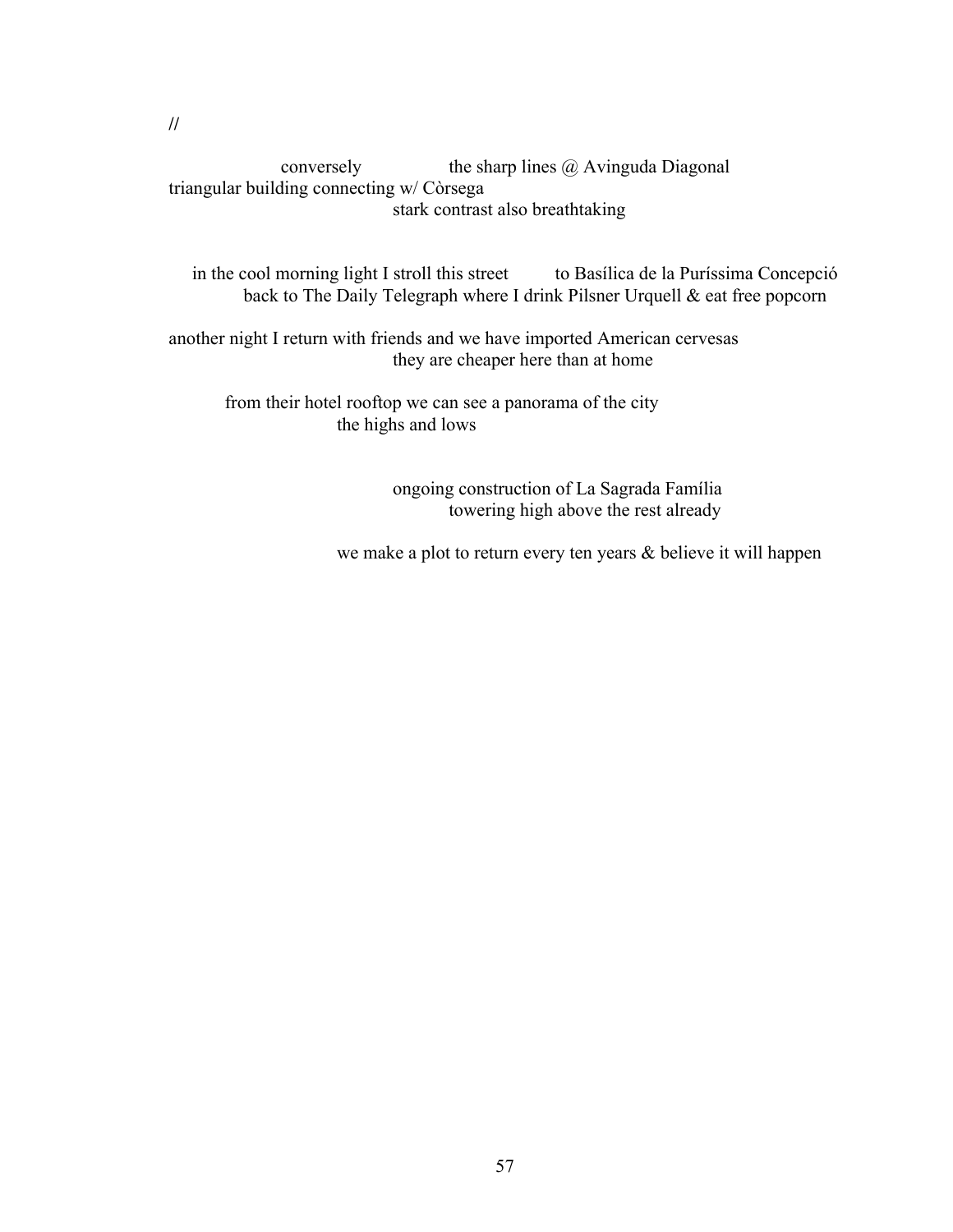//

conversely        the sharp lines @ Avinguda Diagonal
triangular building connecting w/ Còrsega
stark contrast also breathtaking

in the cool morning light I stroll this street        to Basílica de la Puríssima Concepció
back to The Daily Telegraph where I drink Pilsner Urquell & eat free popcorn

another night I return with friends and we have imported American cervesas
they are cheaper here than at home

from their hotel rooftop we can see a panorama of the city
the highs and lows

ongoing construction of La Sagrada Família
towering high above the rest already

we make a plot to return every ten years & believe it will happen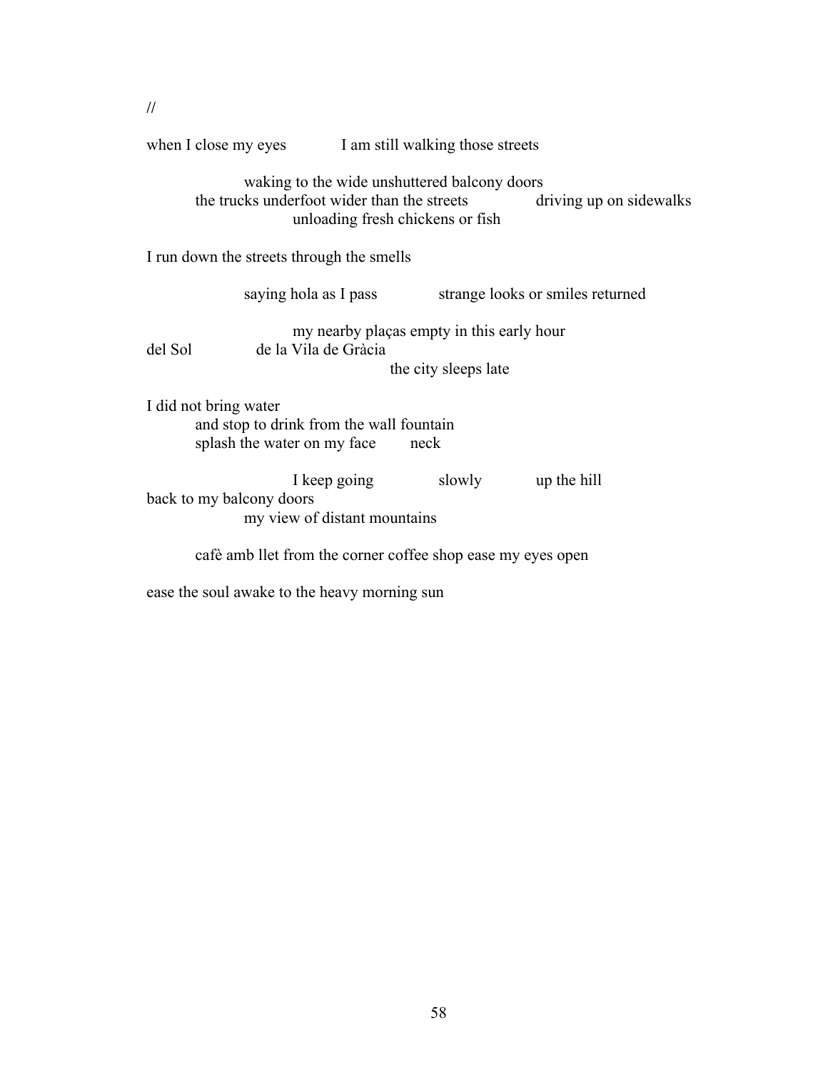//

when I close my eyes            I am still walking those streets

          waking to the wide unshuttered balcony doors
     the trucks underfoot wider than the streets            driving up on sidewalks
               unloading fresh chickens or fish

I run down the streets through the smells

          saying hola as I pass            strange looks or smiles returned

               my nearby plaças empty in this early hour
del Sol            de la Vila de Gràcia
                              the city sleeps late

I did not bring water
     and stop to drink from the wall fountain
     splash the water on my face        neck

               I keep going            slowly            up the hill
back to my balcony doors
          my view of distant mountains

     cafè amb llet from the corner coffee shop ease my eyes open

ease the soul awake to the heavy morning sun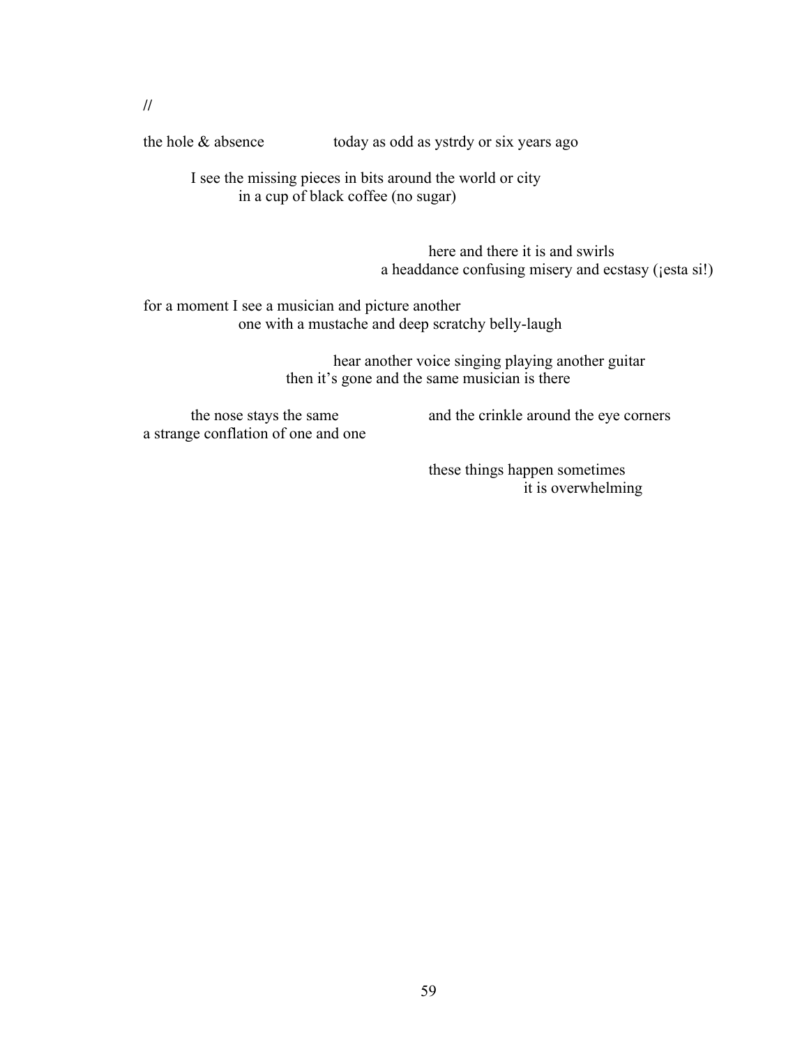//

the hole & absence                today as odd as ystrdy or six years ago

I see the missing pieces in bits around the world or city
in a cup of black coffee (no sugar)

here and there it is and swirls
a headdance confusing misery and ecstasy (¡esta si!)

for a moment I see a musician and picture another
one with a mustache and deep scratchy belly-laugh

hear another voice singing playing another guitar
then it's gone and the same musician is there

the nose stays the same                and the crinkle around the eye corners
a strange conflation of one and one

these things happen sometimes
it is overwhelming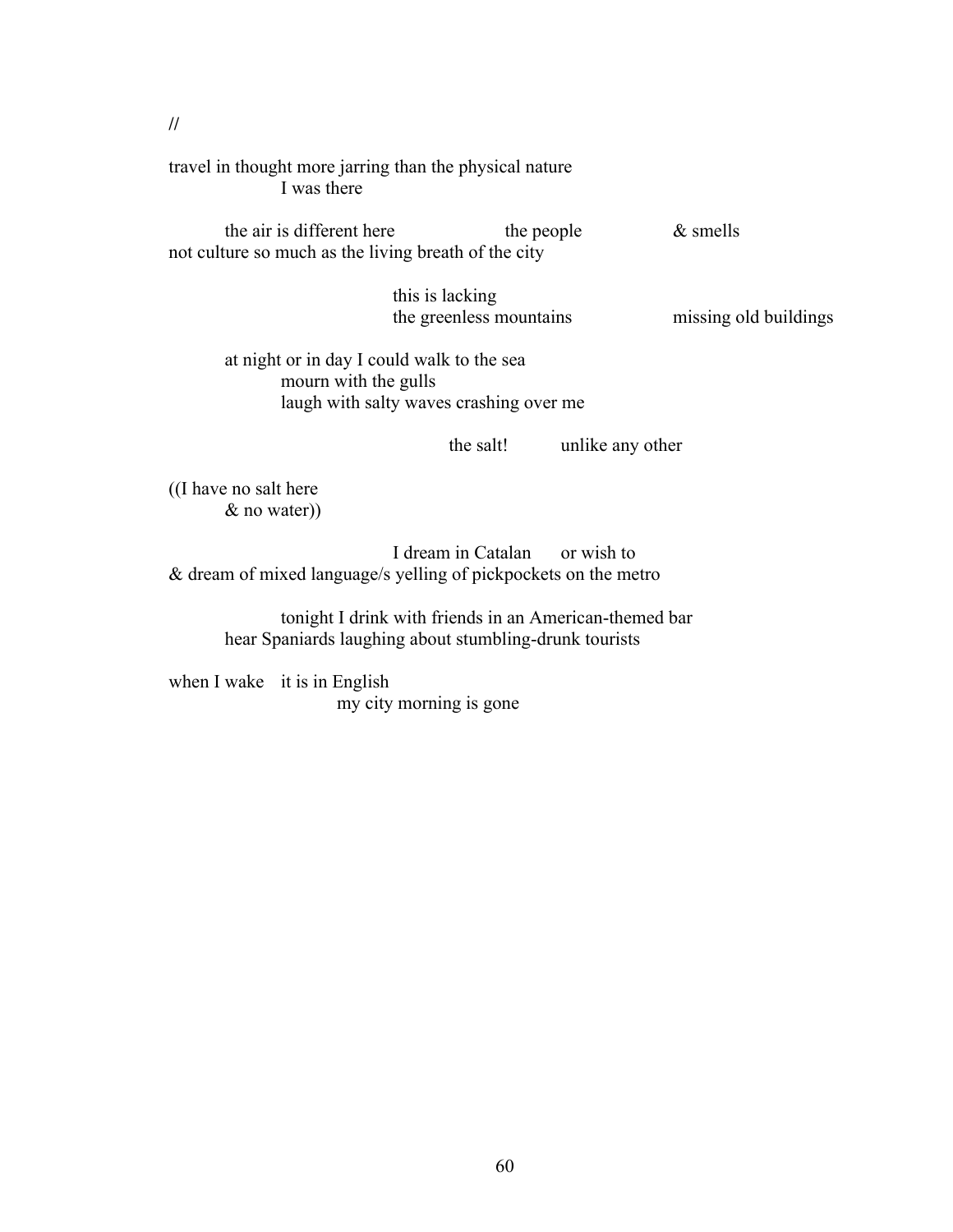//

travel in thought more jarring than the physical nature
                    I was there

          the air is different here                    the people                    & smells
not culture so much as the living breath of the city

                                        this is lacking
                                        the greenless mountains                    missing old buildings

          at night or in day I could walk to the sea
                    mourn with the gulls
                    laugh with salty waves crashing over me

                                                  the salt!          unlike any other

((I have no salt here
          & no water))

                                        I dream in Catalan       or wish to
& dream of mixed language/s yelling of pickpockets on the metro

                    tonight I drink with friends in an American-themed bar
          hear Spaniards laughing about stumbling-drunk tourists

when I wake    it is in English
                              my city morning is gone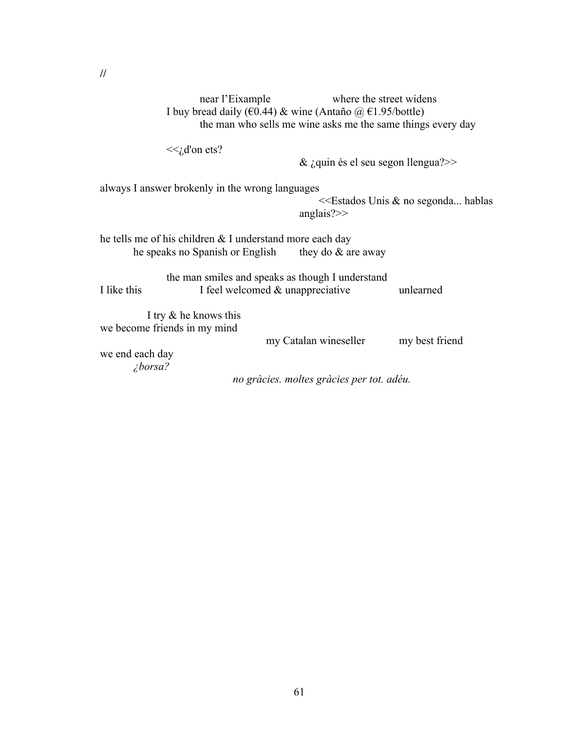//

near l'Eixample                    where the street widens
I buy bread daily (€0.44) & wine (Antaño @ €1.95/bottle)
the man who sells me wine asks me the same things every day

<<¿d'on ets?
& ¿quin és el seu segon llengua?>>

always I answer brokenly in the wrong languages
<<Estados Unis & no segonda... hablas anglais?>>

he tells me of his children & I understand more each day
he speaks no Spanish or English        they do & are away

the man smiles and speaks as though I understand
I like this                    I feel welcomed & unappreciative                unlearned

I try & he knows this
we become friends in my mind
my Catalan wineseller            my best friend
we end each day
*¿borsa?*
*no gràcies. moltes gràcies per tot. adéu.*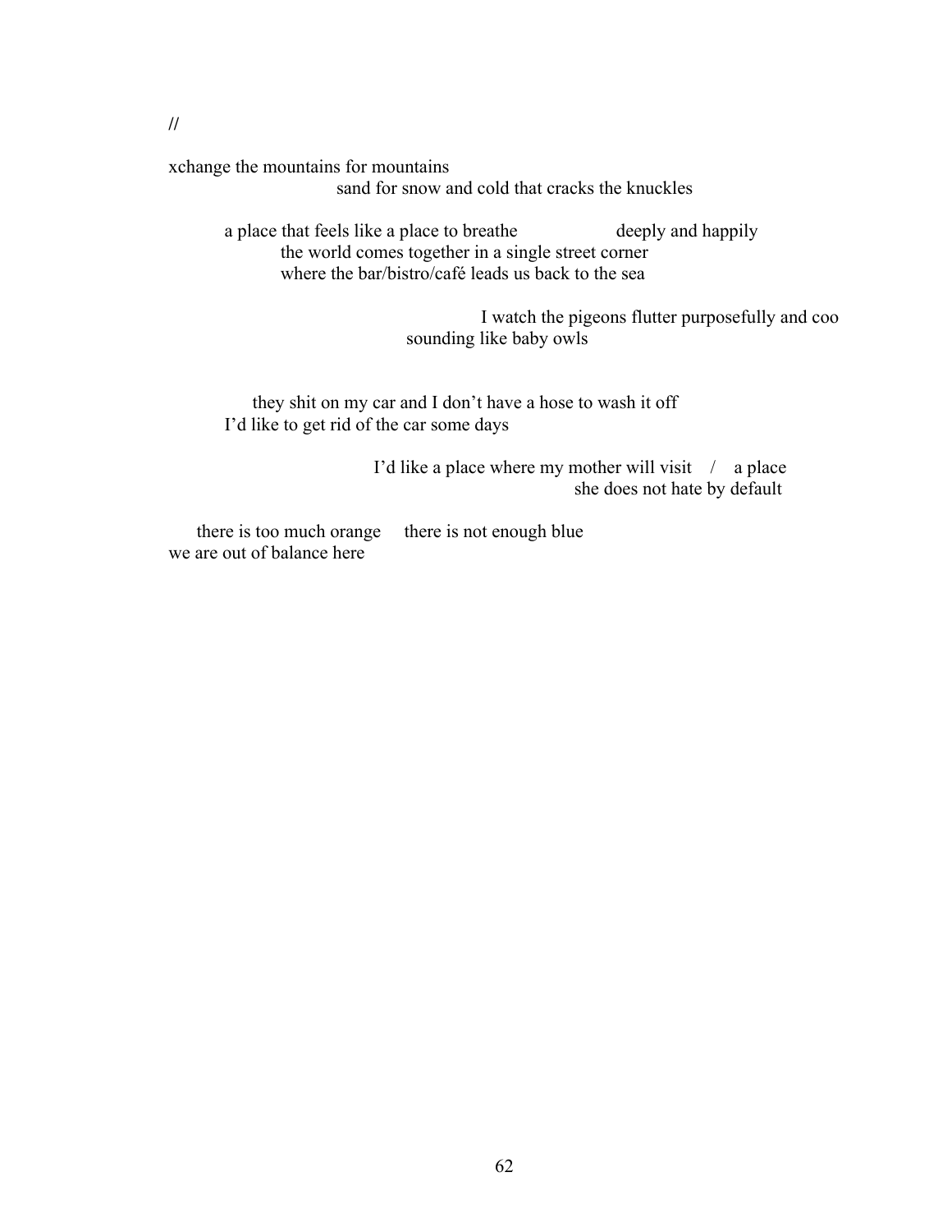//

xchange the mountains for mountains
sand for snow and cold that cracks the knuckles

a place that feels like a place to breathe deeply and happily
the world comes together in a single street corner
where the bar/bistro/café leads us back to the sea

I watch the pigeons flutter purposefully and coo
sounding like baby owls

they shit on my car and I don't have a hose to wash it off
I'd like to get rid of the car some days

I'd like a place where my mother will visit / a place
she does not hate by default

there is too much orange there is not enough blue
we are out of balance here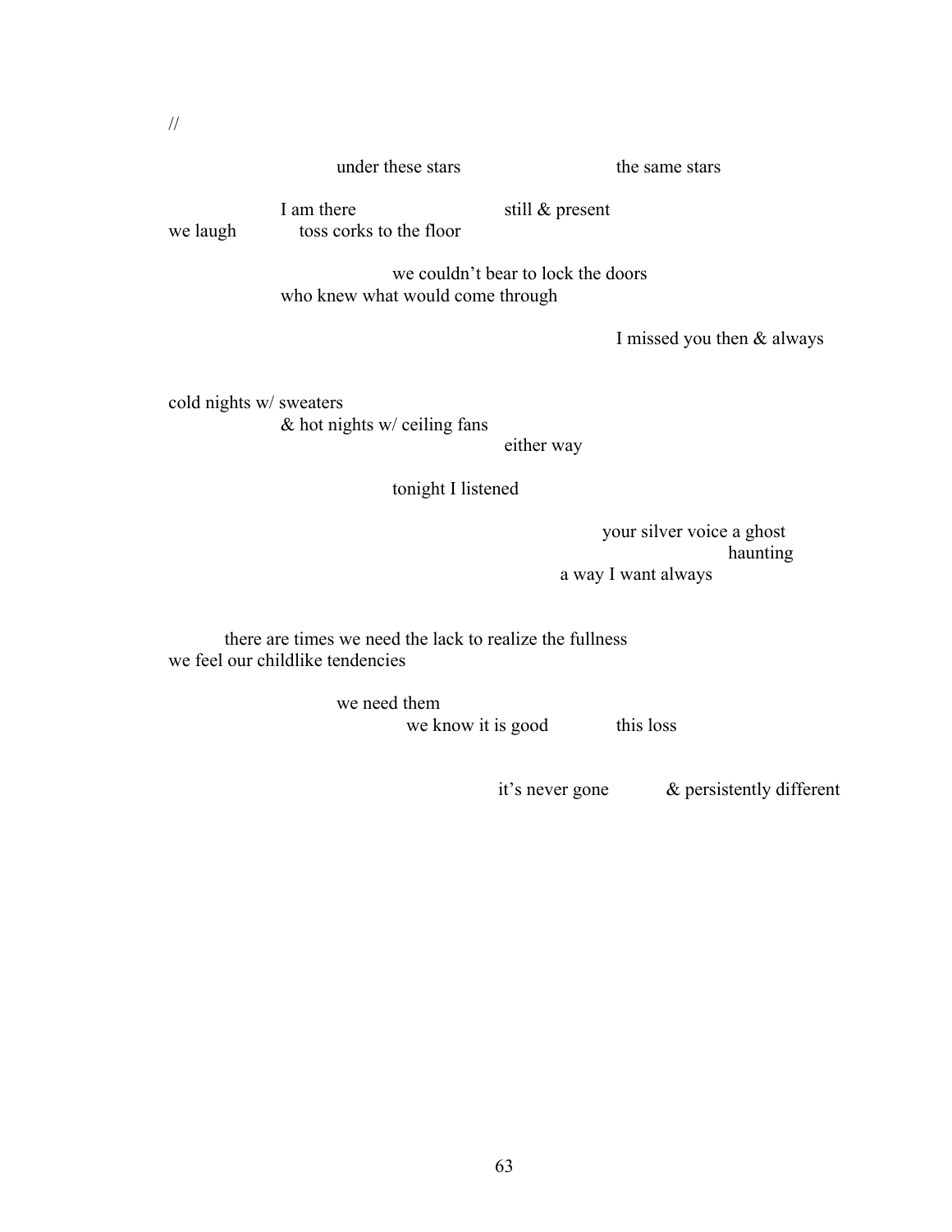//

under these stars the same stars

I am there still & present
we laugh toss corks to the floor

we couldn't bear to lock the doors
who knew what would come through

I missed you then & always

cold nights w/ sweaters
& hot nights w/ ceiling fans
either way

tonight I listened

your silver voice a ghost
haunting
a way I want always

there are times we need the lack to realize the fullness
we feel our childlike tendencies

we need them
we know it is good this loss

it's never gone & persistently different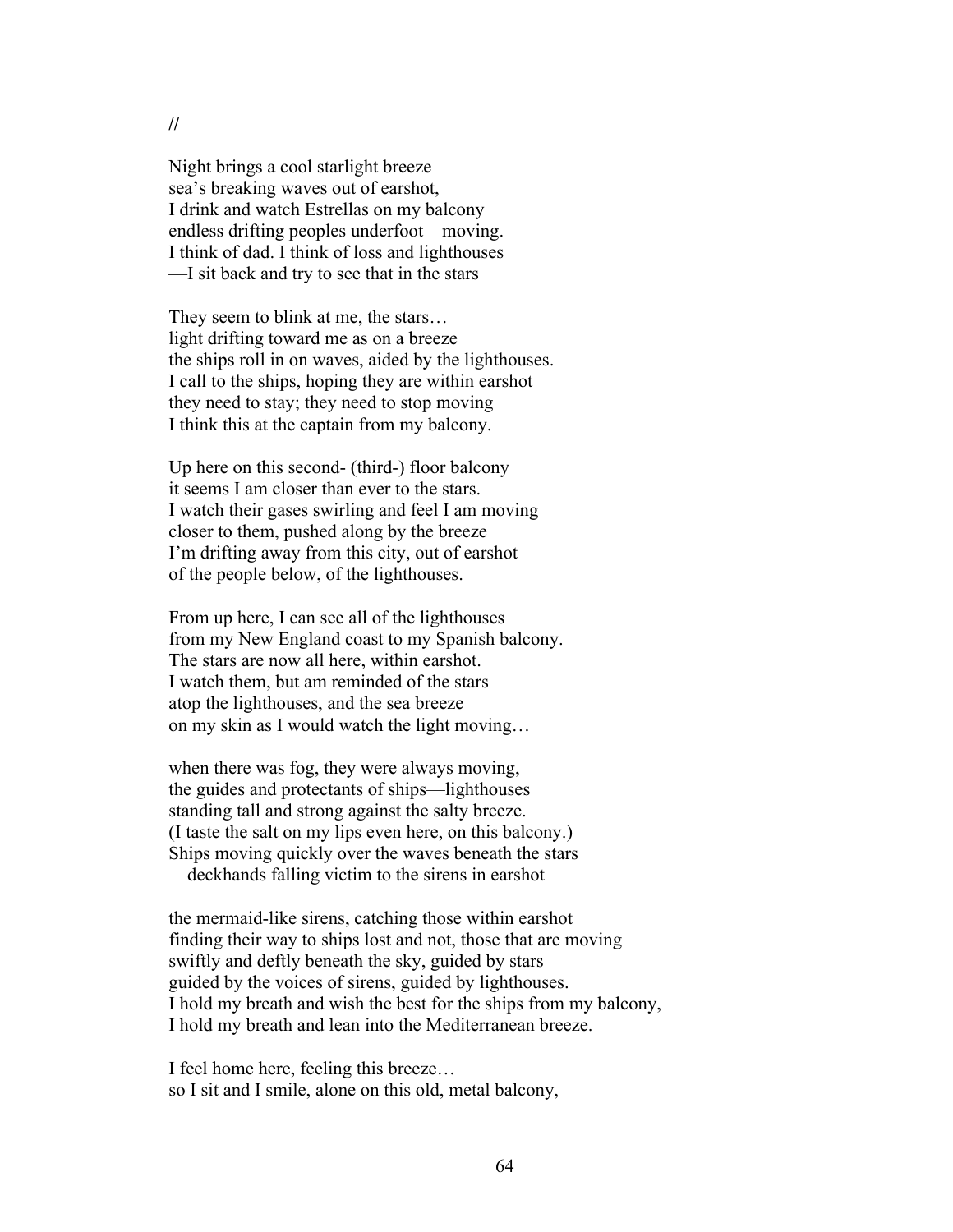//

Night brings a cool starlight breeze
sea's breaking waves out of earshot,
I drink and watch Estrellas on my balcony
endless drifting peoples underfoot—moving.
I think of dad. I think of loss and lighthouses
—I sit back and try to see that in the stars

They seem to blink at me, the stars…
light drifting toward me as on a breeze
the ships roll in on waves, aided by the lighthouses.
I call to the ships, hoping they are within earshot
they need to stay; they need to stop moving
I think this at the captain from my balcony.

Up here on this second- (third-) floor balcony
it seems I am closer than ever to the stars.
I watch their gases swirling and feel I am moving
closer to them, pushed along by the breeze
I'm drifting away from this city, out of earshot
of the people below, of the lighthouses.

From up here, I can see all of the lighthouses
from my New England coast to my Spanish balcony.
The stars are now all here, within earshot.
I watch them, but am reminded of the stars
atop the lighthouses, and the sea breeze
on my skin as I would watch the light moving…

when there was fog, they were always moving,
the guides and protectants of ships—lighthouses
standing tall and strong against the salty breeze.
(I taste the salt on my lips even here, on this balcony.)
Ships moving quickly over the waves beneath the stars
—deckhands falling victim to the sirens in earshot—

the mermaid-like sirens, catching those within earshot
finding their way to ships lost and not, those that are moving
swiftly and deftly beneath the sky, guided by stars
guided by the voices of sirens, guided by lighthouses.
I hold my breath and wish the best for the ships from my balcony,
I hold my breath and lean into the Mediterranean breeze.

I feel home here, feeling this breeze…
so I sit and I smile, alone on this old, metal balcony,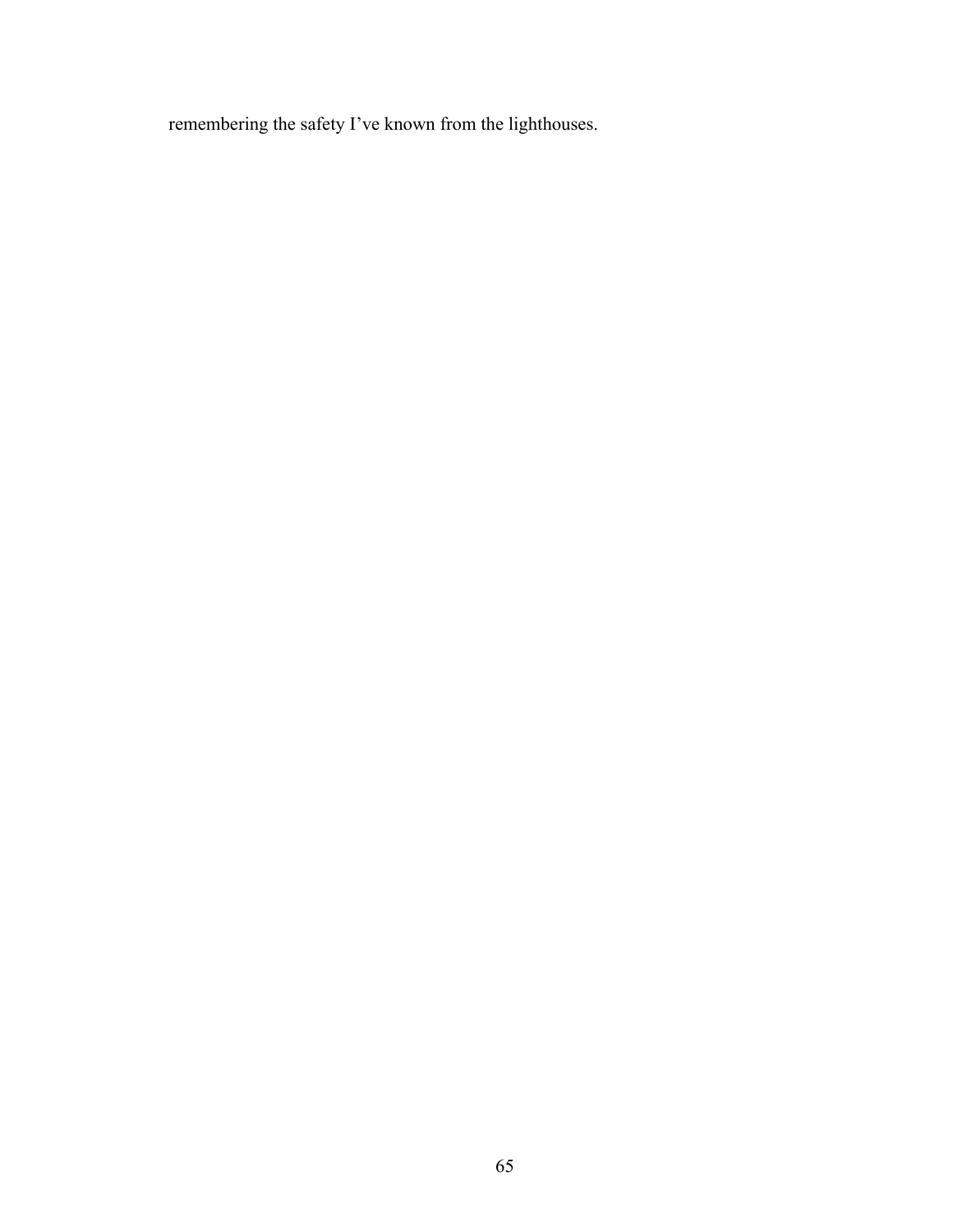remembering the safety I've known from the lighthouses.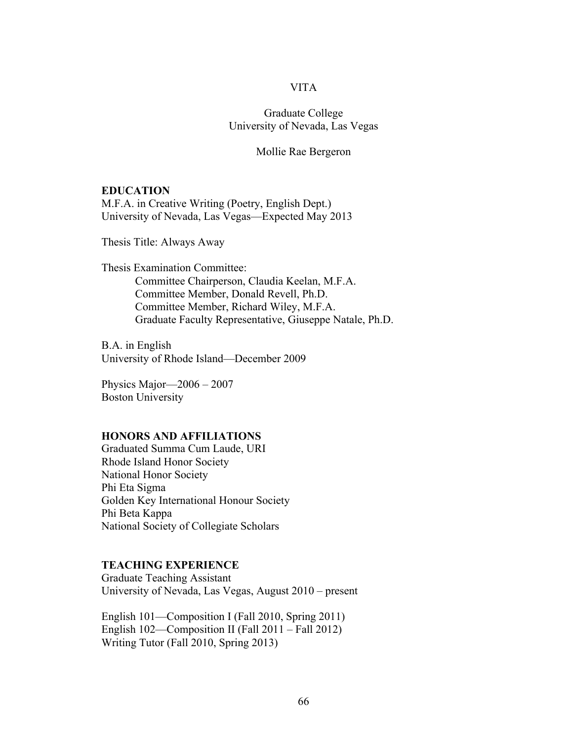# VITA

Graduate College
University of Nevada, Las Vegas

Mollie Rae Bergeron

## EDUCATION

M.F.A. in Creative Writing (Poetry, English Dept.)
University of Nevada, Las Vegas—Expected May 2013

Thesis Title: Always Away

Thesis Examination Committee:
Committee Chairperson, Claudia Keelan, M.F.A.
Committee Member, Donald Revell, Ph.D.
Committee Member, Richard Wiley, M.F.A.
Graduate Faculty Representative, Giuseppe Natale, Ph.D.

B.A. in English
University of Rhode Island—December 2009

Physics Major—2006 – 2007
Boston University

## HONORS AND AFFILIATIONS

Graduated Summa Cum Laude, URI
Rhode Island Honor Society
National Honor Society
Phi Eta Sigma
Golden Key International Honour Society
Phi Beta Kappa
National Society of Collegiate Scholars

## TEACHING EXPERIENCE

Graduate Teaching Assistant
University of Nevada, Las Vegas, August 2010 – present

English 101—Composition I (Fall 2010, Spring 2011)
English 102—Composition II (Fall 2011 – Fall 2012)
Writing Tutor (Fall 2010, Spring 2013)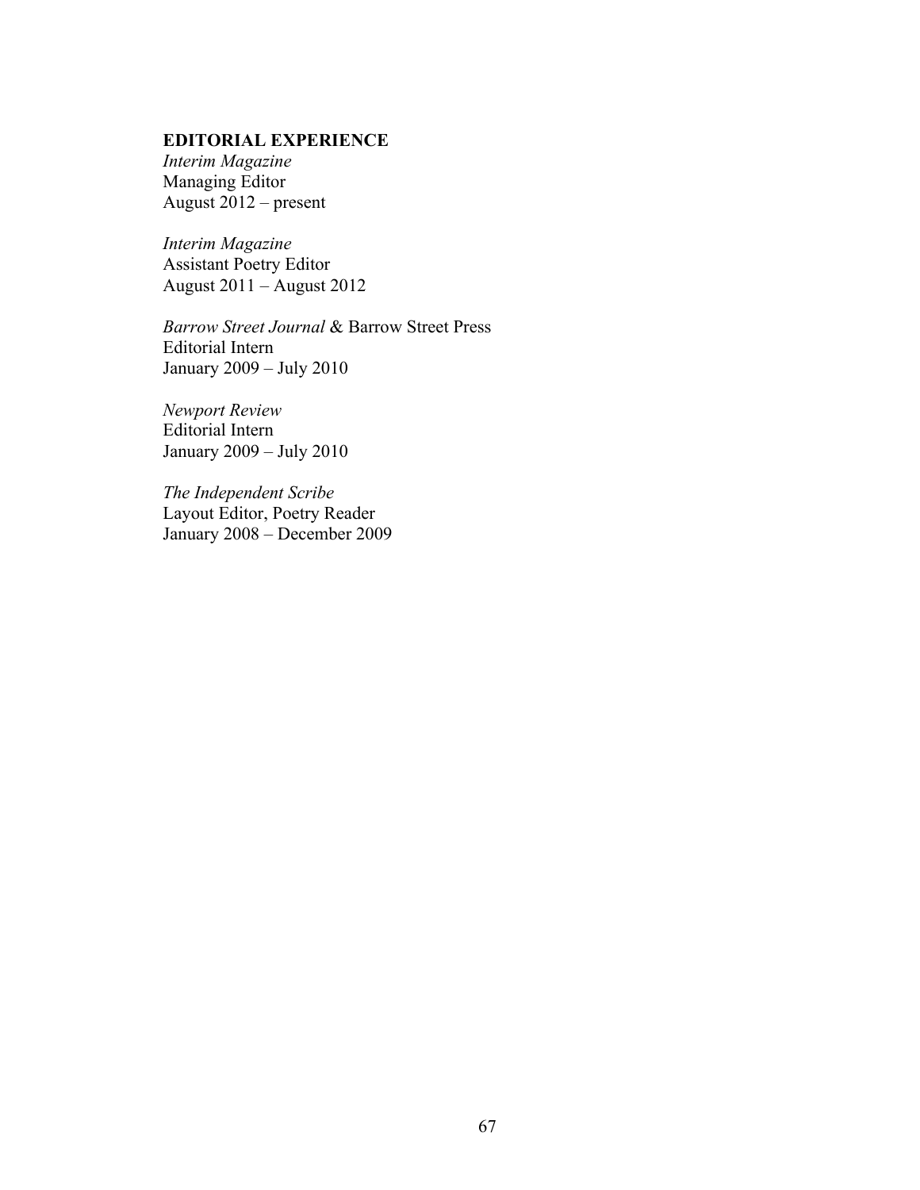**EDITORIAL EXPERIENCE**

*Interim Magazine*
Managing Editor
August 2012 – present

*Interim Magazine*
Assistant Poetry Editor
August 2011 – August 2012

*Barrow Street Journal* & Barrow Street Press
Editorial Intern
January 2009 – July 2010

*Newport Review*
Editorial Intern
January 2009 – July 2010

*The Independent Scribe*
Layout Editor, Poetry Reader
January 2008 – December 2009